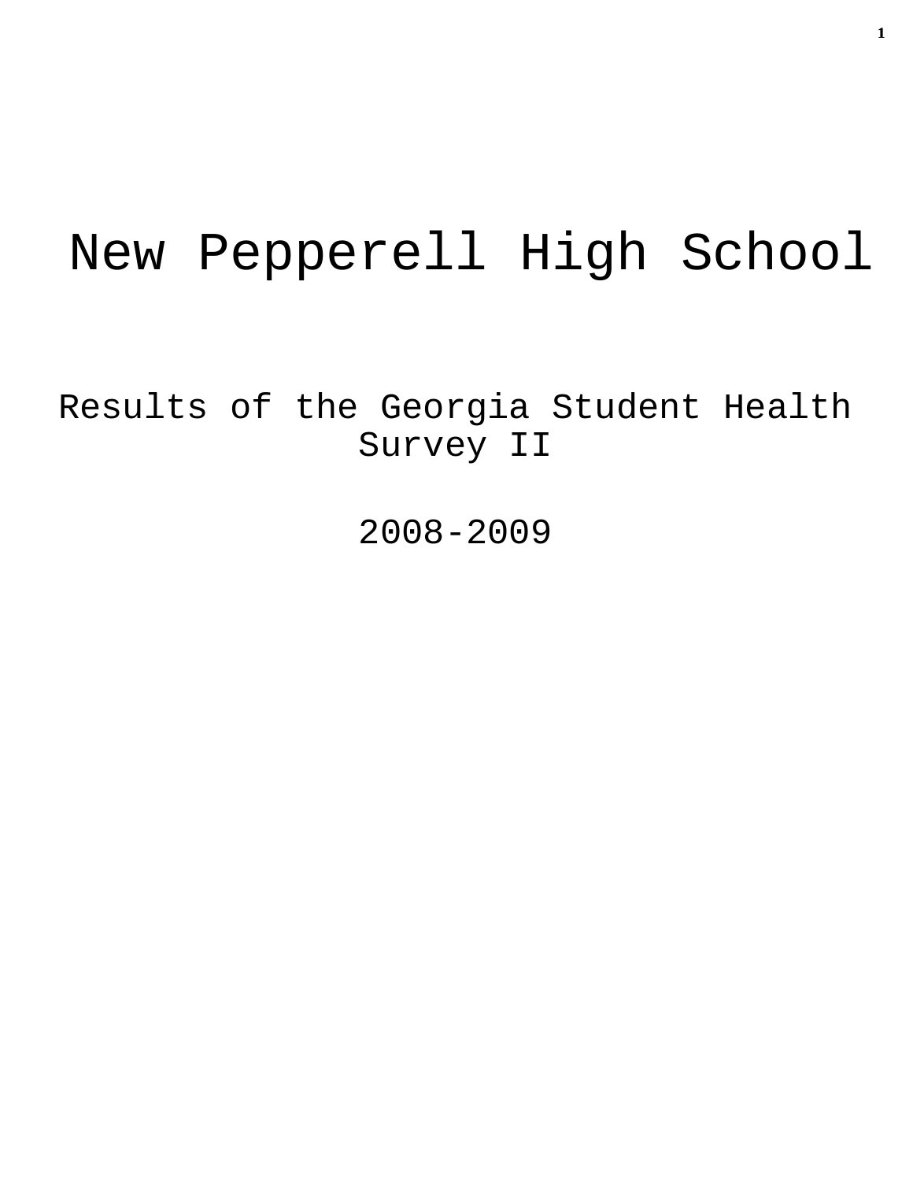# New Pepperell High School

## Results of the Georgia Student Health Survey II

## 2008-2009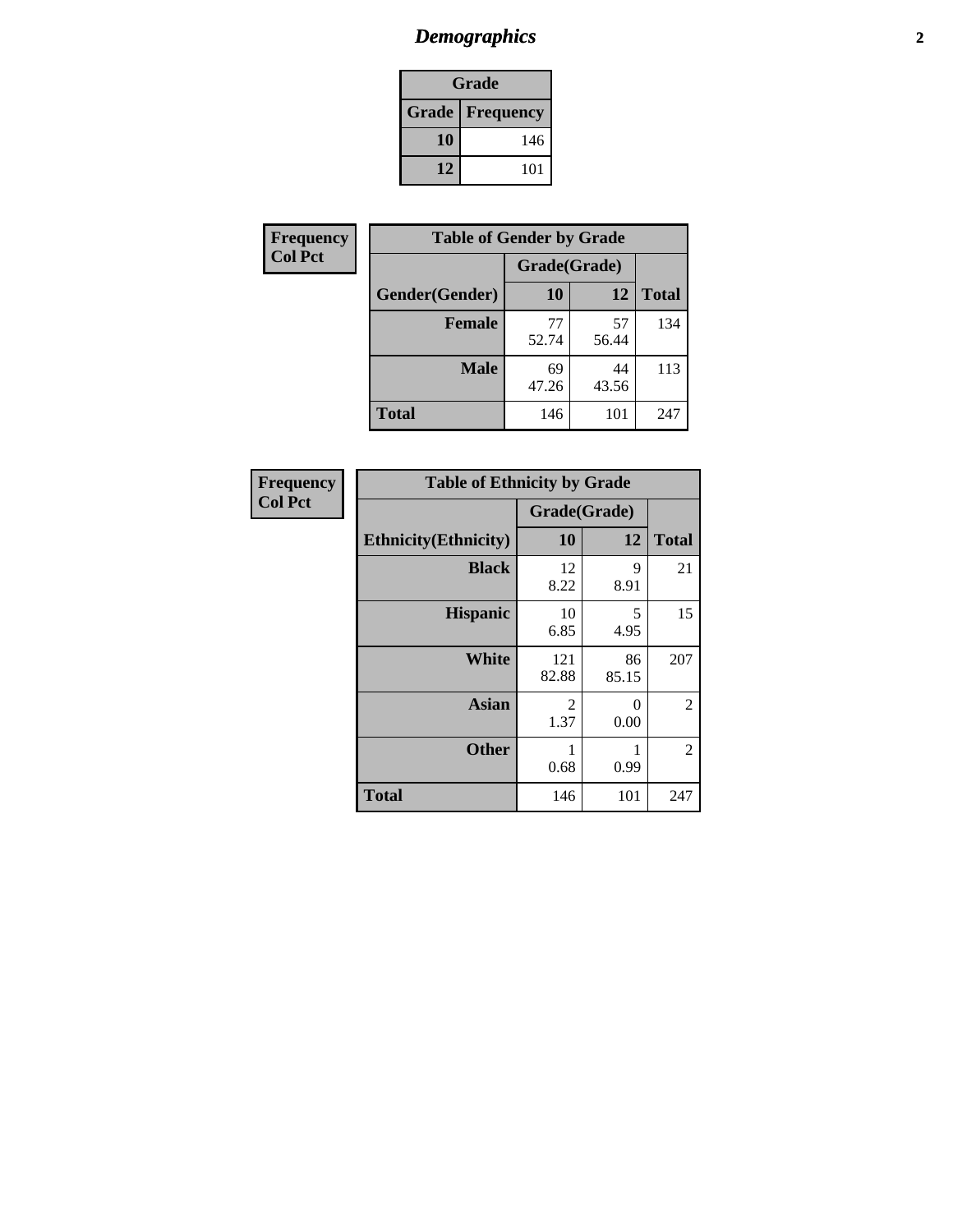# *Demographics*

| Grade | |
|---|---|
| **Grade** | **Frequency** |
| **10** | 146 |
| **12** | 101 |

**Frequency**
**Col Pct**

| Table of Gender by Grade | | | |
|---|---|---|---|
| | Grade(Grade) | | |
| **Gender(Gender)** | **10** | **12** | **Total** |
| **Female** | 77<br>52.74 | 57<br>56.44 | 134 |
| **Male** | 69<br>47.26 | 44<br>43.56 | 113 |
| **Total** | 146 | 101 | 247 |

**Frequency**
**Col Pct**

| Table of Ethnicity by Grade | | | |
|---|---|---|---|
| | Grade(Grade) | | |
| **Ethnicity(Ethnicity)** | **10** | **12** | **Total** |
| **Black** | 12<br>8.22 | 9<br>8.91 | 21 |
| **Hispanic** | 10<br>6.85 | 5<br>4.95 | 15 |
| **White** | 121<br>82.88 | 86<br>85.15 | 207 |
| **Asian** | 2<br>1.37 | 0<br>0.00 | 2 |
| **Other** | 1<br>0.68 | 1<br>0.99 | 2 |
| **Total** | 146 | 101 | 247 |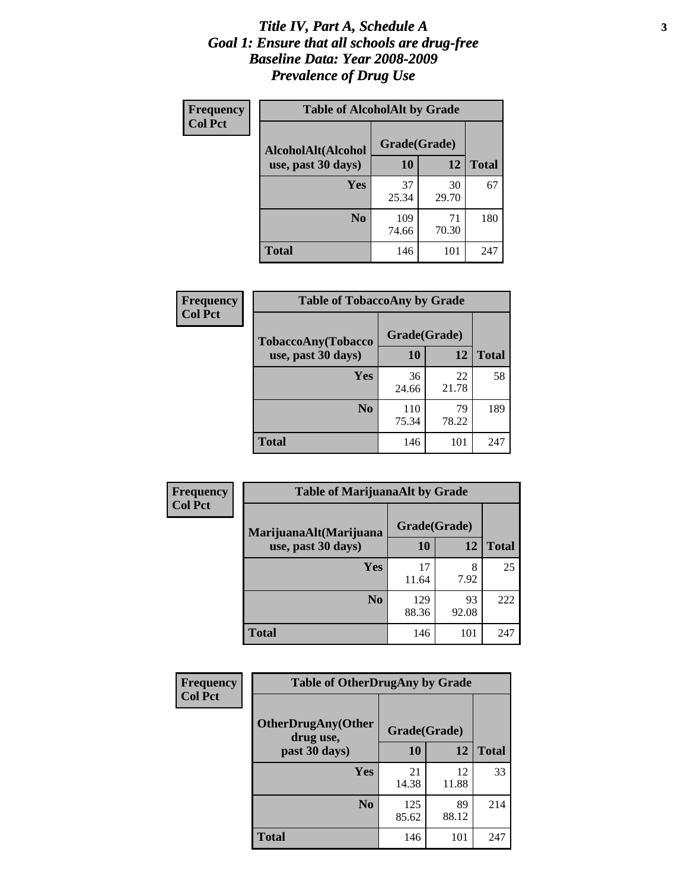# *Title IV, Part A, Schedule A*
# *Goal 1: Ensure that all schools are drug-free*
# *Baseline Data: Year 2008-2009*
# *Prevalence of Drug Use*

**Frequency**
**Col Pct**

**Table of AlcoholAlt by Grade**

| AlcoholAlt(Alcohol use, past 30 days) | Grade(Grade) 10 | 12 | Total |
|---|---|---|---|
| **Yes** | 37<br>25.34 | 30<br>29.70 | 67 |
| **No** | 109<br>74.66 | 71<br>70.30 | 180 |
| **Total** | 146 | 101 | 247 |

**Frequency**
**Col Pct**

**Table of TobaccoAny by Grade**

| TobaccoAny(Tobacco use, past 30 days) | Grade(Grade) 10 | 12 | Total |
|---|---|---|---|
| **Yes** | 36<br>24.66 | 22<br>21.78 | 58 |
| **No** | 110<br>75.34 | 79<br>78.22 | 189 |
| **Total** | 146 | 101 | 247 |

**Frequency**
**Col Pct**

**Table of MarijuanaAlt by Grade**

| MarijuanaAlt(Marijuana use, past 30 days) | Grade(Grade) 10 | 12 | Total |
|---|---|---|---|
| **Yes** | 17<br>11.64 | 8<br>7.92 | 25 |
| **No** | 129<br>88.36 | 93<br>92.08 | 222 |
| **Total** | 146 | 101 | 247 |

**Frequency**
**Col Pct**

**Table of OtherDrugAny by Grade**

| OtherDrugAny(Other drug use, past 30 days) | Grade(Grade) 10 | 12 | Total |
|---|---|---|---|
| **Yes** | 21<br>14.38 | 12<br>11.88 | 33 |
| **No** | 125<br>85.62 | 89<br>88.12 | 214 |
| **Total** | 146 | 101 | 247 |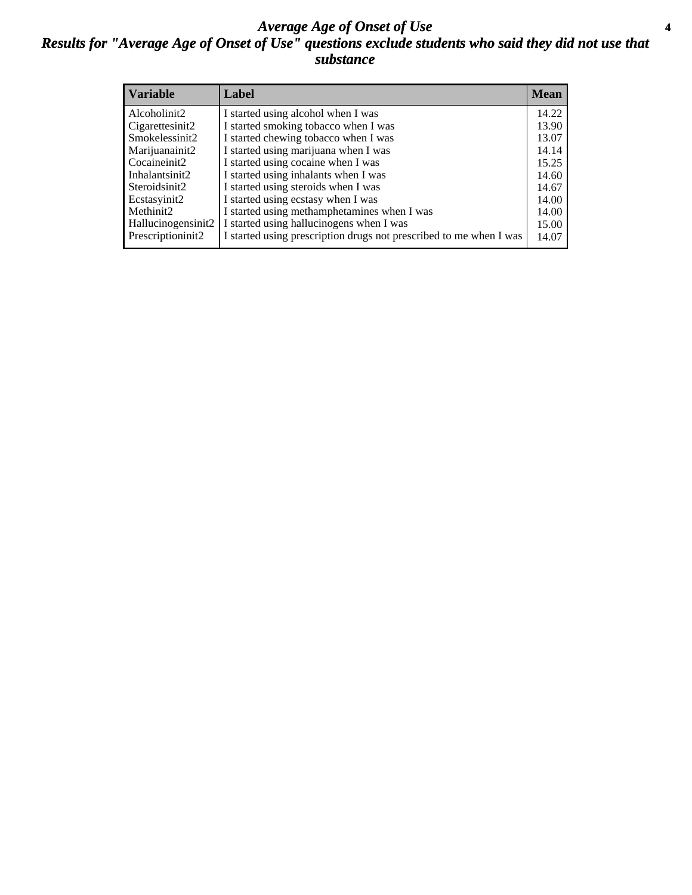# *Average Age of Onset of Use*

## *Results for "Average Age of Onset of Use" questions exclude students who said they did not use that substance*

| Variable | Label | Mean |
|---|---|---|
| Alcoholinit2 | I started using alcohol when I was | 14.22 |
| Cigarettesinit2 | I started smoking tobacco when I was | 13.90 |
| Smokelessinit2 | I started chewing tobacco when I was | 13.07 |
| Marijuanainit2 | I started using marijuana when I was | 14.14 |
| Cocaineinit2 | I started using cocaine when I was | 15.25 |
| Inhalantsinit2 | I started using inhalants when I was | 14.60 |
| Steroidsinit2 | I started using steroids when I was | 14.67 |
| Ecstasyinit2 | I started using ecstasy when I was | 14.00 |
| Methinit2 | I started using methamphetamines when I was | 14.00 |
| Hallucinogensinit2 | I started using hallucinogens when I was | 15.00 |
| Prescriptioninit2 | I started using prescription drugs not prescribed to me when I was | 14.07 |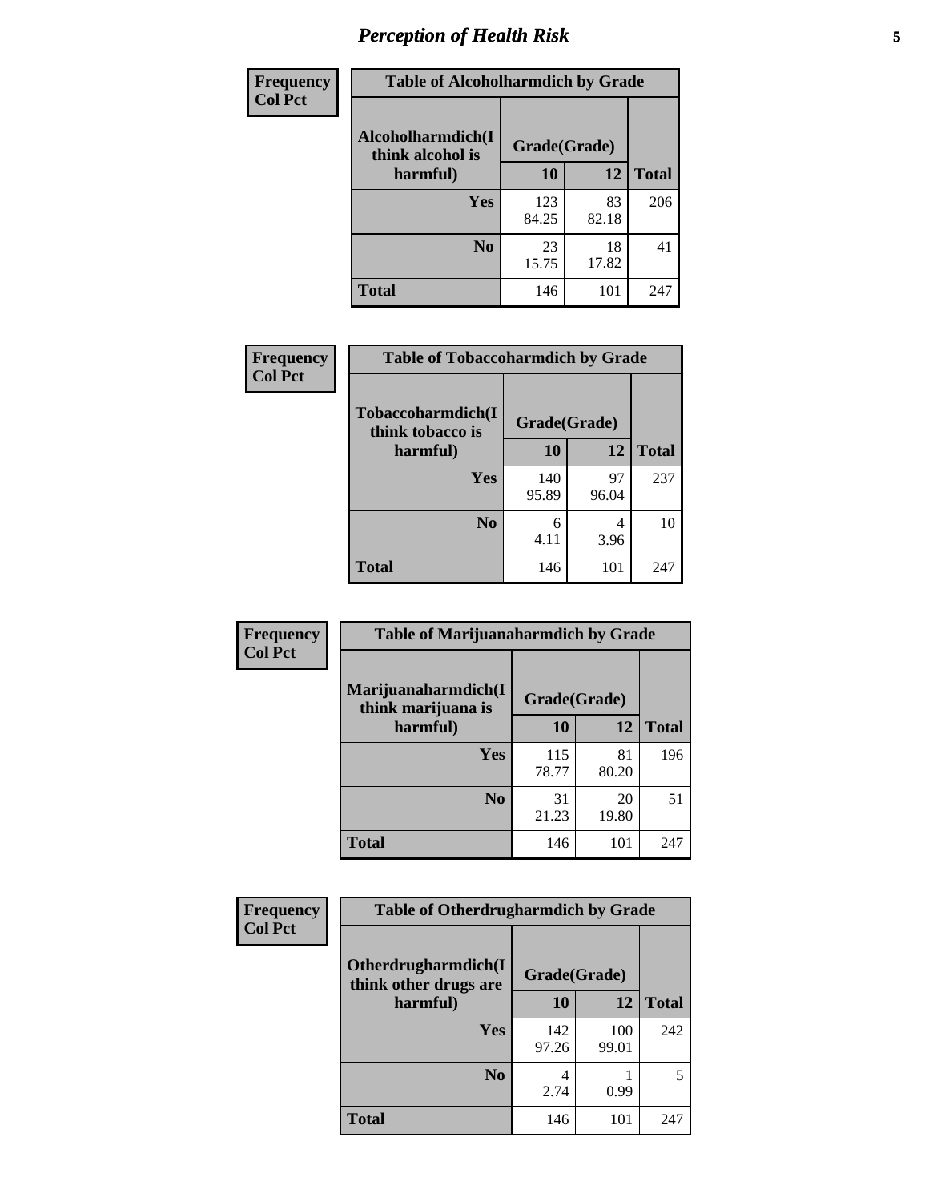## Perception of Health Risk

**Frequency**
**Col Pct**

| Table of Alcoholharmdich by Grade | | | |
|---|---|---|---|
| Alcoholharmdich(I think alcohol is harmful) | Grade(Grade) | | |
| | 10 | 12 | Total |
| Yes | 123<br>84.25 | 83<br>82.18 | 206 |
| No | 23<br>15.75 | 18<br>17.82 | 41 |
| Total | 146 | 101 | 247 |

**Frequency**
**Col Pct**

| Table of Tobaccoharmdich by Grade | | | |
|---|---|---|---|
| Tobaccoharmdich(I think tobacco is harmful) | Grade(Grade) | | |
| | 10 | 12 | Total |
| Yes | 140<br>95.89 | 97<br>96.04 | 237 |
| No | 6<br>4.11 | 4<br>3.96 | 10 |
| Total | 146 | 101 | 247 |

**Frequency**
**Col Pct**

| Table of Marijuanaharmdich by Grade | | | |
|---|---|---|---|
| Marijuanaharmdich(I think marijuana is harmful) | Grade(Grade) | | |
| | 10 | 12 | Total |
| Yes | 115<br>78.77 | 81<br>80.20 | 196 |
| No | 31<br>21.23 | 20<br>19.80 | 51 |
| Total | 146 | 101 | 247 |

**Frequency**
**Col Pct**

| Table of Otherdrugharmdich by Grade | | | |
|---|---|---|---|
| Otherdrugharmdich(I think other drugs are harmful) | Grade(Grade) | | |
| | 10 | 12 | Total |
| Yes | 142<br>97.26 | 100<br>99.01 | 242 |
| No | 4<br>2.74 | 1<br>0.99 | 5 |
| Total | 146 | 101 | 247 |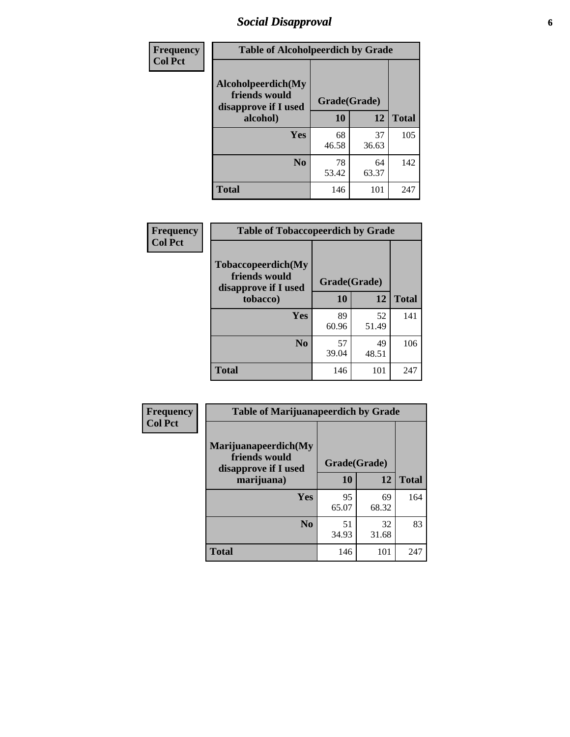## Social Disapproval

**Frequency**
**Col Pct**

**Table of Alcoholpeerdich by Grade**

| Alcoholpeerdich(My friends would disapprove if I used alcohol) | Grade(Grade) | | |
|---|---|---|---|
| | 10 | 12 | Total |
| Yes | 68<br>46.58 | 37<br>36.63 | 105 |
| No | 78<br>53.42 | 64<br>63.37 | 142 |
| Total | 146 | 101 | 247 |

**Frequency**
**Col Pct**

**Table of Tobaccopeerdich by Grade**

| Tobaccopeerdich(My friends would disapprove if I used tobacco) | Grade(Grade) | | |
|---|---|---|---|
| | 10 | 12 | Total |
| Yes | 89<br>60.96 | 52<br>51.49 | 141 |
| No | 57<br>39.04 | 49<br>48.51 | 106 |
| Total | 146 | 101 | 247 |

**Frequency**
**Col Pct**

**Table of Marijuanapeerdich by Grade**

| Marijuanapeerdich(My friends would disapprove if I used marijuana) | Grade(Grade) | | |
|---|---|---|---|
| | 10 | 12 | Total |
| Yes | 95<br>65.07 | 69<br>68.32 | 164 |
| No | 51<br>34.93 | 32<br>31.68 | 83 |
| Total | 146 | 101 | 247 |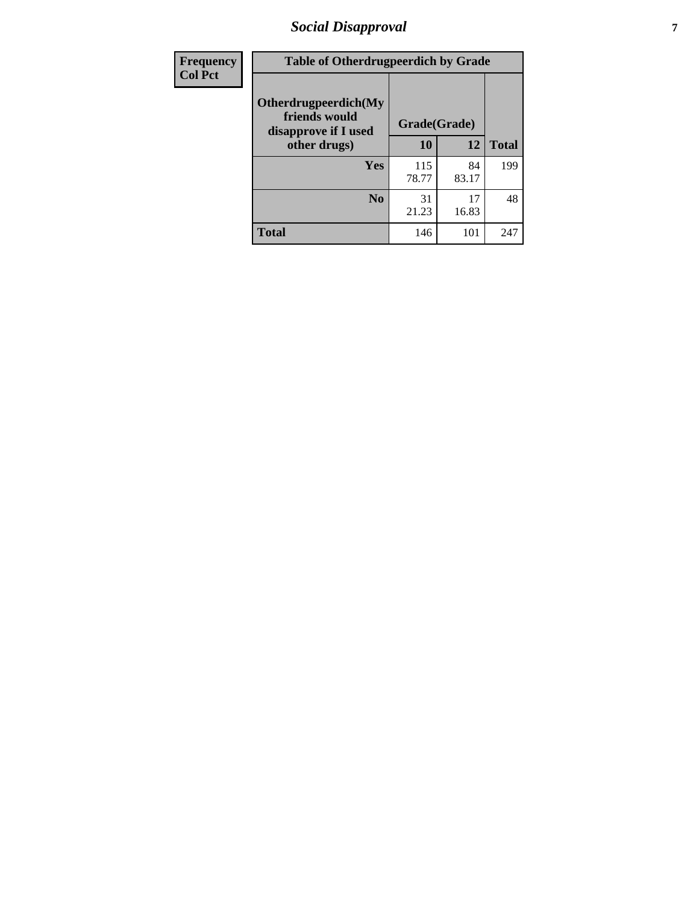| Frequency<br>Col Pct |
|---|

| Table of Otherdrugpeerdich by Grade | | | |
|---|---|---|---|
| Otherdrugpeerdich(My friends would disapprove if I used other drugs) | Grade(Grade) | | |
| | 10 | 12 | Total |
| Yes | 115<br>78.77 | 84<br>83.17 | 199 |
| No | 31<br>21.23 | 17<br>16.83 | 48 |
| Total | 146 | 101 | 247 |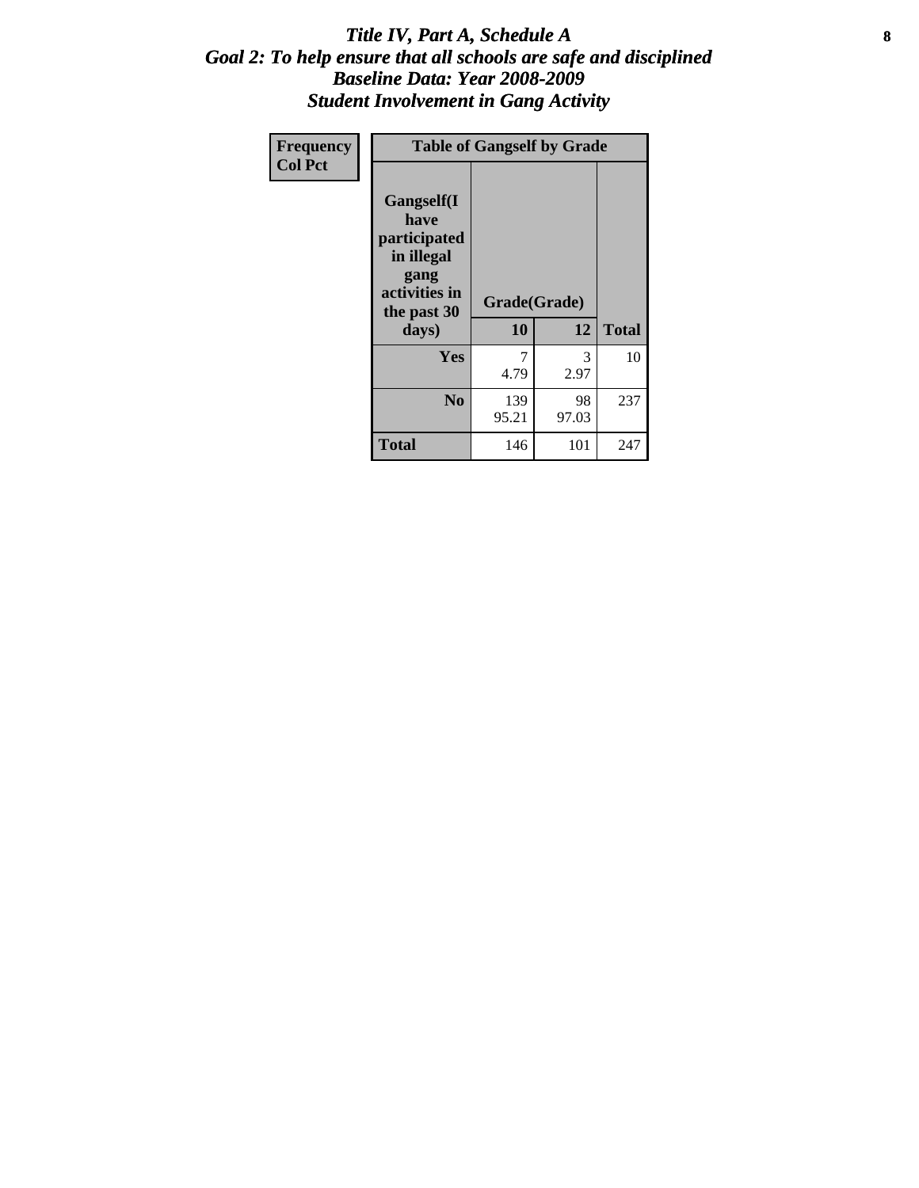# *Title IV, Part A, Schedule A*
## *Goal 2: To help ensure that all schools are safe and disciplined*
## *Baseline Data: Year 2008-2009*
## *Student Involvement in Gang Activity*

| Frequency<br>Col Pct | Table of Gangself by Grade | | |
|---|---|---|---|
| **Gangself(I have participated in illegal gang activities in the past 30 days)** | **Grade(Grade)** | | |
| | **10** | **12** | **Total** |
| **Yes** | 7<br>4.79 | 3<br>2.97 | 10 |
| **No** | 139<br>95.21 | 98<br>97.03 | 237 |
| **Total** | 146 | 101 | 247 |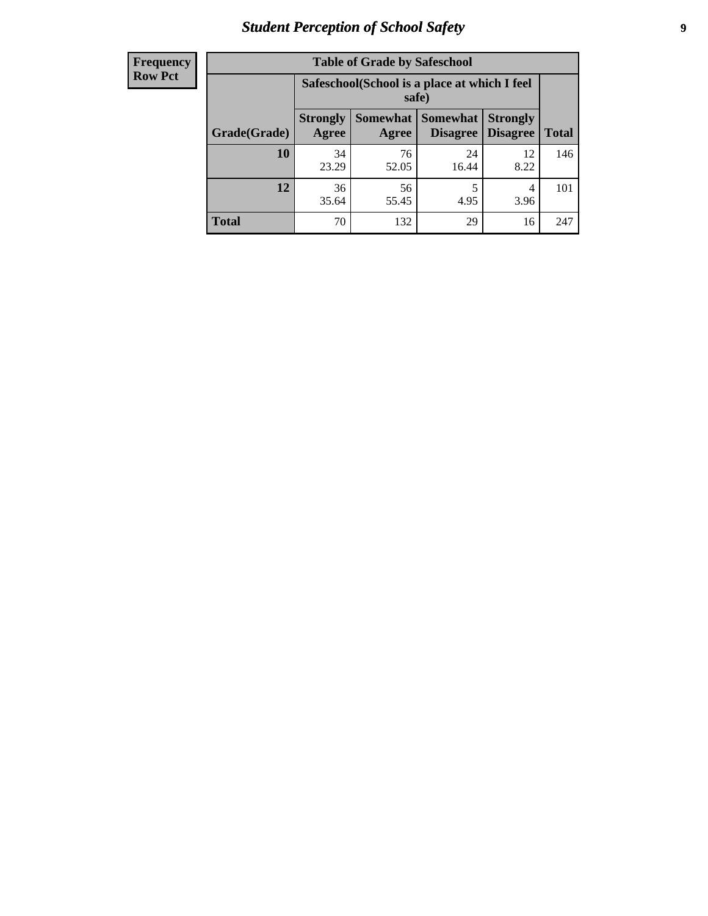| Frequency<br>Row Pct |
|---|

| Table of Grade by Safeschool | | | | | |
|---|---|---|---|---|---|
| | Safeschool(School is a place at which I feel safe) | | | | |
| Grade(Grade) | Strongly Agree | Somewhat Agree | Somewhat Disagree | Strongly Disagree | Total |
| **10** | 34<br>23.29 | 76<br>52.05 | 24<br>16.44 | 12<br>8.22 | 146 |
| **12** | 36<br>35.64 | 56<br>55.45 | 5<br>4.95 | 4<br>3.96 | 101 |
| **Total** | 70 | 132 | 29 | 16 | 247 |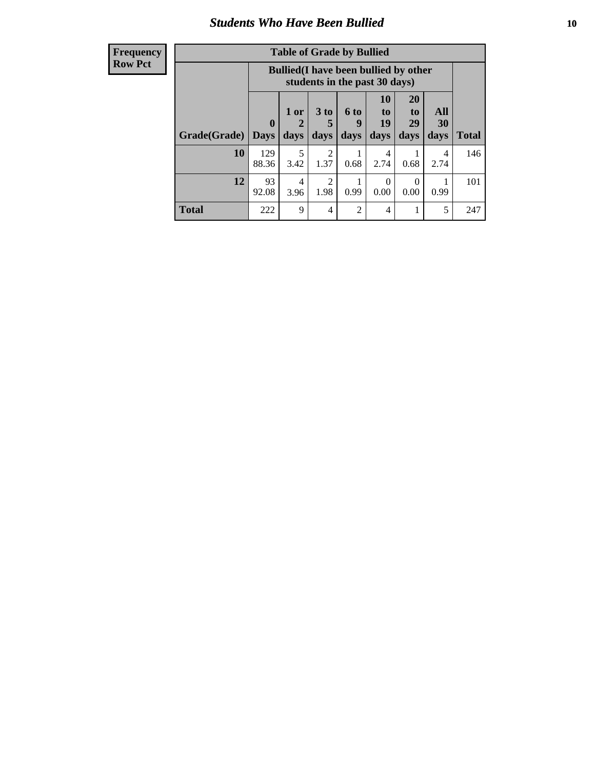# Students Who Have Been Bullied

| Frequency Row Pct |
|---|

**Table of Grade by Bullied**

| Grade(Grade) | Bullied(I have been bullied by other students in the past 30 days) | | | | | | | Total |
|---|---|---|---|---|---|---|---|---|
| | 0 Days | 1 or 2 days | 3 to 5 days | 6 to 9 days | 10 to 19 days | 20 to 29 days | All 30 days | |
| **10** | 129<br>88.36 | 5<br>3.42 | 2<br>1.37 | 1<br>0.68 | 4<br>2.74 | 1<br>0.68 | 4<br>2.74 | 146 |
| **12** | 93<br>92.08 | 4<br>3.96 | 2<br>1.98 | 1<br>0.99 | 0<br>0.00 | 0<br>0.00 | 1<br>0.99 | 101 |
| **Total** | 222 | 9 | 4 | 2 | 4 | 1 | 5 | 247 |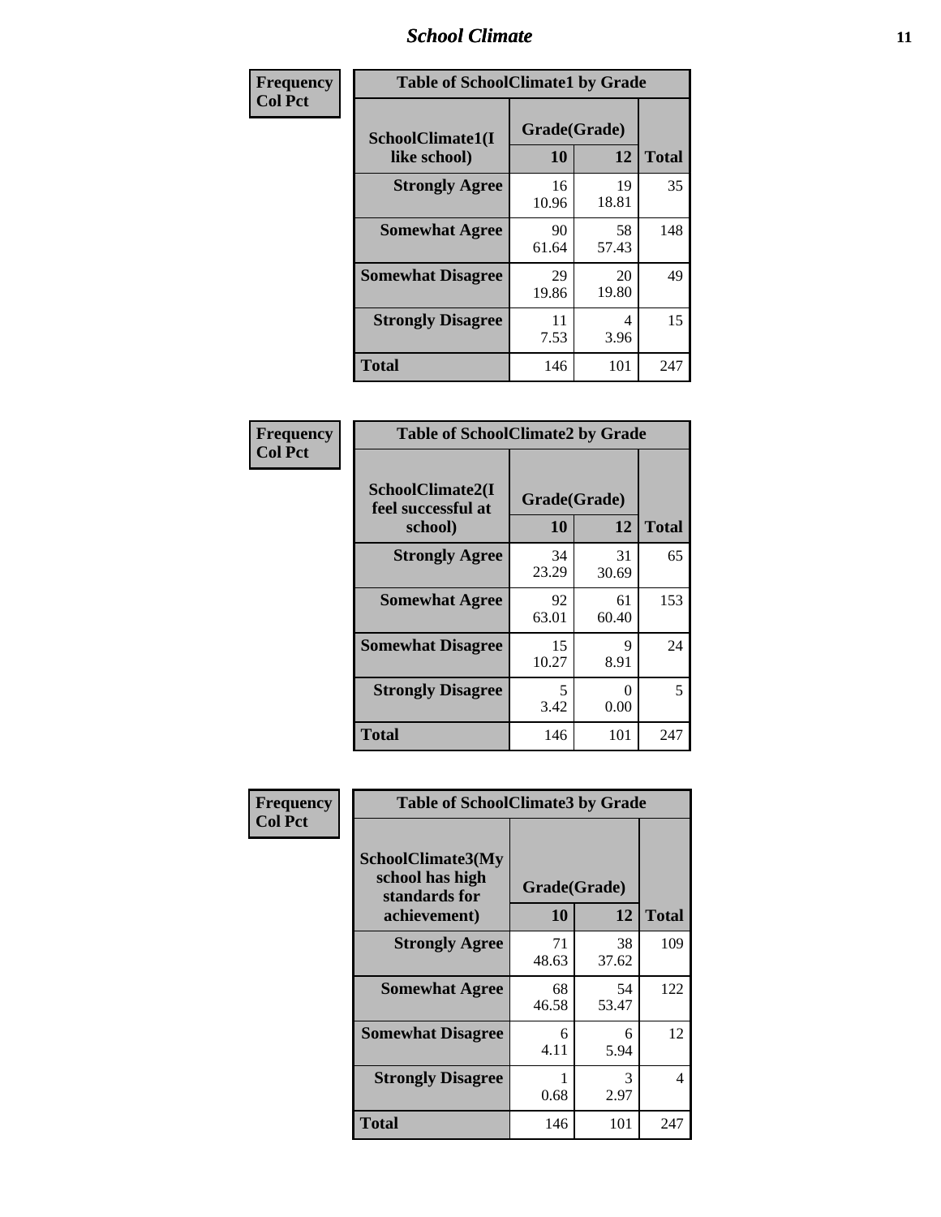| Frequency<br>Col Pct | Table of SchoolClimate1 by Grade | | |
|---|---|---|---|
| SchoolClimate1(I like school) | Grade(Grade) | | |
| | 10 | 12 | Total |
| Strongly Agree | 16<br>10.96 | 19<br>18.81 | 35 |
| Somewhat Agree | 90<br>61.64 | 58<br>57.43 | 148 |
| Somewhat Disagree | 29<br>19.86 | 20<br>19.80 | 49 |
| Strongly Disagree | 11<br>7.53 | 4<br>3.96 | 15 |
| Total | 146 | 101 | 247 |

| Frequency<br>Col Pct | Table of SchoolClimate2 by Grade | | |
|---|---|---|---|
| SchoolClimate2(I feel successful at school) | Grade(Grade) | | |
| | 10 | 12 | Total |
| Strongly Agree | 34<br>23.29 | 31<br>30.69 | 65 |
| Somewhat Agree | 92<br>63.01 | 61<br>60.40 | 153 |
| Somewhat Disagree | 15<br>10.27 | 9<br>8.91 | 24 |
| Strongly Disagree | 5<br>3.42 | 0<br>0.00 | 5 |
| Total | 146 | 101 | 247 |

| Frequency<br>Col Pct | Table of SchoolClimate3 by Grade | | |
|---|---|---|---|
| SchoolClimate3(My school has high standards for achievement) | Grade(Grade) | | |
| | 10 | 12 | Total |
| Strongly Agree | 71<br>48.63 | 38<br>37.62 | 109 |
| Somewhat Agree | 68<br>46.58 | 54<br>53.47 | 122 |
| Somewhat Disagree | 6<br>4.11 | 6<br>5.94 | 12 |
| Strongly Disagree | 1<br>0.68 | 3<br>2.97 | 4 |
| Total | 146 | 101 | 247 |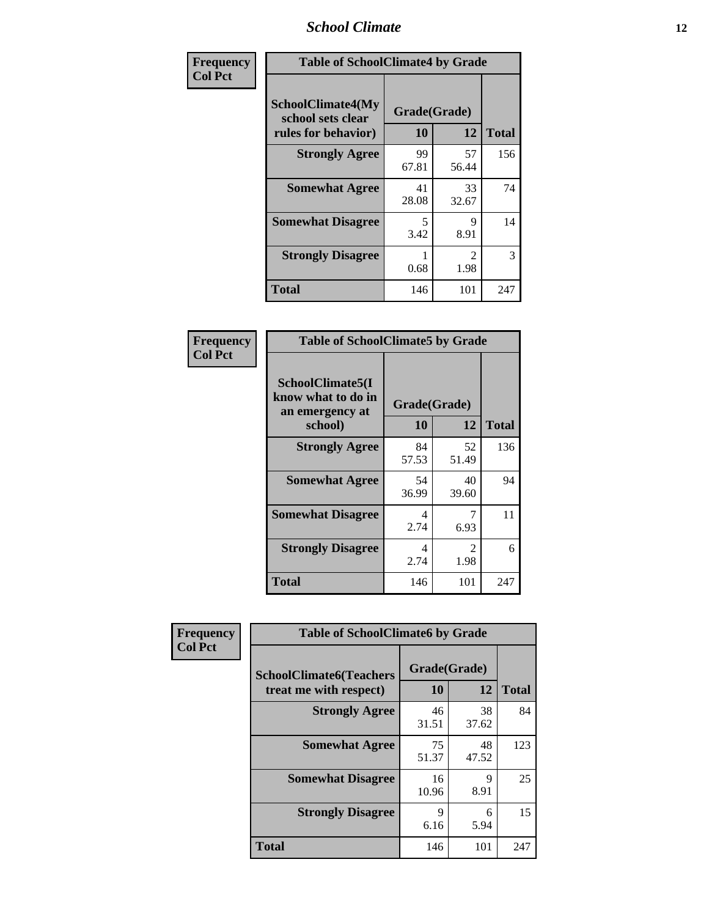# School Climate

**Frequency**
**Col Pct**

| Table of SchoolClimate4 by Grade | | | |
|---|---|---|---|
| SchoolClimate4(My school sets clear rules for behavior) | Grade(Grade) | | |
| | 10 | 12 | Total |
| **Strongly Agree** | 99<br>67.81 | 57<br>56.44 | 156 |
| **Somewhat Agree** | 41<br>28.08 | 33<br>32.67 | 74 |
| **Somewhat Disagree** | 5<br>3.42 | 9<br>8.91 | 14 |
| **Strongly Disagree** | 1<br>0.68 | 2<br>1.98 | 3 |
| **Total** | 146 | 101 | 247 |

**Frequency**
**Col Pct**

| Table of SchoolClimate5 by Grade | | | |
|---|---|---|---|
| SchoolClimate5(I know what to do in an emergency at school) | Grade(Grade) | | |
| | 10 | 12 | Total |
| **Strongly Agree** | 84<br>57.53 | 52<br>51.49 | 136 |
| **Somewhat Agree** | 54<br>36.99 | 40<br>39.60 | 94 |
| **Somewhat Disagree** | 4<br>2.74 | 7<br>6.93 | 11 |
| **Strongly Disagree** | 4<br>2.74 | 2<br>1.98 | 6 |
| **Total** | 146 | 101 | 247 |

**Frequency**
**Col Pct**

| Table of SchoolClimate6 by Grade | | | |
|---|---|---|---|
| SchoolClimate6(Teachers treat me with respect) | Grade(Grade) | | |
| | 10 | 12 | Total |
| **Strongly Agree** | 46<br>31.51 | 38<br>37.62 | 84 |
| **Somewhat Agree** | 75<br>51.37 | 48<br>47.52 | 123 |
| **Somewhat Disagree** | 16<br>10.96 | 9<br>8.91 | 25 |
| **Strongly Disagree** | 9<br>6.16 | 6<br>5.94 | 15 |
| **Total** | 146 | 101 | 247 |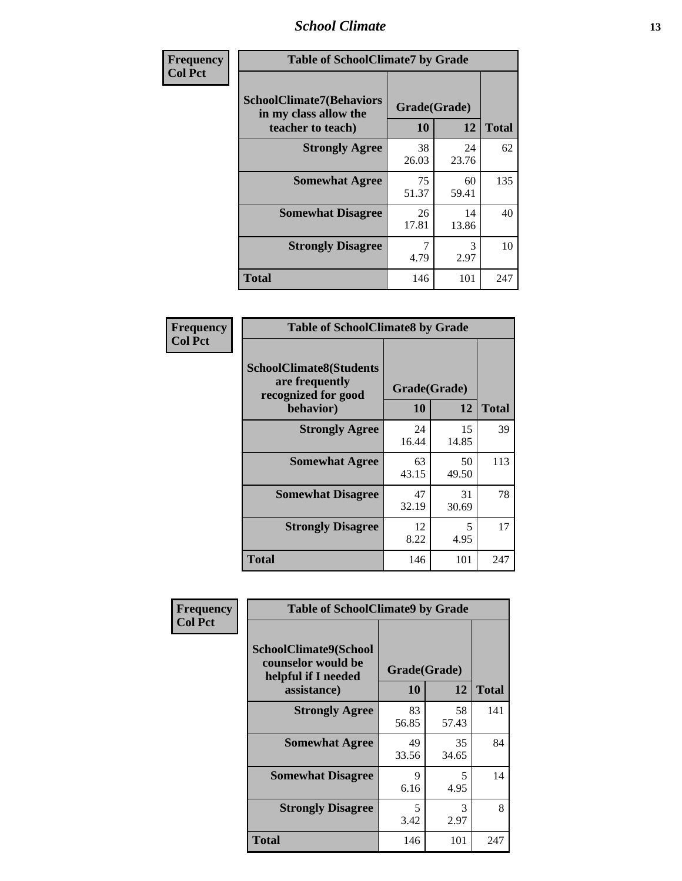| Frequency Col Pct | Table of SchoolClimate7 by Grade | | |
|---|---|---|---|
| SchoolClimate7(Behaviors in my class allow the teacher to teach) | Grade(Grade) | | |
| | 10 | 12 | Total |
| Strongly Agree | 38<br>26.03 | 24<br>23.76 | 62 |
| Somewhat Agree | 75<br>51.37 | 60<br>59.41 | 135 |
| Somewhat Disagree | 26<br>17.81 | 14<br>13.86 | 40 |
| Strongly Disagree | 7<br>4.79 | 3<br>2.97 | 10 |
| Total | 146 | 101 | 247 |

| Frequency Col Pct | Table of SchoolClimate8 by Grade | | |
|---|---|---|---|
| SchoolClimate8(Students are frequently recognized for good behavior) | Grade(Grade) | | |
| | 10 | 12 | Total |
| Strongly Agree | 24<br>16.44 | 15<br>14.85 | 39 |
| Somewhat Agree | 63<br>43.15 | 50<br>49.50 | 113 |
| Somewhat Disagree | 47<br>32.19 | 31<br>30.69 | 78 |
| Strongly Disagree | 12<br>8.22 | 5<br>4.95 | 17 |
| Total | 146 | 101 | 247 |

| Frequency Col Pct | Table of SchoolClimate9 by Grade | | |
|---|---|---|---|
| SchoolClimate9(School counselor would be helpful if I needed assistance) | Grade(Grade) | | |
| | 10 | 12 | Total |
| Strongly Agree | 83<br>56.85 | 58<br>57.43 | 141 |
| Somewhat Agree | 49<br>33.56 | 35<br>34.65 | 84 |
| Somewhat Disagree | 9<br>6.16 | 5<br>4.95 | 14 |
| Strongly Disagree | 5<br>3.42 | 3<br>2.97 | 8 |
| Total | 146 | 101 | 247 |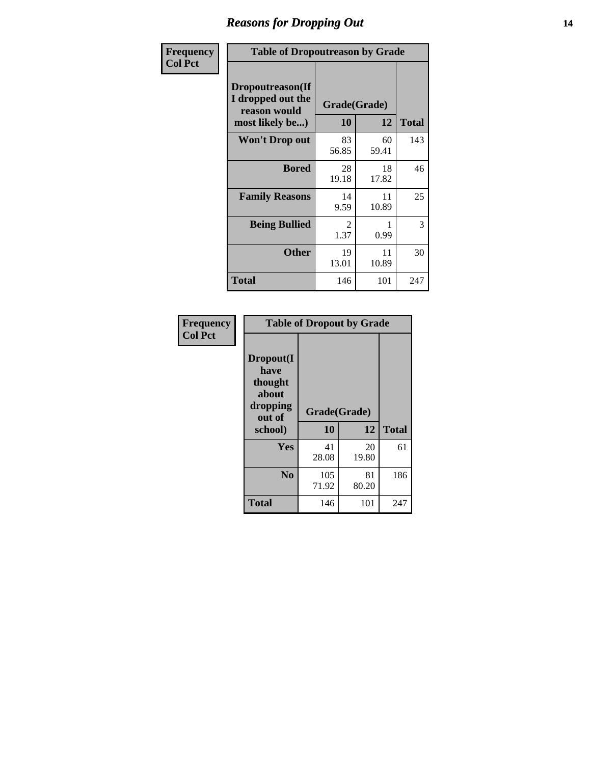# Reasons for Dropping Out

**Frequency**
**Col Pct**

**Table of Dropoutreason by Grade**

| Dropoutreason(If I dropped out the reason would most likely be...) | Grade(Grade) 10 | 12 | Total |
|---|---|---|---|
| **Won't Drop out** | 83<br>56.85 | 60<br>59.41 | 143 |
| **Bored** | 28<br>19.18 | 18<br>17.82 | 46 |
| **Family Reasons** | 14<br>9.59 | 11<br>10.89 | 25 |
| **Being Bullied** | 2<br>1.37 | 1<br>0.99 | 3 |
| **Other** | 19<br>13.01 | 11<br>10.89 | 30 |
| **Total** | 146 | 101 | 247 |

**Frequency**
**Col Pct**

**Table of Dropout by Grade**

| Dropout(I have thought about dropping out of school) | Grade(Grade) 10 | 12 | Total |
|---|---|---|---|
| **Yes** | 41<br>28.08 | 20<br>19.80 | 61 |
| **No** | 105<br>71.92 | 81<br>80.20 | 186 |
| **Total** | 146 | 101 | 247 |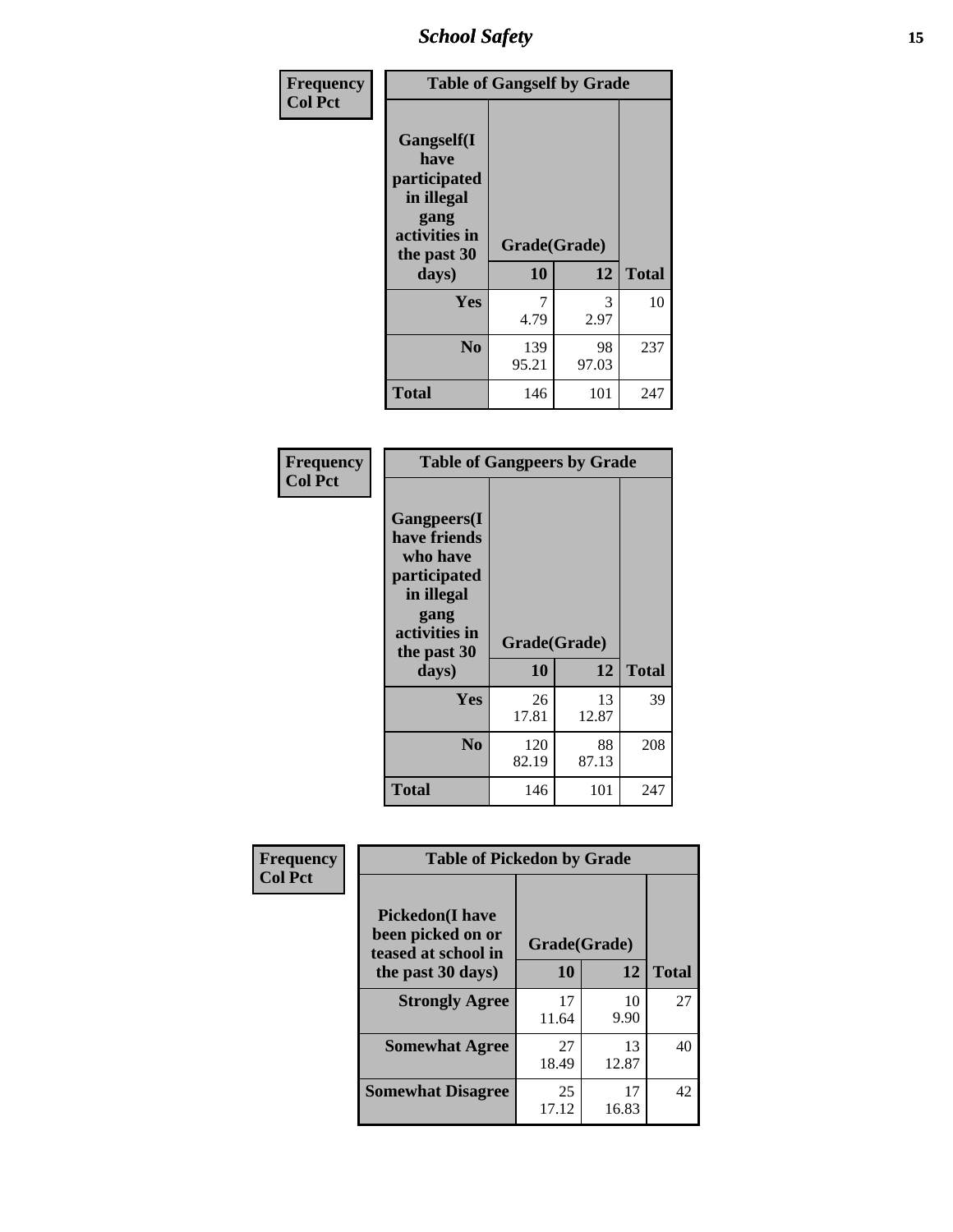| Frequency<br>Col Pct |
|---|

**Table of Gangself by Grade**

| Gangself(I have participated in illegal gang activities in the past 30 days) | Grade(Grade) 10 | 12 | Total |
|---|---|---|---|
| Yes | 7<br>4.79 | 3<br>2.97 | 10 |
| No | 139<br>95.21 | 98<br>97.03 | 237 |
| Total | 146 | 101 | 247 |

| Frequency<br>Col Pct |
|---|

**Table of Gangpeers by Grade**

| Gangpeers(I have friends who have participated in illegal gang activities in the past 30 days) | Grade(Grade) 10 | 12 | Total |
|---|---|---|---|
| Yes | 26<br>17.81 | 13<br>12.87 | 39 |
| No | 120<br>82.19 | 88<br>87.13 | 208 |
| Total | 146 | 101 | 247 |

| Frequency<br>Col Pct |
|---|

**Table of Pickedon by Grade**

| Pickedon(I have been picked on or teased at school in the past 30 days) | Grade(Grade) 10 | 12 | Total |
|---|---|---|---|
| Strongly Agree | 17<br>11.64 | 10<br>9.90 | 27 |
| Somewhat Agree | 27<br>18.49 | 13<br>12.87 | 40 |
| Somewhat Disagree | 25<br>17.12 | 17<br>16.83 | 42 |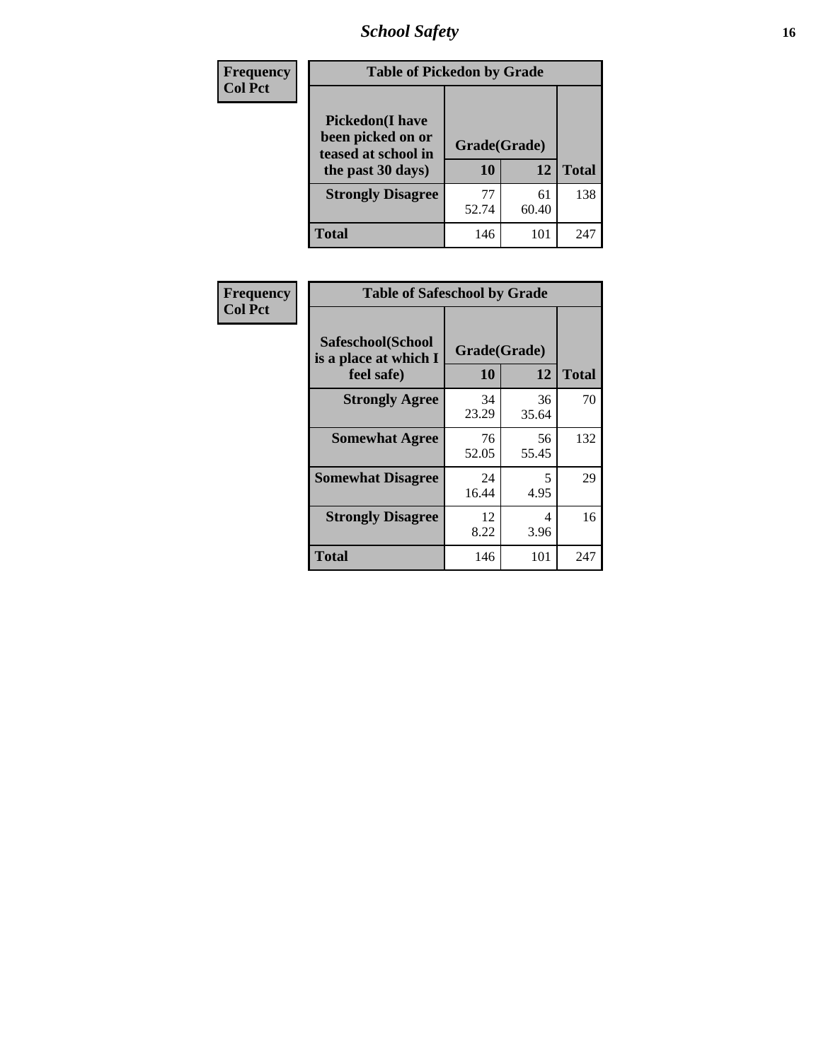| Frequency<br>Col Pct | Table of Pickedon by Grade | | |
|---|---|---|---|
| Pickedon(I have been picked on or teased at school in the past 30 days) | Grade(Grade) | | |
| | 10 | 12 | Total |
| Strongly Disagree | 77<br>52.74 | 61<br>60.40 | 138 |
| Total | 146 | 101 | 247 |

| Frequency<br>Col Pct | Table of Safeschool by Grade | | |
|---|---|---|---|
| Safeschool(School is a place at which I feel safe) | Grade(Grade) | | |
| | 10 | 12 | Total |
| Strongly Agree | 34<br>23.29 | 36<br>35.64 | 70 |
| Somewhat Agree | 76<br>52.05 | 56<br>55.45 | 132 |
| Somewhat Disagree | 24<br>16.44 | 5<br>4.95 | 29 |
| Strongly Disagree | 12<br>8.22 | 4<br>3.96 | 16 |
| Total | 146 | 101 | 247 |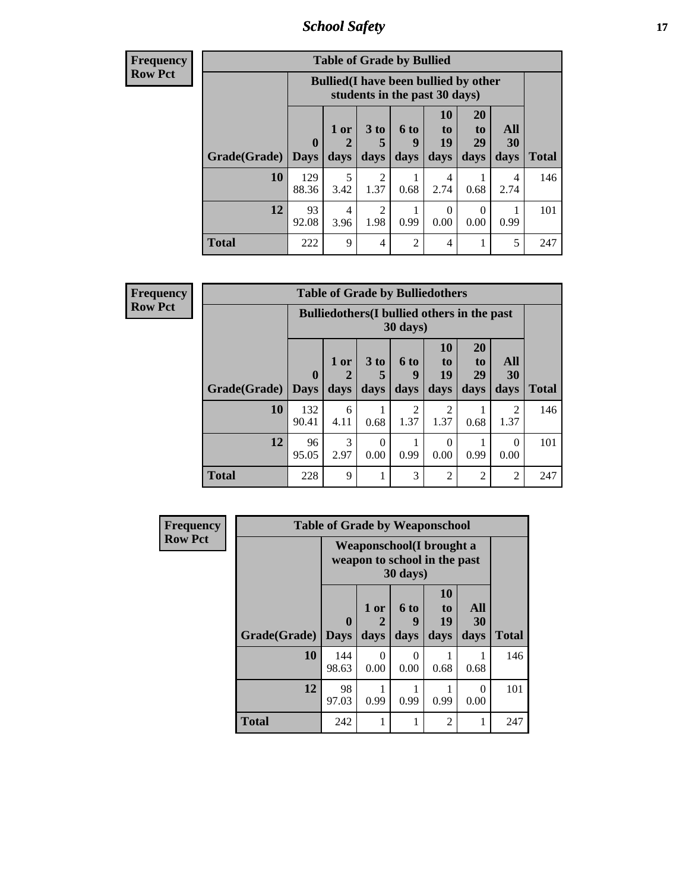| Frequency<br>Row Pct | | | | | | | | |
|---|---|---|---|---|---|---|---|---|
| **Table of Grade by Bullied** | | | | | | | | |
| | **Bullied(I have been bullied by other students in the past 30 days)** | | | | | | | |
| **Grade(Grade)** | **0 Days** | **1 or 2 days** | **3 to 5 days** | **6 to 9 days** | **10 to 19 days** | **20 to 29 days** | **All 30 days** | **Total** |
| **10** | 129<br>88.36 | 5<br>3.42 | 2<br>1.37 | 1<br>0.68 | 4<br>2.74 | 1<br>0.68 | 4<br>2.74 | 146 |
| **12** | 93<br>92.08 | 4<br>3.96 | 2<br>1.98 | 1<br>0.99 | 0<br>0.00 | 0<br>0.00 | 1<br>0.99 | 101 |
| **Total** | 222 | 9 | 4 | 2 | 4 | 1 | 5 | 247 |

| Frequency<br>Row Pct | | | | | | | | |
|---|---|---|---|---|---|---|---|---|
| **Table of Grade by Bulliedothers** | | | | | | | | |
| | **Bulliedothers(I bullied others in the past 30 days)** | | | | | | | |
| **Grade(Grade)** | **0 Days** | **1 or 2 days** | **3 to 5 days** | **6 to 9 days** | **10 to 19 days** | **20 to 29 days** | **All 30 days** | **Total** |
| **10** | 132<br>90.41 | 6<br>4.11 | 1<br>0.68 | 2<br>1.37 | 2<br>1.37 | 1<br>0.68 | 2<br>1.37 | 146 |
| **12** | 96<br>95.05 | 3<br>2.97 | 0<br>0.00 | 1<br>0.99 | 0<br>0.00 | 1<br>0.99 | 0<br>0.00 | 101 |
| **Total** | 228 | 9 | 1 | 3 | 2 | 2 | 2 | 247 |

| Frequency<br>Row Pct | | | | | | |
|---|---|---|---|---|---|---|
| **Table of Grade by Weaponschool** | | | | | | |
| | **Weaponschool(I brought a weapon to school in the past 30 days)** | | | | | |
| **Grade(Grade)** | **0 Days** | **1 or 2 days** | **6 to 9 days** | **10 to 19 days** | **All 30 days** | **Total** |
| **10** | 144<br>98.63 | 0<br>0.00 | 0<br>0.00 | 1<br>0.68 | 1<br>0.68 | 146 |
| **12** | 98<br>97.03 | 1<br>0.99 | 1<br>0.99 | 1<br>0.99 | 0<br>0.00 | 101 |
| **Total** | 242 | 1 | 1 | 2 | 1 | 247 |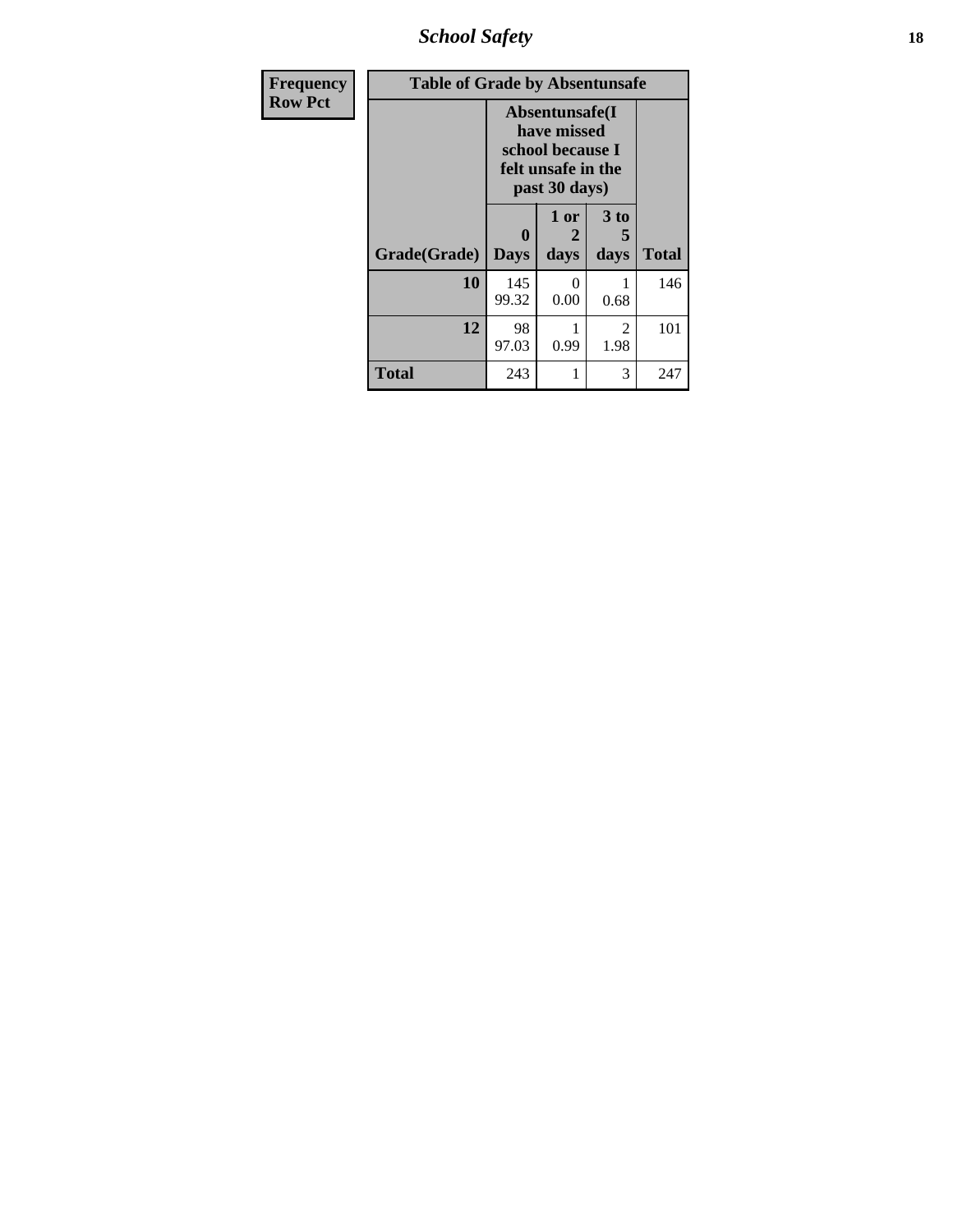| Frequency Row Pct |
| --- |

**Table of Grade by Absentunsafe**

| Grade(Grade) | Absentunsafe(I have missed school because I felt unsafe in the past 30 days) | | | Total |
| --- | --- | --- | --- | --- |
| | 0 Days | 1 or 2 days | 3 to 5 days | |
| **10** | 145<br>99.32 | 0<br>0.00 | 1<br>0.68 | 146 |
| **12** | 98<br>97.03 | 1<br>0.99 | 2<br>1.98 | 101 |
| **Total** | 243 | 1 | 3 | 247 |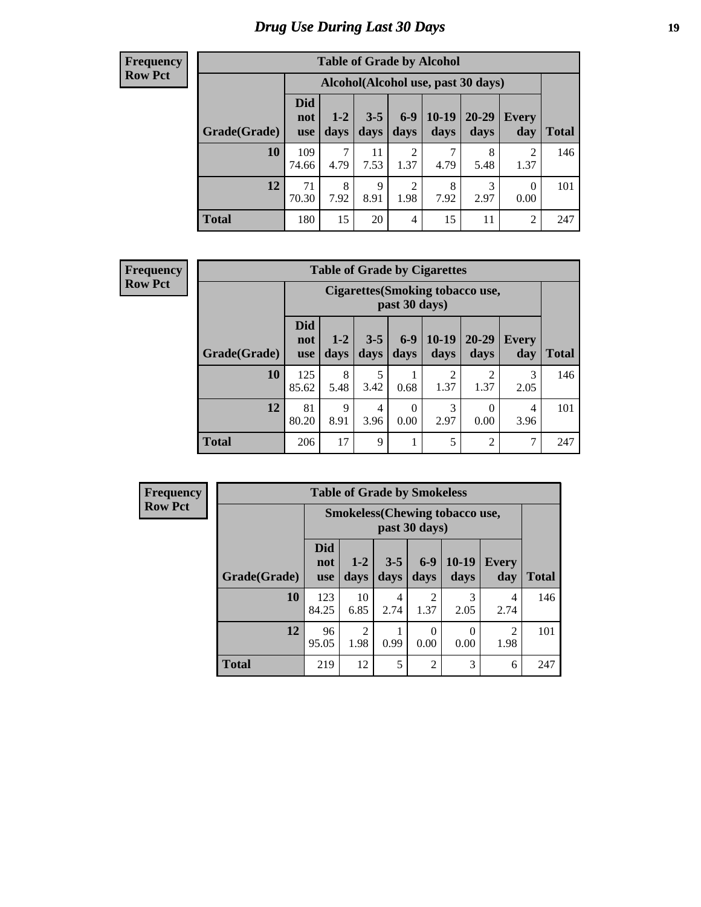# Drug Use During Last 30 Days

**Frequency**
**Row Pct**

| Table of Grade by Alcohol | | | | | | | | |
|---|---|---|---|---|---|---|---|---|
| | Alcohol(Alcohol use, past 30 days) | | | | | | | |
| Grade(Grade) | Did not use | 1-2 days | 3-5 days | 6-9 days | 10-19 days | 20-29 days | Every day | Total |
| 10 | 109<br>74.66 | 7<br>4.79 | 11<br>7.53 | 2<br>1.37 | 7<br>4.79 | 8<br>5.48 | 2<br>1.37 | 146 |
| 12 | 71<br>70.30 | 8<br>7.92 | 9<br>8.91 | 2<br>1.98 | 8<br>7.92 | 3<br>2.97 | 0<br>0.00 | 101 |
| Total | 180 | 15 | 20 | 4 | 15 | 11 | 2 | 247 |

**Frequency**
**Row Pct**

| Table of Grade by Cigarettes | | | | | | | | |
|---|---|---|---|---|---|---|---|---|
| | Cigarettes(Smoking tobacco use, past 30 days) | | | | | | | |
| Grade(Grade) | Did not use | 1-2 days | 3-5 days | 6-9 days | 10-19 days | 20-29 days | Every day | Total |
| 10 | 125<br>85.62 | 8<br>5.48 | 5<br>3.42 | 1<br>0.68 | 2<br>1.37 | 2<br>1.37 | 3<br>2.05 | 146 |
| 12 | 81<br>80.20 | 9<br>8.91 | 4<br>3.96 | 0<br>0.00 | 3<br>2.97 | 0<br>0.00 | 4<br>3.96 | 101 |
| Total | 206 | 17 | 9 | 1 | 5 | 2 | 7 | 247 |

**Frequency**
**Row Pct**

| Table of Grade by Smokeless | | | | | | | |
|---|---|---|---|---|---|---|---|
| | Smokeless(Chewing tobacco use, past 30 days) | | | | | | |
| Grade(Grade) | Did not use | 1-2 days | 3-5 days | 6-9 days | 10-19 days | Every day | Total |
| 10 | 123<br>84.25 | 10<br>6.85 | 4<br>2.74 | 2<br>1.37 | 3<br>2.05 | 4<br>2.74 | 146 |
| 12 | 96<br>95.05 | 2<br>1.98 | 1<br>0.99 | 0<br>0.00 | 0<br>0.00 | 2<br>1.98 | 101 |
| Total | 219 | 12 | 5 | 2 | 3 | 6 | 247 |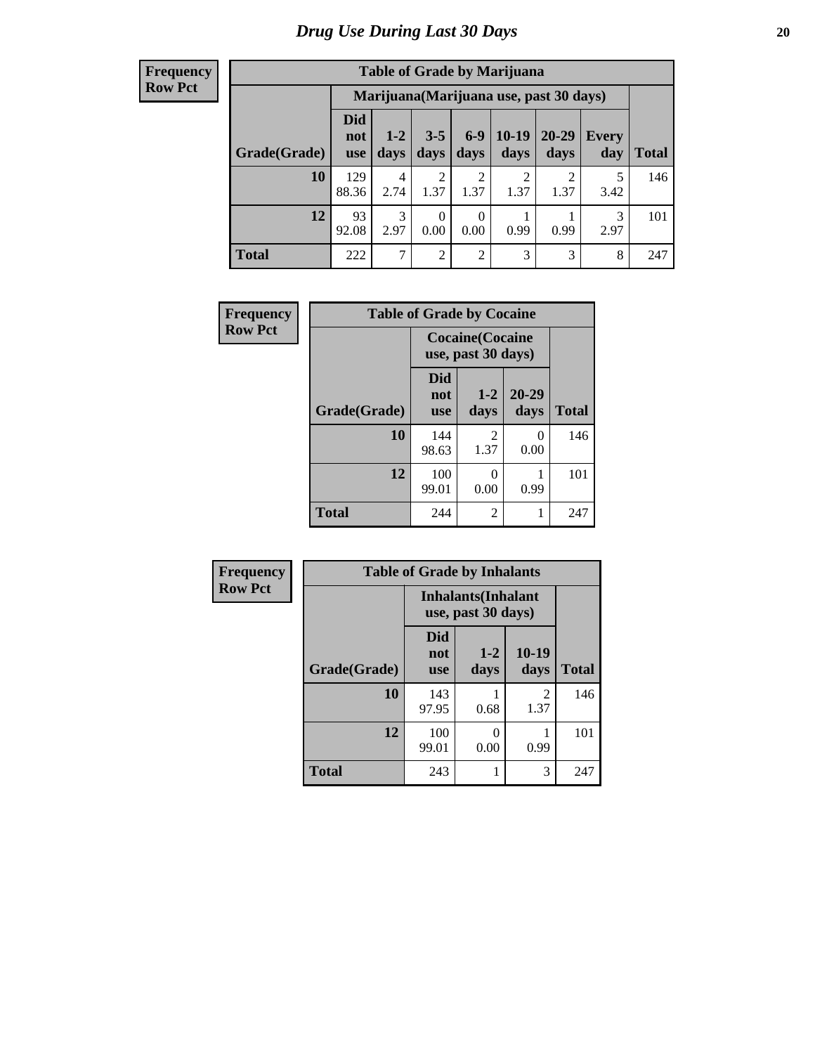# Drug Use During Last 30 Days

**Frequency**
**Row Pct**

**Table of Grade by Marijuana**

| Grade(Grade) | Marijuana(Marijuana use, past 30 days) | | | | | | | Total |
|---|---|---|---|---|---|---|---|---|
| | Did not use | 1-2 days | 3-5 days | 6-9 days | 10-19 days | 20-29 days | Every day | |
| **10** | 129<br>88.36 | 4<br>2.74 | 2<br>1.37 | 2<br>1.37 | 2<br>1.37 | 2<br>1.37 | 5<br>3.42 | 146 |
| **12** | 93<br>92.08 | 3<br>2.97 | 0<br>0.00 | 0<br>0.00 | 1<br>0.99 | 1<br>0.99 | 3<br>2.97 | 101 |
| **Total** | 222 | 7 | 2 | 2 | 3 | 3 | 8 | 247 |

**Frequency**
**Row Pct**

**Table of Grade by Cocaine**

| Grade(Grade) | Cocaine(Cocaine use, past 30 days) | | | Total |
|---|---|---|---|---|
| | Did not use | 1-2 days | 20-29 days | |
| **10** | 144<br>98.63 | 2<br>1.37 | 0<br>0.00 | 146 |
| **12** | 100<br>99.01 | 0<br>0.00 | 1<br>0.99 | 101 |
| **Total** | 244 | 2 | 1 | 247 |

**Frequency**
**Row Pct**

**Table of Grade by Inhalants**

| Grade(Grade) | Inhalants(Inhalant use, past 30 days) | | | Total |
|---|---|---|---|---|
| | Did not use | 1-2 days | 10-19 days | |
| **10** | 143<br>97.95 | 1<br>0.68 | 2<br>1.37 | 146 |
| **12** | 100<br>99.01 | 0<br>0.00 | 1<br>0.99 | 101 |
| **Total** | 243 | 1 | 3 | 247 |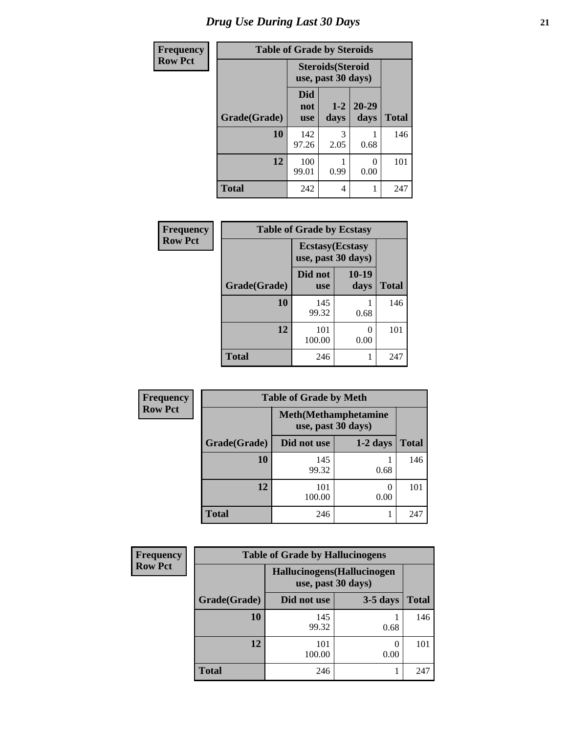# Drug Use During Last 30 Days

| Frequency Row Pct | | | | |
|---|---|---|---|---|
| **Table of Grade by Steroids** | | | | |
| | **Steroids(Steroid use, past 30 days)** | | | |
| **Grade(Grade)** | **Did not use** | **1-2 days** | **20-29 days** | **Total** |
| **10** | 142<br>97.26 | 3<br>2.05 | 1<br>0.68 | 146 |
| **12** | 100<br>99.01 | 1<br>0.99 | 0<br>0.00 | 101 |
| **Total** | 242 | 4 | 1 | 247 |

| Frequency Row Pct | | | |
|---|---|---|---|
| **Table of Grade by Ecstasy** | | | |
| | **Ecstasy(Ecstasy use, past 30 days)** | | |
| **Grade(Grade)** | **Did not use** | **10-19 days** | **Total** |
| **10** | 145<br>99.32 | 1<br>0.68 | 146 |
| **12** | 101<br>100.00 | 0<br>0.00 | 101 |
| **Total** | 246 | 1 | 247 |

| Frequency Row Pct | | | |
|---|---|---|---|
| **Table of Grade by Meth** | | | |
| | **Meth(Methamphetamine use, past 30 days)** | | |
| **Grade(Grade)** | **Did not use** | **1-2 days** | **Total** |
| **10** | 145<br>99.32 | 1<br>0.68 | 146 |
| **12** | 101<br>100.00 | 0<br>0.00 | 101 |
| **Total** | 246 | 1 | 247 |

| Frequency Row Pct | | | |
|---|---|---|---|
| **Table of Grade by Hallucinogens** | | | |
| | **Hallucinogens(Hallucinogen use, past 30 days)** | | |
| **Grade(Grade)** | **Did not use** | **3-5 days** | **Total** |
| **10** | 145<br>99.32 | 1<br>0.68 | 146 |
| **12** | 101<br>100.00 | 0<br>0.00 | 101 |
| **Total** | 246 | 1 | 247 |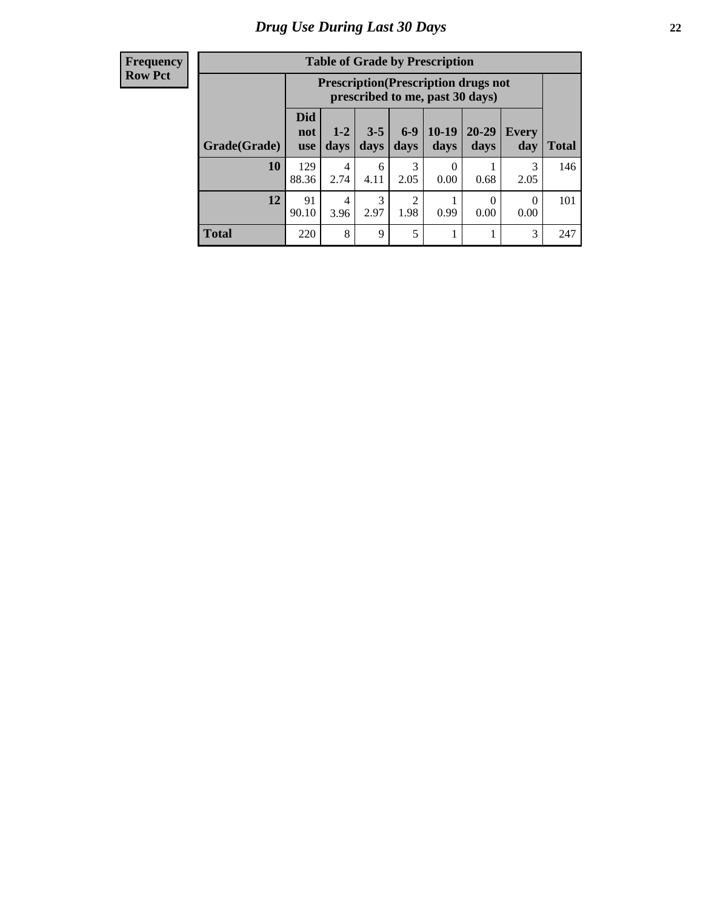# Drug Use During Last 30 Days

**Frequency**
**Row Pct**

**Table of Grade by Prescription**

| Grade(Grade) | Prescription(Prescription drugs not prescribed to me, past 30 days) | | | | | | | Total |
|---|---|---|---|---|---|---|---|---|
| | Did not use | 1-2 days | 3-5 days | 6-9 days | 10-19 days | 20-29 days | Every day | |
| 10 | 129<br>88.36 | 4<br>2.74 | 6<br>4.11 | 3<br>2.05 | 0<br>0.00 | 1<br>0.68 | 3<br>2.05 | 146 |
| 12 | 91<br>90.10 | 4<br>3.96 | 3<br>2.97 | 2<br>1.98 | 1<br>0.99 | 0<br>0.00 | 0<br>0.00 | 101 |
| Total | 220 | 8 | 9 | 5 | 1 | 1 | 3 | 247 |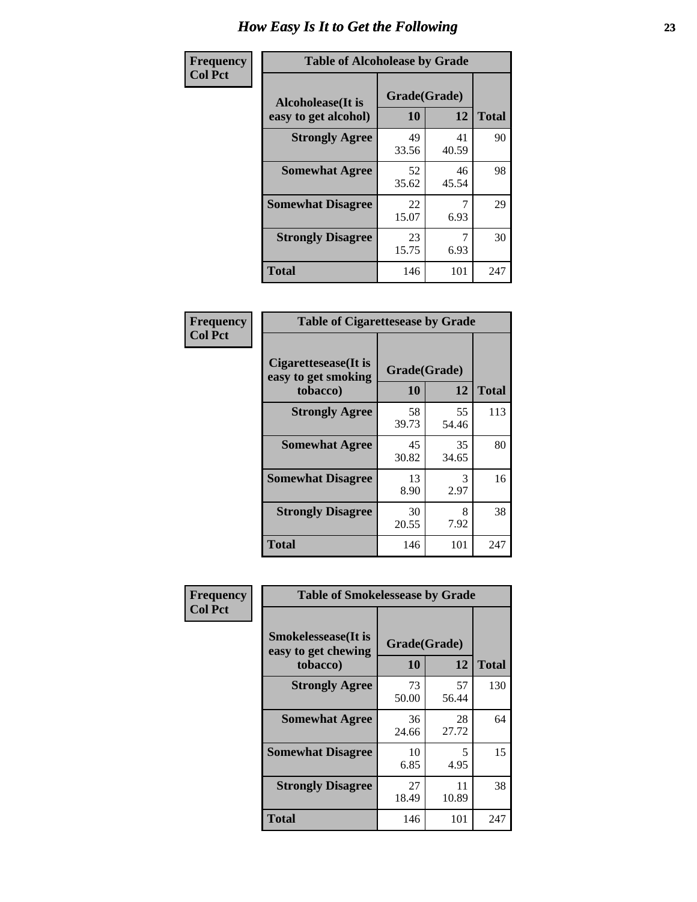# How Easy Is It to Get the Following

**Frequency**
**Col Pct**

**Table of Alcoholease by Grade**

| Alcoholease(It is easy to get alcohol) | Grade(Grade) | | Total |
|---|---|---|---|
| | 10 | 12 | |
| **Strongly Agree** | 49<br>33.56 | 41<br>40.59 | 90 |
| **Somewhat Agree** | 52<br>35.62 | 46<br>45.54 | 98 |
| **Somewhat Disagree** | 22<br>15.07 | 7<br>6.93 | 29 |
| **Strongly Disagree** | 23<br>15.75 | 7<br>6.93 | 30 |
| **Total** | 146 | 101 | 247 |

**Frequency**
**Col Pct**

**Table of Cigarettesease by Grade**

| Cigarettesease(It is easy to get smoking tobacco) | Grade(Grade) | | Total |
|---|---|---|---|
| | 10 | 12 | |
| **Strongly Agree** | 58<br>39.73 | 55<br>54.46 | 113 |
| **Somewhat Agree** | 45<br>30.82 | 35<br>34.65 | 80 |
| **Somewhat Disagree** | 13<br>8.90 | 3<br>2.97 | 16 |
| **Strongly Disagree** | 30<br>20.55 | 8<br>7.92 | 38 |
| **Total** | 146 | 101 | 247 |

**Frequency**
**Col Pct**

**Table of Smokelessease by Grade**

| Smokelessease(It is easy to get chewing tobacco) | Grade(Grade) | | Total |
|---|---|---|---|
| | 10 | 12 | |
| **Strongly Agree** | 73<br>50.00 | 57<br>56.44 | 130 |
| **Somewhat Agree** | 36<br>24.66 | 28<br>27.72 | 64 |
| **Somewhat Disagree** | 10<br>6.85 | 5<br>4.95 | 15 |
| **Strongly Disagree** | 27<br>18.49 | 11<br>10.89 | 38 |
| **Total** | 146 | 101 | 247 |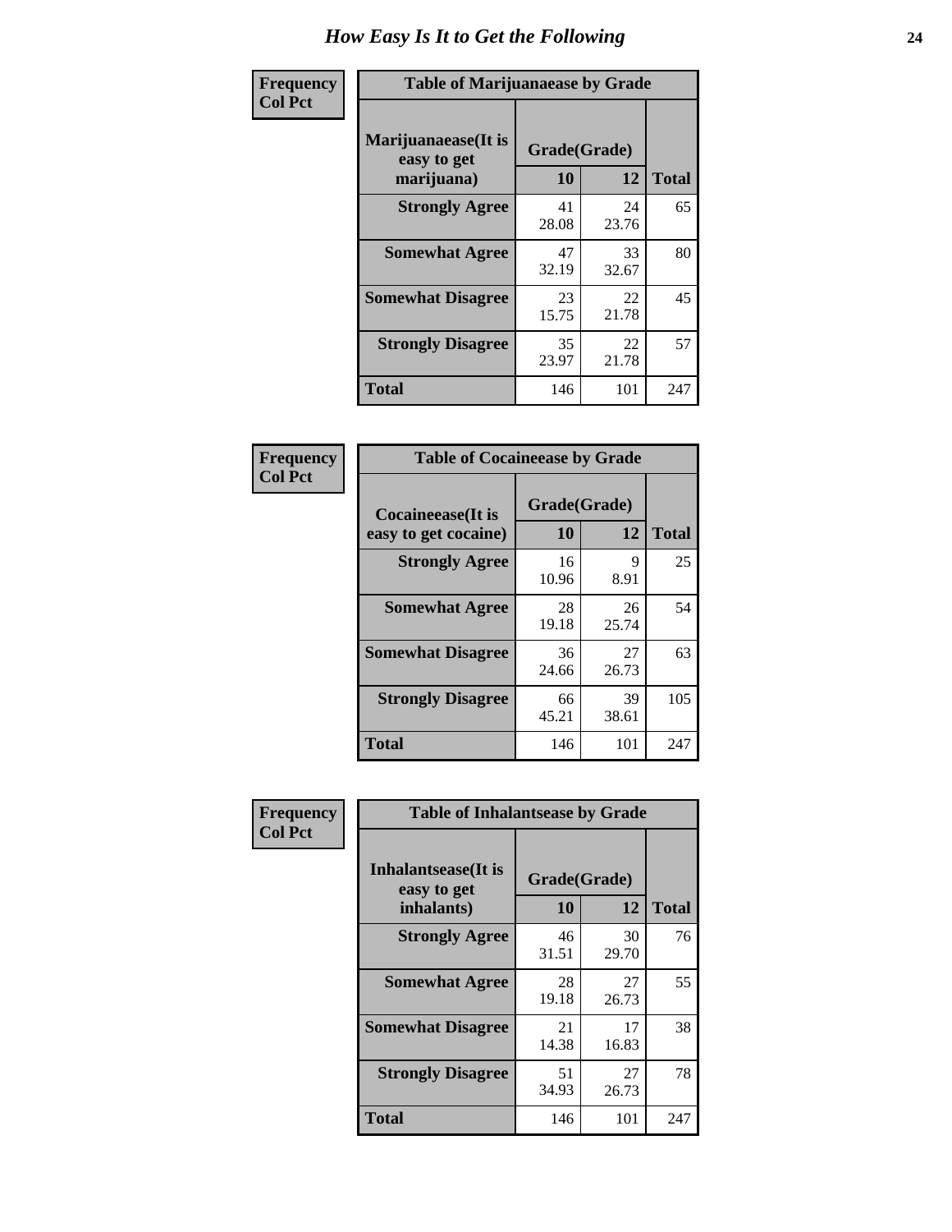# How Easy Is It to Get the Following

**Frequency**
**Col Pct**

**Table of Marijuanaease by Grade**

| Marijuanaease(It is easy to get marijuana) | Grade(Grade) | | Total |
|---|---|---|---|
| | 10 | 12 | |
| **Strongly Agree** | 41<br>28.08 | 24<br>23.76 | 65 |
| **Somewhat Agree** | 47<br>32.19 | 33<br>32.67 | 80 |
| **Somewhat Disagree** | 23<br>15.75 | 22<br>21.78 | 45 |
| **Strongly Disagree** | 35<br>23.97 | 22<br>21.78 | 57 |
| **Total** | 146 | 101 | 247 |

**Frequency**
**Col Pct**

**Table of Cocaineease by Grade**

| Cocaineease(It is easy to get cocaine) | Grade(Grade) | | Total |
|---|---|---|---|
| | 10 | 12 | |
| **Strongly Agree** | 16<br>10.96 | 9<br>8.91 | 25 |
| **Somewhat Agree** | 28<br>19.18 | 26<br>25.74 | 54 |
| **Somewhat Disagree** | 36<br>24.66 | 27<br>26.73 | 63 |
| **Strongly Disagree** | 66<br>45.21 | 39<br>38.61 | 105 |
| **Total** | 146 | 101 | 247 |

**Frequency**
**Col Pct**

**Table of Inhalantsease by Grade**

| Inhalantsease(It is easy to get inhalants) | Grade(Grade) | | Total |
|---|---|---|---|
| | 10 | 12 | |
| **Strongly Agree** | 46<br>31.51 | 30<br>29.70 | 76 |
| **Somewhat Agree** | 28<br>19.18 | 27<br>26.73 | 55 |
| **Somewhat Disagree** | 21<br>14.38 | 17<br>16.83 | 38 |
| **Strongly Disagree** | 51<br>34.93 | 27<br>26.73 | 78 |
| **Total** | 146 | 101 | 247 |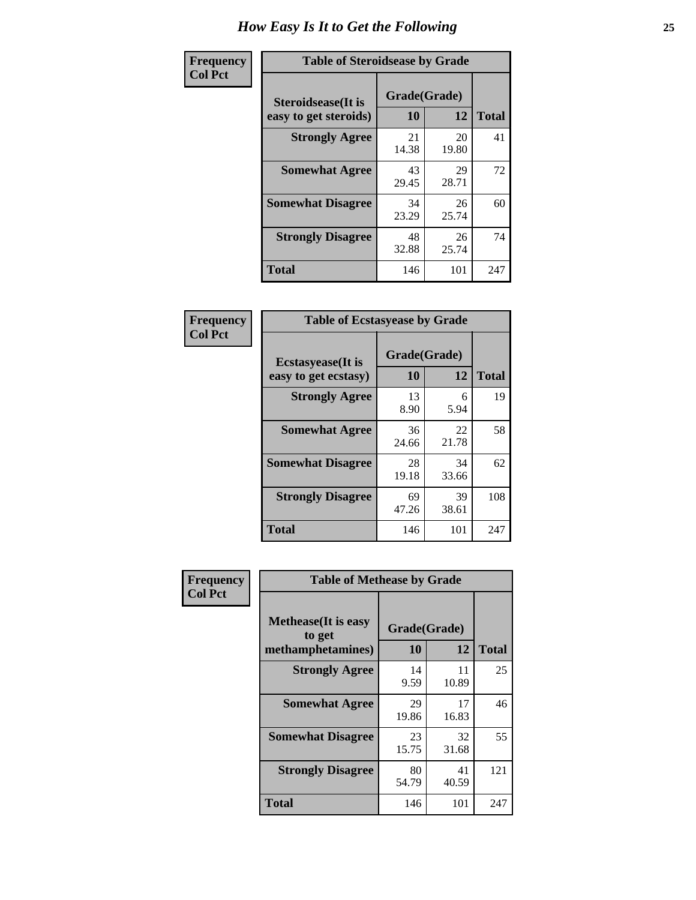# How Easy Is It to Get the Following

**Frequency**
**Col Pct**

**Table of Steroidsease by Grade**

| Steroidsease(It is easy to get steroids) | Grade(Grade) | | Total |
|---|---|---|---|
| | 10 | 12 | |
| **Strongly Agree** | 21<br>14.38 | 20<br>19.80 | 41 |
| **Somewhat Agree** | 43<br>29.45 | 29<br>28.71 | 72 |
| **Somewhat Disagree** | 34<br>23.29 | 26<br>25.74 | 60 |
| **Strongly Disagree** | 48<br>32.88 | 26<br>25.74 | 74 |
| **Total** | 146 | 101 | 247 |

**Frequency**
**Col Pct**

**Table of Ecstasyease by Grade**

| Ecstasyease(It is easy to get ecstasy) | Grade(Grade) | | Total |
|---|---|---|---|
| | 10 | 12 | |
| **Strongly Agree** | 13<br>8.90 | 6<br>5.94 | 19 |
| **Somewhat Agree** | 36<br>24.66 | 22<br>21.78 | 58 |
| **Somewhat Disagree** | 28<br>19.18 | 34<br>33.66 | 62 |
| **Strongly Disagree** | 69<br>47.26 | 39<br>38.61 | 108 |
| **Total** | 146 | 101 | 247 |

**Frequency**
**Col Pct**

**Table of Methease by Grade**

| Methease(It is easy to get methamphetamines) | Grade(Grade) | | Total |
|---|---|---|---|
| | 10 | 12 | |
| **Strongly Agree** | 14<br>9.59 | 11<br>10.89 | 25 |
| **Somewhat Agree** | 29<br>19.86 | 17<br>16.83 | 46 |
| **Somewhat Disagree** | 23<br>15.75 | 32<br>31.68 | 55 |
| **Strongly Disagree** | 80<br>54.79 | 41<br>40.59 | 121 |
| **Total** | 146 | 101 | 247 |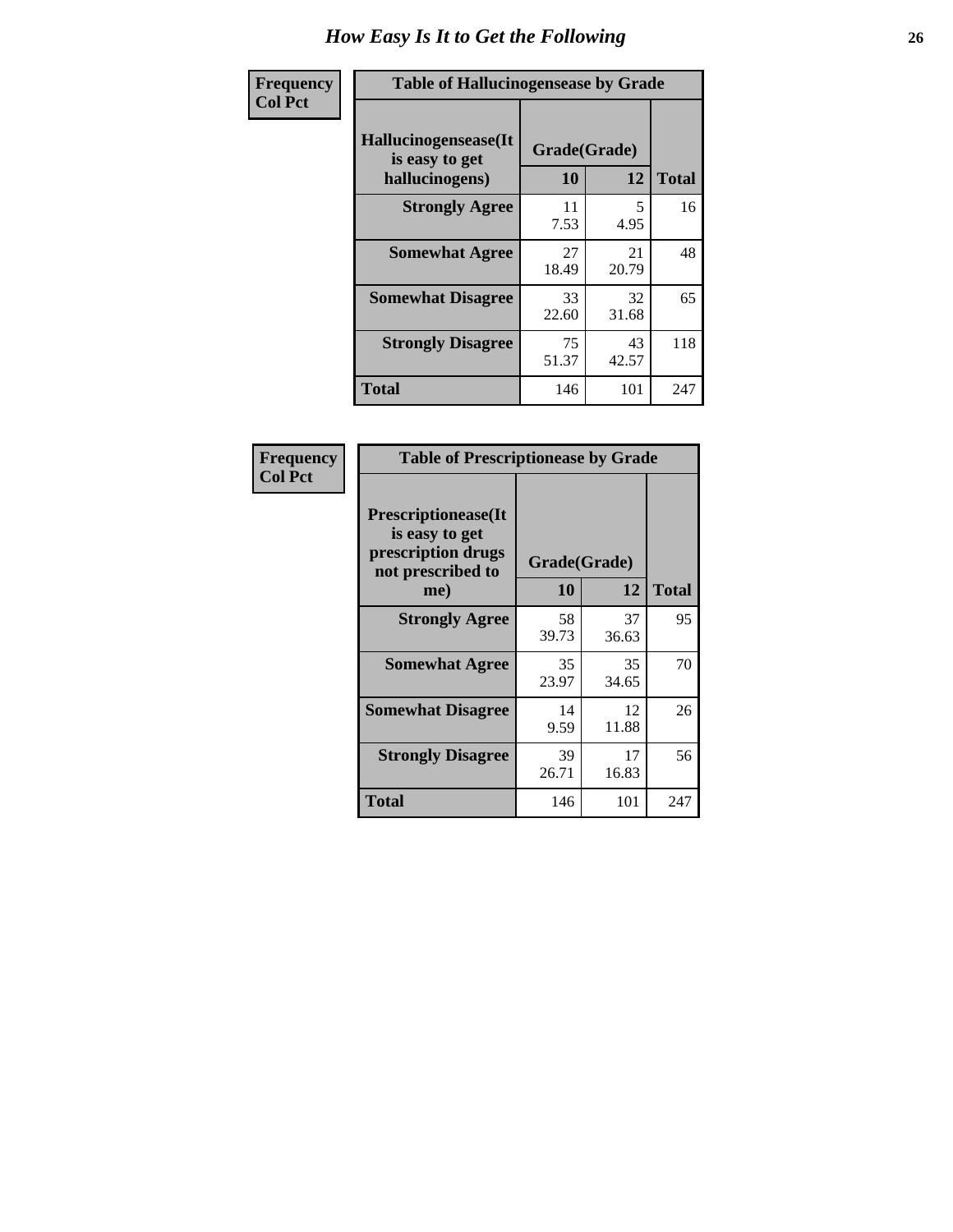# How Easy Is It to Get the Following

**Frequency**
**Col Pct**

**Table of Hallucinogensease by Grade**

| Hallucinogensease(It is easy to get hallucinogens) | Grade(Grade) 10 | 12 | Total |
|---|---|---|---|
| **Strongly Agree** | 11<br>7.53 | 5<br>4.95 | 16 |
| **Somewhat Agree** | 27<br>18.49 | 21<br>20.79 | 48 |
| **Somewhat Disagree** | 33<br>22.60 | 32<br>31.68 | 65 |
| **Strongly Disagree** | 75<br>51.37 | 43<br>42.57 | 118 |
| **Total** | 146 | 101 | 247 |

**Frequency**
**Col Pct**

**Table of Prescriptionease by Grade**

| Prescriptionease(It is easy to get prescription drugs not prescribed to me) | Grade(Grade) 10 | 12 | Total |
|---|---|---|---|
| **Strongly Agree** | 58<br>39.73 | 37<br>36.63 | 95 |
| **Somewhat Agree** | 35<br>23.97 | 35<br>34.65 | 70 |
| **Somewhat Disagree** | 14<br>9.59 | 12<br>11.88 | 26 |
| **Strongly Disagree** | 39<br>26.71 | 17<br>16.83 | 56 |
| **Total** | 146 | 101 | 247 |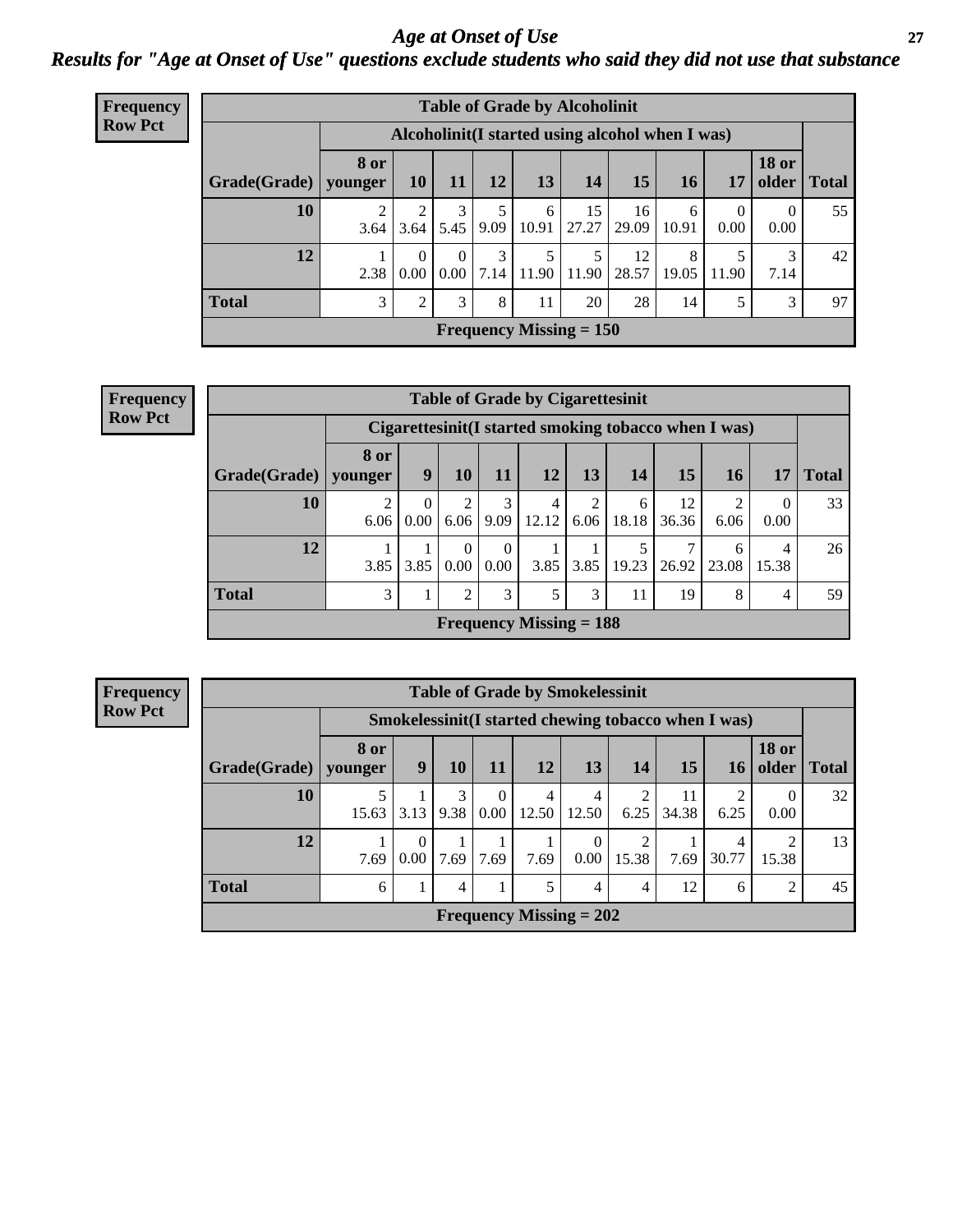# Age at Onset of Use

## *Results for "Age at Onset of Use" questions exclude students who said they did not use that substance*

**Frequency**
**Row Pct**

| Table of Grade by Alcoholinit | | | | | | | | | | | |
|---|---|---|---|---|---|---|---|---|---|---|---|
| | Alcoholinit(I started using alcohol when I was) | | | | | | | | | | |
| Grade(Grade) | 8 or younger | 10 | 11 | 12 | 13 | 14 | 15 | 16 | 17 | 18 or older | Total |
| **10** | 2<br>3.64 | 2<br>3.64 | 3<br>5.45 | 5<br>9.09 | 6<br>10.91 | 15<br>27.27 | 16<br>29.09 | 6<br>10.91 | 0<br>0.00 | 0<br>0.00 | 55 |
| **12** | 1<br>2.38 | 0<br>0.00 | 0<br>0.00 | 3<br>7.14 | 5<br>11.90 | 5<br>11.90 | 12<br>28.57 | 8<br>19.05 | 5<br>11.90 | 3<br>7.14 | 42 |
| **Total** | 3 | 2 | 3 | 8 | 11 | 20 | 28 | 14 | 5 | 3 | 97 |
| Frequency Missing = 150 | | | | | | | | | | | |

**Frequency**
**Row Pct**

| Table of Grade by Cigarettesinit | | | | | | | | | | | |
|---|---|---|---|---|---|---|---|---|---|---|---|
| | Cigarettesinit(I started smoking tobacco when I was) | | | | | | | | | | |
| Grade(Grade) | 8 or younger | 9 | 10 | 11 | 12 | 13 | 14 | 15 | 16 | 17 | Total |
| **10** | 2<br>6.06 | 0<br>0.00 | 2<br>6.06 | 3<br>9.09 | 4<br>12.12 | 2<br>6.06 | 6<br>18.18 | 12<br>36.36 | 2<br>6.06 | 0<br>0.00 | 33 |
| **12** | 1<br>3.85 | 1<br>3.85 | 0<br>0.00 | 0<br>0.00 | 1<br>3.85 | 1<br>3.85 | 5<br>19.23 | 7<br>26.92 | 6<br>23.08 | 4<br>15.38 | 26 |
| **Total** | 3 | 1 | 2 | 3 | 5 | 3 | 11 | 19 | 8 | 4 | 59 |
| Frequency Missing = 188 | | | | | | | | | | | |

**Frequency**
**Row Pct**

| Table of Grade by Smokelessinit | | | | | | | | | | | |
|---|---|---|---|---|---|---|---|---|---|---|---|
| | Smokelessinit(I started chewing tobacco when I was) | | | | | | | | | | |
| Grade(Grade) | 8 or younger | 9 | 10 | 11 | 12 | 13 | 14 | 15 | 16 | 18 or older | Total |
| **10** | 5<br>15.63 | 1<br>3.13 | 3<br>9.38 | 0<br>0.00 | 4<br>12.50 | 4<br>12.50 | 2<br>6.25 | 11<br>34.38 | 2<br>6.25 | 0<br>0.00 | 32 |
| **12** | 1<br>7.69 | 0<br>0.00 | 1<br>7.69 | 1<br>7.69 | 1<br>7.69 | 0<br>0.00 | 2<br>15.38 | 1<br>7.69 | 4<br>30.77 | 2<br>15.38 | 13 |
| **Total** | 6 | 1 | 4 | 1 | 5 | 4 | 4 | 12 | 6 | 2 | 45 |
| Frequency Missing = 202 | | | | | | | | | | | |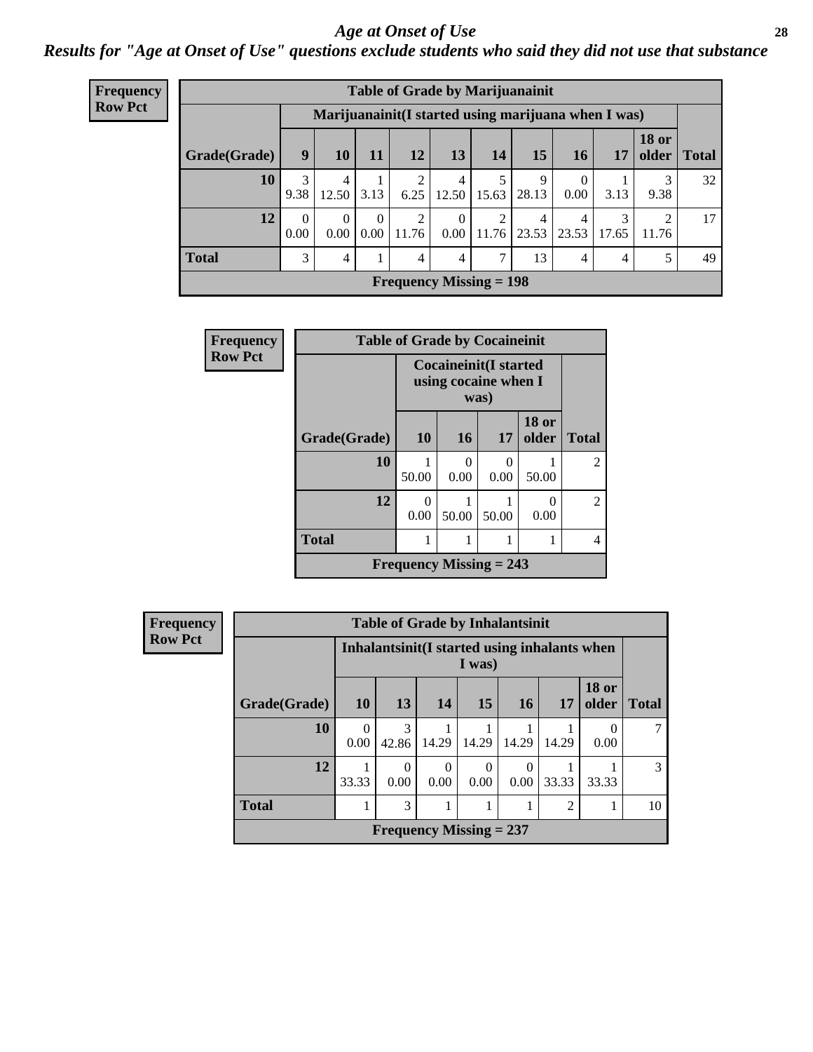# *Age at Onset of Use*

***Results for "Age at Onset of Use" questions exclude students who said they did not use that substance***

**Frequency**
**Row Pct**

| Table of Grade by Marijuanainit | | | | | | | | | | | |
|---|---|---|---|---|---|---|---|---|---|---|---|
| | Marijuanainit(I started using marijuana when I was) | | | | | | | | | | |
| Grade(Grade) | 9 | 10 | 11 | 12 | 13 | 14 | 15 | 16 | 17 | 18 or older | Total |
| 10 | 3<br>9.38 | 4<br>12.50 | 1<br>3.13 | 2<br>6.25 | 4<br>12.50 | 5<br>15.63 | 9<br>28.13 | 0<br>0.00 | 1<br>3.13 | 3<br>9.38 | 32 |
| 12 | 0<br>0.00 | 0<br>0.00 | 0<br>0.00 | 2<br>11.76 | 0<br>0.00 | 2<br>11.76 | 4<br>23.53 | 4<br>23.53 | 3<br>17.65 | 2<br>11.76 | 17 |
| Total | 3 | 4 | 1 | 4 | 4 | 7 | 13 | 4 | 4 | 5 | 49 |
| Frequency Missing = 198 | | | | | | | | | | | |

**Frequency**
**Row Pct**

| Table of Grade by Cocaineinit | | | | | |
|---|---|---|---|---|---|
| | Cocaineinit(I started using cocaine when I was) | | | | |
| Grade(Grade) | 10 | 16 | 17 | 18 or older | Total |
| 10 | 1<br>50.00 | 0<br>0.00 | 0<br>0.00 | 1<br>50.00 | 2 |
| 12 | 0<br>0.00 | 1<br>50.00 | 1<br>50.00 | 0<br>0.00 | 2 |
| Total | 1 | 1 | 1 | 1 | 4 |
| Frequency Missing = 243 | | | | | |

**Frequency**
**Row Pct**

| Table of Grade by Inhalantsinit | | | | | | | | |
|---|---|---|---|---|---|---|---|---|
| | Inhalantsinit(I started using inhalants when I was) | | | | | | | |
| Grade(Grade) | 10 | 13 | 14 | 15 | 16 | 17 | 18 or older | Total |
| 10 | 0<br>0.00 | 3<br>42.86 | 1<br>14.29 | 1<br>14.29 | 1<br>14.29 | 1<br>14.29 | 0<br>0.00 | 7 |
| 12 | 1<br>33.33 | 0<br>0.00 | 0<br>0.00 | 0<br>0.00 | 0<br>0.00 | 1<br>33.33 | 1<br>33.33 | 3 |
| Total | 1 | 3 | 1 | 1 | 1 | 2 | 1 | 10 |
| Frequency Missing = 237 | | | | | | | | |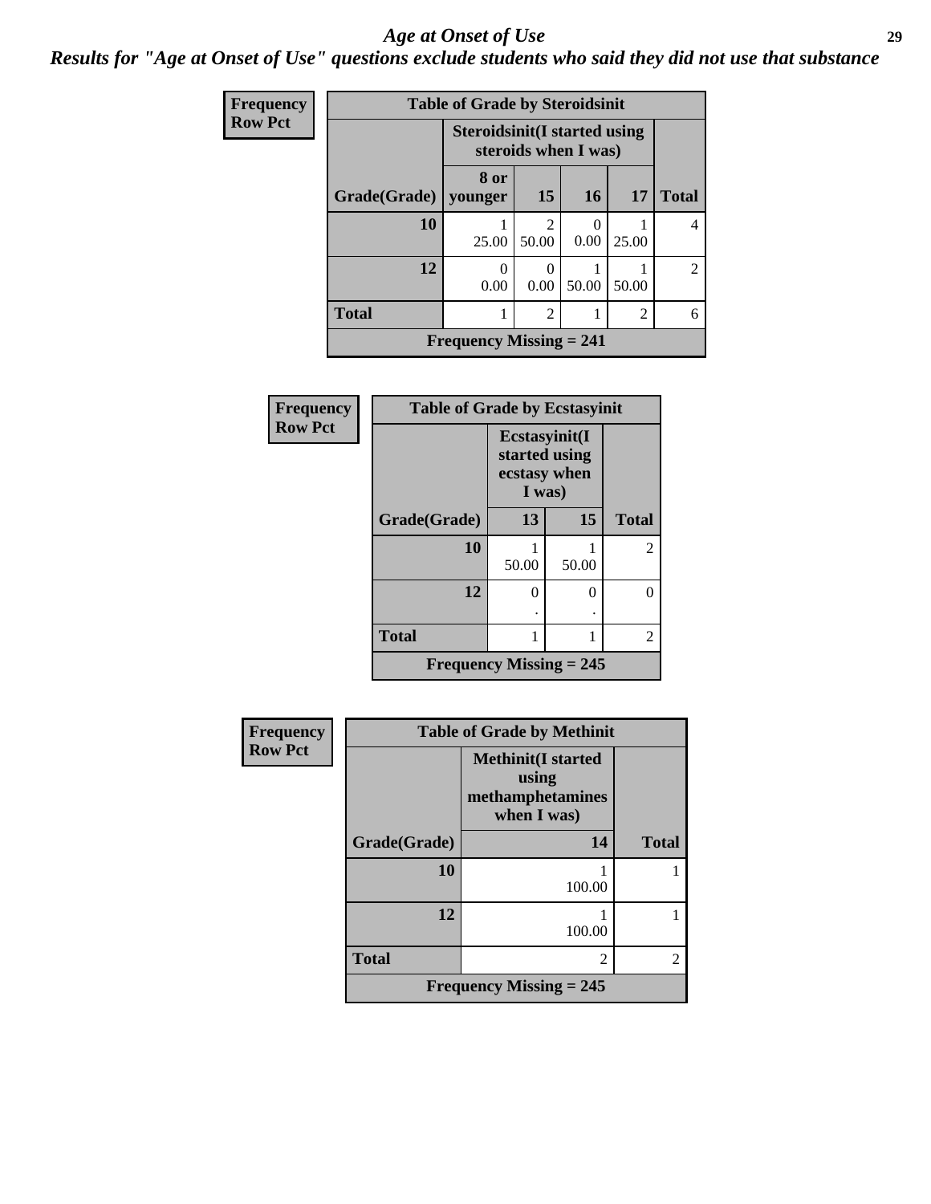# Age at Onset of Use

***Results for "Age at Onset of Use" questions exclude students who said they did not use that substance***

**Frequency**
**Row Pct**

| Table of Grade by Steroidsinit | | | | | |
|---|---|---|---|---|---|
| | Steroidsinit(I started using steroids when I was) | | | | |
| Grade(Grade) | 8 or younger | 15 | 16 | 17 | Total |
| 10 | 1<br>25.00 | 2<br>50.00 | 0<br>0.00 | 1<br>25.00 | 4 |
| 12 | 0<br>0.00 | 0<br>0.00 | 1<br>50.00 | 1<br>50.00 | 2 |
| Total | 1 | 2 | 1 | 2 | 6 |
| Frequency Missing = 241 | | | | | |

**Frequency**
**Row Pct**

| Table of Grade by Ecstasyinit | | | |
|---|---|---|---|
| | Ecstasyinit(I started using ecstasy when I was) | | |
| Grade(Grade) | 13 | 15 | Total |
| 10 | 1<br>50.00 | 1<br>50.00 | 2 |
| 12 | 0<br>. | 0<br>. | 0 |
| Total | 1 | 1 | 2 |
| Frequency Missing = 245 | | | |

**Frequency**
**Row Pct**

| Table of Grade by Methinit | | |
|---|---|---|
| | Methinit(I started using methamphetamines when I was) | |
| Grade(Grade) | 14 | Total |
| 10 | 1<br>100.00 | 1 |
| 12 | 1<br>100.00 | 1 |
| Total | 2 | 2 |
| Frequency Missing = 245 | | |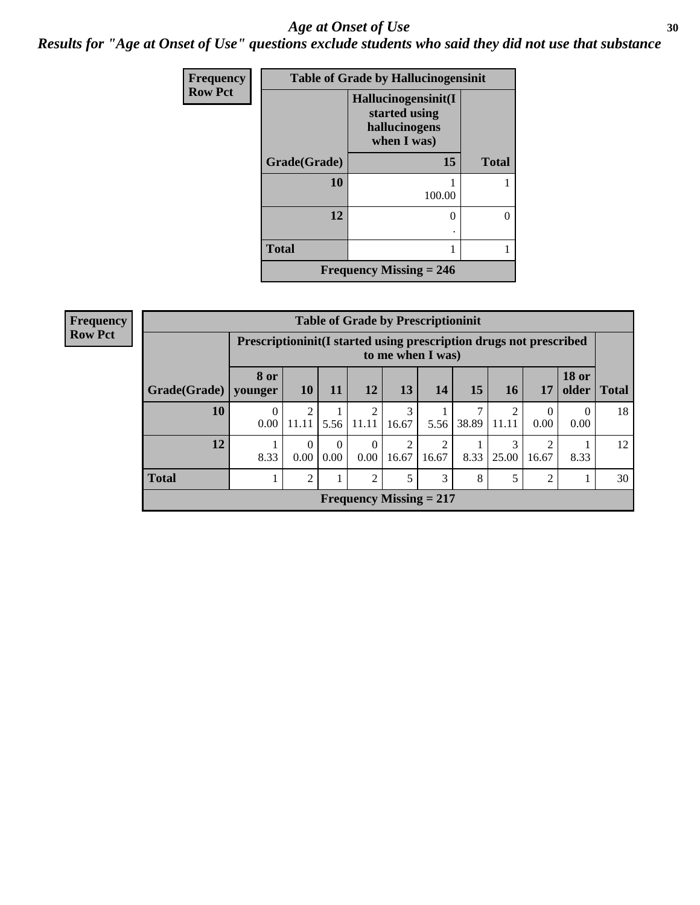# *Age at Onset of Use*

## *Results for "Age at Onset of Use" questions exclude students who said they did not use that substance*

**Frequency**
**Row Pct**

| Table of Grade by Hallucinogensinit | | |
|---|---|---|
| | **Hallucinogensinit(I started using hallucinogens when I was)** | |
| **Grade(Grade)** | **15** | **Total** |
| **10** | 1<br>100.00 | 1 |
| **12** | 0<br>. | 0 |
| **Total** | 1 | 1 |
| **Frequency Missing = 246** | | |

**Frequency**
**Row Pct**

| Table of Grade by Prescriptioninit | | | | | | | | | | | |
|---|---|---|---|---|---|---|---|---|---|---|---|
| | **Prescriptioninit(I started using prescription drugs not prescribed to me when I was)** | | | | | | | | | | |
| **Grade(Grade)** | **8 or younger** | **10** | **11** | **12** | **13** | **14** | **15** | **16** | **17** | **18 or older** | **Total** |
| **10** | 0<br>0.00 | 2<br>11.11 | 1<br>5.56 | 2<br>11.11 | 3<br>16.67 | 1<br>5.56 | 7<br>38.89 | 2<br>11.11 | 0<br>0.00 | 0<br>0.00 | 18 |
| **12** | 1<br>8.33 | 0<br>0.00 | 0<br>0.00 | 0<br>0.00 | 2<br>16.67 | 2<br>16.67 | 1<br>8.33 | 3<br>25.00 | 2<br>16.67 | 1<br>8.33 | 12 |
| **Total** | 1 | 2 | 1 | 2 | 5 | 3 | 8 | 5 | 2 | 1 | 30 |
| **Frequency Missing = 217** | | | | | | | | | | | |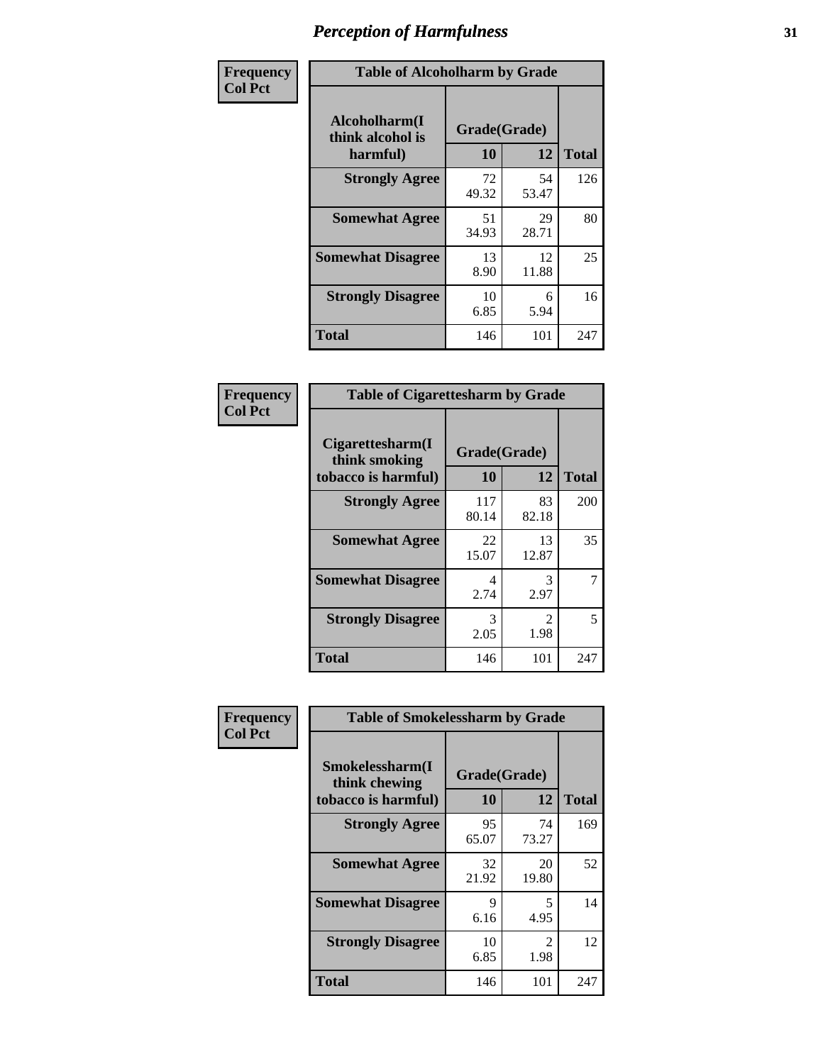# Perception of Harmfulness

| Frequency<br>Col Pct | Table of Alcoholharm by Grade | | |
|---|---|---|---|
| Alcoholharm(I think alcohol is harmful) | Grade(Grade) | | |
| | 10 | 12 | Total |
| Strongly Agree | 72<br>49.32 | 54<br>53.47 | 126 |
| Somewhat Agree | 51<br>34.93 | 29<br>28.71 | 80 |
| Somewhat Disagree | 13<br>8.90 | 12<br>11.88 | 25 |
| Strongly Disagree | 10<br>6.85 | 6<br>5.94 | 16 |
| Total | 146 | 101 | 247 |

| Frequency<br>Col Pct | Table of Cigarettesharm by Grade | | |
|---|---|---|---|
| Cigarettesharm(I think smoking tobacco is harmful) | Grade(Grade) | | |
| | 10 | 12 | Total |
| Strongly Agree | 117<br>80.14 | 83<br>82.18 | 200 |
| Somewhat Agree | 22<br>15.07 | 13<br>12.87 | 35 |
| Somewhat Disagree | 4<br>2.74 | 3<br>2.97 | 7 |
| Strongly Disagree | 3<br>2.05 | 2<br>1.98 | 5 |
| Total | 146 | 101 | 247 |

| Frequency<br>Col Pct | Table of Smokelessharm by Grade | | |
|---|---|---|---|
| Smokelessharm(I think chewing tobacco is harmful) | Grade(Grade) | | |
| | 10 | 12 | Total |
| Strongly Agree | 95<br>65.07 | 74<br>73.27 | 169 |
| Somewhat Agree | 32<br>21.92 | 20<br>19.80 | 52 |
| Somewhat Disagree | 9<br>6.16 | 5<br>4.95 | 14 |
| Strongly Disagree | 10<br>6.85 | 2<br>1.98 | 12 |
| Total | 146 | 101 | 247 |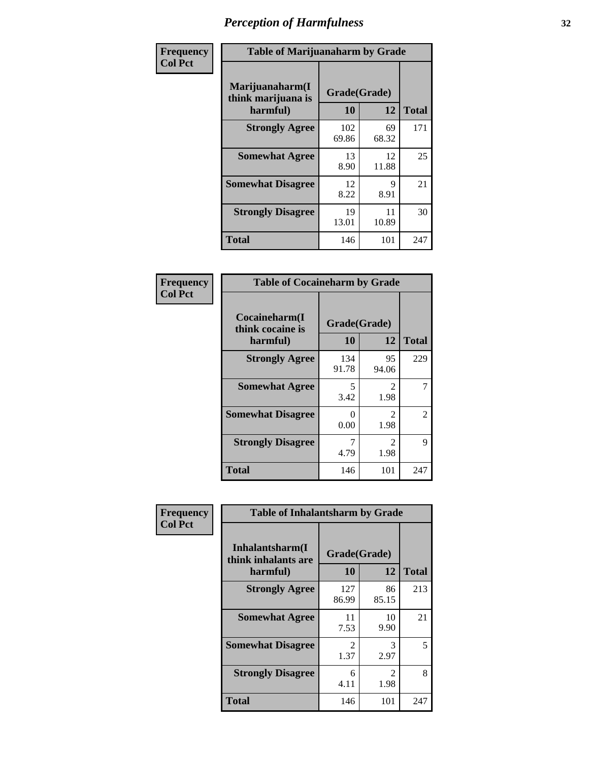# Perception of Harmfulness

| Frequency<br>Col Pct | | | |
|---|---|---|---|

**Table of Marijuanaharm by Grade**

| Marijuanaharm(I think marijuana is harmful) | Grade(Grade) 10 | 12 | Total |
|---|---|---|---|
| Strongly Agree | 102<br>69.86 | 69<br>68.32 | 171 |
| Somewhat Agree | 13<br>8.90 | 12<br>11.88 | 25 |
| Somewhat Disagree | 12<br>8.22 | 9<br>8.91 | 21 |
| Strongly Disagree | 19<br>13.01 | 11<br>10.89 | 30 |
| Total | 146 | 101 | 247 |

**Table of Cocaineharm by Grade**

| Cocaineharm(I think cocaine is harmful) | Grade(Grade) 10 | 12 | Total |
|---|---|---|---|
| Strongly Agree | 134<br>91.78 | 95<br>94.06 | 229 |
| Somewhat Agree | 5<br>3.42 | 2<br>1.98 | 7 |
| Somewhat Disagree | 0<br>0.00 | 2<br>1.98 | 2 |
| Strongly Disagree | 7<br>4.79 | 2<br>1.98 | 9 |
| Total | 146 | 101 | 247 |

**Table of Inhalantsharm by Grade**

| Inhalantsharm(I think inhalants are harmful) | Grade(Grade) 10 | 12 | Total |
|---|---|---|---|
| Strongly Agree | 127<br>86.99 | 86<br>85.15 | 213 |
| Somewhat Agree | 11<br>7.53 | 10<br>9.90 | 21 |
| Somewhat Disagree | 2<br>1.37 | 3<br>2.97 | 5 |
| Strongly Disagree | 6<br>4.11 | 2<br>1.98 | 8 |
| Total | 146 | 101 | 247 |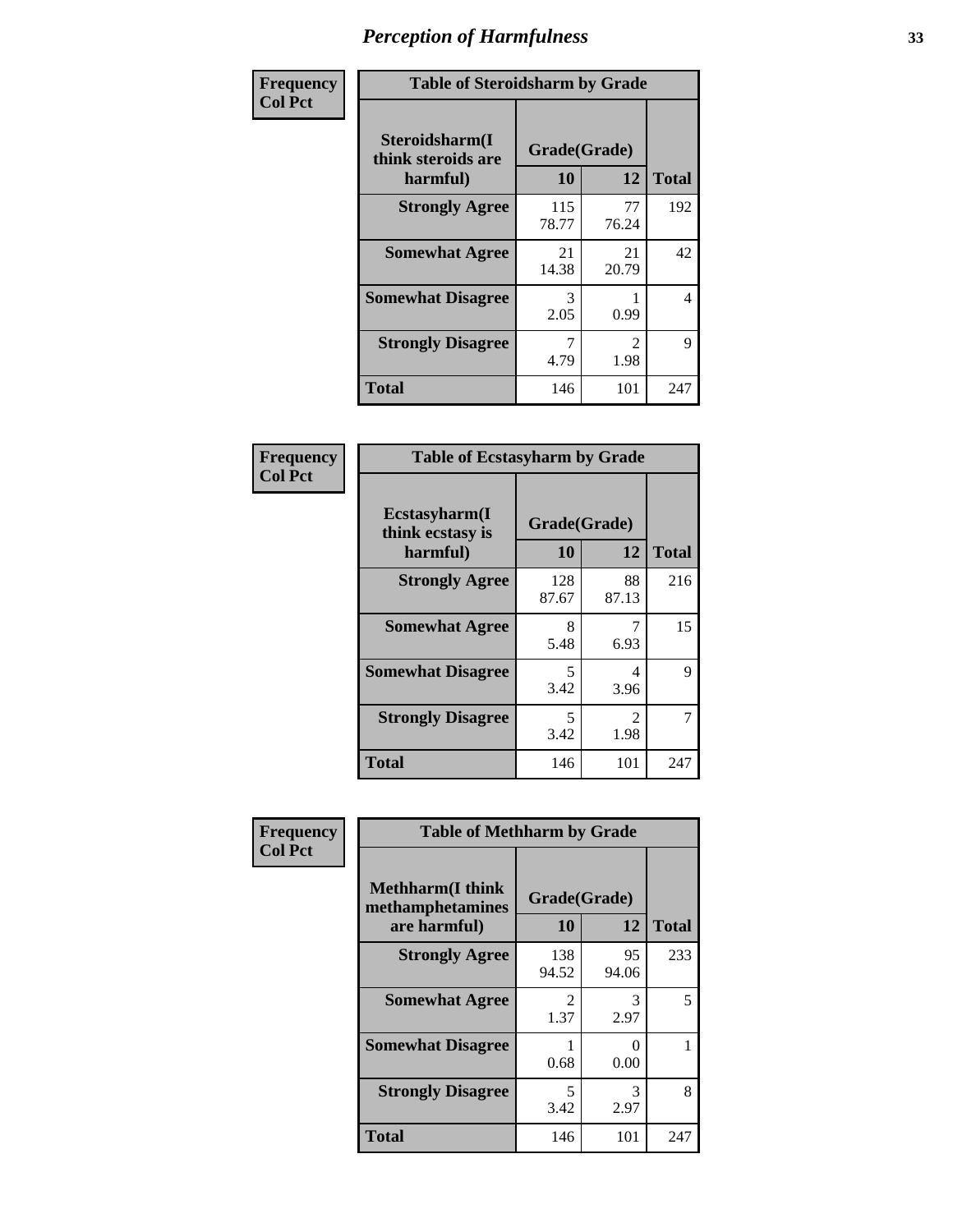# Perception of Harmfulness

**Frequency**
**Col Pct**

| Table of Steroidsharm by Grade | | | |
|---|---|---|---|
| **Steroidsharm(I think steroids are harmful)** | **Grade(Grade)** | | **Total** |
| | **10** | **12** | |
| **Strongly Agree** | 115<br>78.77 | 77<br>76.24 | 192 |
| **Somewhat Agree** | 21<br>14.38 | 21<br>20.79 | 42 |
| **Somewhat Disagree** | 3<br>2.05 | 1<br>0.99 | 4 |
| **Strongly Disagree** | 7<br>4.79 | 2<br>1.98 | 9 |
| **Total** | 146 | 101 | 247 |

**Frequency**
**Col Pct**

| Table of Ecstasyharm by Grade | | | |
|---|---|---|---|
| **Ecstasyharm(I think ecstasy is harmful)** | **Grade(Grade)** | | **Total** |
| | **10** | **12** | |
| **Strongly Agree** | 128<br>87.67 | 88<br>87.13 | 216 |
| **Somewhat Agree** | 8<br>5.48 | 7<br>6.93 | 15 |
| **Somewhat Disagree** | 5<br>3.42 | 4<br>3.96 | 9 |
| **Strongly Disagree** | 5<br>3.42 | 2<br>1.98 | 7 |
| **Total** | 146 | 101 | 247 |

**Frequency**
**Col Pct**

| Table of Methharm by Grade | | | |
|---|---|---|---|
| **Methharm(I think methamphetamines are harmful)** | **Grade(Grade)** | | **Total** |
| | **10** | **12** | |
| **Strongly Agree** | 138<br>94.52 | 95<br>94.06 | 233 |
| **Somewhat Agree** | 2<br>1.37 | 3<br>2.97 | 5 |
| **Somewhat Disagree** | 1<br>0.68 | 0<br>0.00 | 1 |
| **Strongly Disagree** | 5<br>3.42 | 3<br>2.97 | 8 |
| **Total** | 146 | 101 | 247 |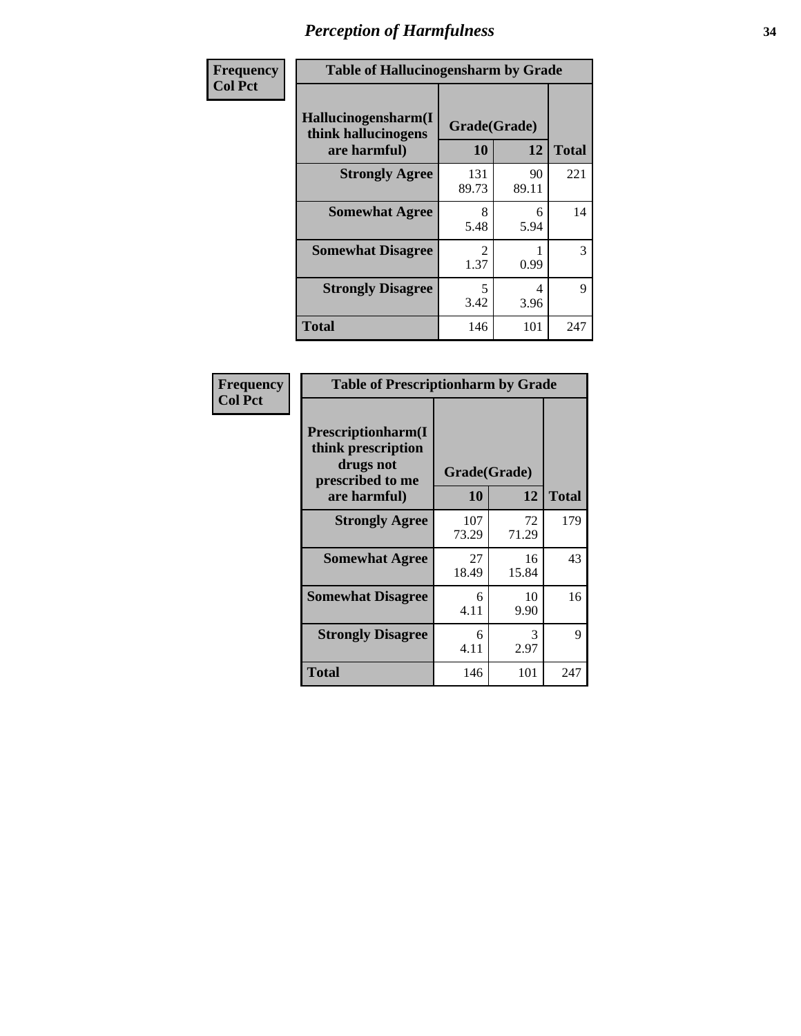# Perception of Harmfulness

| Frequency<br>Col Pct | Table of Hallucinogensharm by Grade | | |
|---|---|---|---|
| Hallucinogensharm(I think hallucinogens are harmful) | Grade(Grade) | | Total |
| | 10 | 12 | |
| Strongly Agree | 131<br>89.73 | 90<br>89.11 | 221 |
| Somewhat Agree | 8<br>5.48 | 6<br>5.94 | 14 |
| Somewhat Disagree | 2<br>1.37 | 1<br>0.99 | 3 |
| Strongly Disagree | 5<br>3.42 | 4<br>3.96 | 9 |
| Total | 146 | 101 | 247 |

| Frequency<br>Col Pct | Table of Prescriptionharm by Grade | | |
|---|---|---|---|
| Prescriptionharm(I think prescription drugs not prescribed to me are harmful) | Grade(Grade) | | Total |
| | 10 | 12 | |
| Strongly Agree | 107<br>73.29 | 72<br>71.29 | 179 |
| Somewhat Agree | 27<br>18.49 | 16<br>15.84 | 43 |
| Somewhat Disagree | 6<br>4.11 | 10<br>9.90 | 16 |
| Strongly Disagree | 6<br>4.11 | 3<br>2.97 | 9 |
| Total | 146 | 101 | 247 |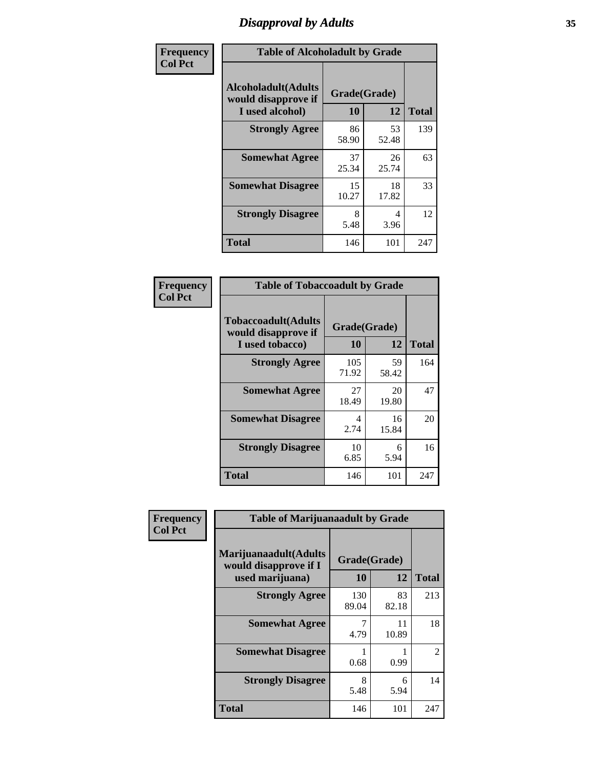# Disapproval by Adults

**Frequency**
**Col Pct**

| Table of Alcoholadult by Grade | | | |
|---|---|---|---|
| Alcoholadult(Adults would disapprove if I used alcohol) | Grade(Grade) | | Total |
| | 10 | 12 | |
| **Strongly Agree** | 86<br>58.90 | 53<br>52.48 | 139 |
| **Somewhat Agree** | 37<br>25.34 | 26<br>25.74 | 63 |
| **Somewhat Disagree** | 15<br>10.27 | 18<br>17.82 | 33 |
| **Strongly Disagree** | 8<br>5.48 | 4<br>3.96 | 12 |
| **Total** | 146 | 101 | 247 |

**Frequency**
**Col Pct**

| Table of Tobaccoadult by Grade | | | |
|---|---|---|---|
| Tobaccoadult(Adults would disapprove if I used tobacco) | Grade(Grade) | | Total |
| | 10 | 12 | |
| **Strongly Agree** | 105<br>71.92 | 59<br>58.42 | 164 |
| **Somewhat Agree** | 27<br>18.49 | 20<br>19.80 | 47 |
| **Somewhat Disagree** | 4<br>2.74 | 16<br>15.84 | 20 |
| **Strongly Disagree** | 10<br>6.85 | 6<br>5.94 | 16 |
| **Total** | 146 | 101 | 247 |

**Frequency**
**Col Pct**

| Table of Marijuanaadult by Grade | | | |
|---|---|---|---|
| Marijuanaadult(Adults would disapprove if I used marijuana) | Grade(Grade) | | Total |
| | 10 | 12 | |
| **Strongly Agree** | 130<br>89.04 | 83<br>82.18 | 213 |
| **Somewhat Agree** | 7<br>4.79 | 11<br>10.89 | 18 |
| **Somewhat Disagree** | 1<br>0.68 | 1<br>0.99 | 2 |
| **Strongly Disagree** | 8<br>5.48 | 6<br>5.94 | 14 |
| **Total** | 146 | 101 | 247 |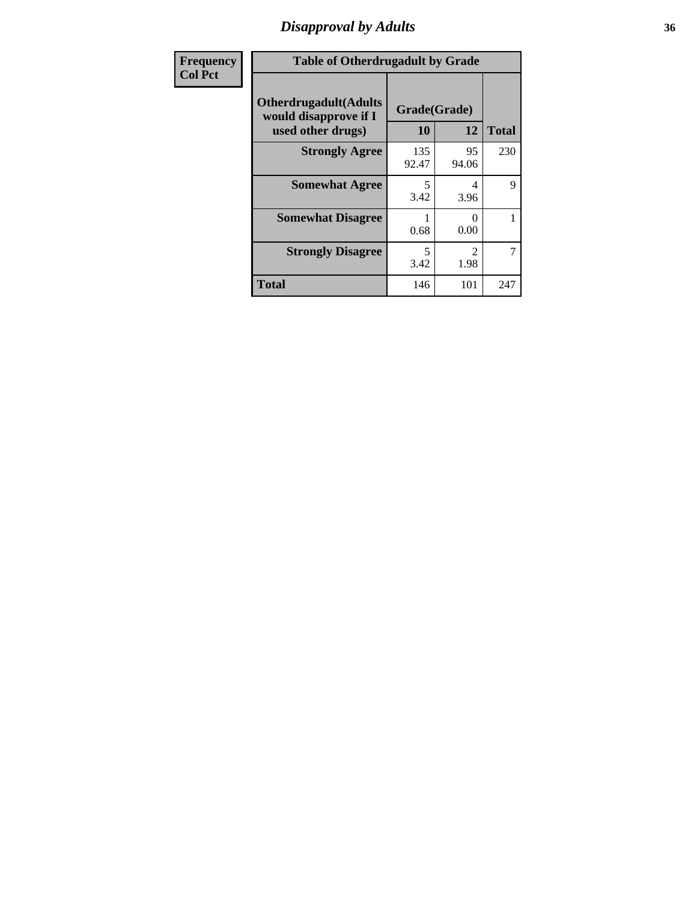# Disapproval by Adults

| Frequency<br>Col Pct | | | |
|---|---|---|---|
| **Table of Otherdrugadult by Grade** | | | |
| **Otherdrugadult(Adults would disapprove if I used other drugs)** | **Grade(Grade)** | | |
| | **10** | **12** | **Total** |
| **Strongly Agree** | 135<br>92.47 | 95<br>94.06 | 230 |
| **Somewhat Agree** | 5<br>3.42 | 4<br>3.96 | 9 |
| **Somewhat Disagree** | 1<br>0.68 | 0<br>0.00 | 1 |
| **Strongly Disagree** | 5<br>3.42 | 2<br>1.98 | 7 |
| **Total** | 146 | 101 | 247 |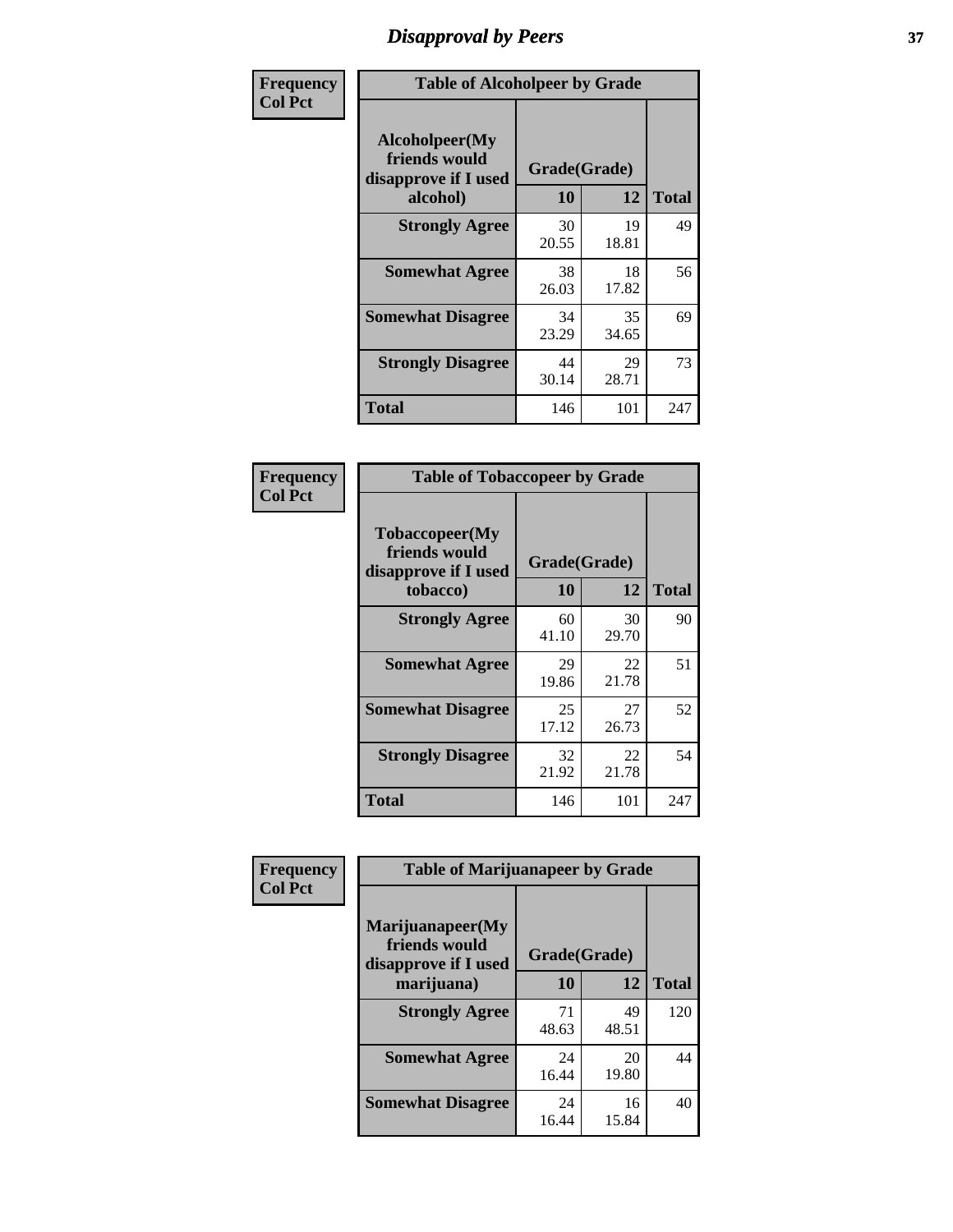# Disapproval by Peers

**Frequency**
**Col Pct**

| Table of Alcoholpeer by Grade | | | |
|---|---|---|---|
| Alcoholpeer(My friends would disapprove if I used alcohol) | Grade(Grade) | | |
| | 10 | 12 | Total |
| Strongly Agree | 30<br>20.55 | 19<br>18.81 | 49 |
| Somewhat Agree | 38<br>26.03 | 18<br>17.82 | 56 |
| Somewhat Disagree | 34<br>23.29 | 35<br>34.65 | 69 |
| Strongly Disagree | 44<br>30.14 | 29<br>28.71 | 73 |
| Total | 146 | 101 | 247 |

**Frequency**
**Col Pct**

| Table of Tobaccopeer by Grade | | | |
|---|---|---|---|
| Tobaccopeer(My friends would disapprove if I used tobacco) | Grade(Grade) | | |
| | 10 | 12 | Total |
| Strongly Agree | 60<br>41.10 | 30<br>29.70 | 90 |
| Somewhat Agree | 29<br>19.86 | 22<br>21.78 | 51 |
| Somewhat Disagree | 25<br>17.12 | 27<br>26.73 | 52 |
| Strongly Disagree | 32<br>21.92 | 22<br>21.78 | 54 |
| Total | 146 | 101 | 247 |

**Frequency**
**Col Pct**

| Table of Marijuanapeer by Grade | | | |
|---|---|---|---|
| Marijuanapeer(My friends would disapprove if I used marijuana) | Grade(Grade) | | |
| | 10 | 12 | Total |
| Strongly Agree | 71<br>48.63 | 49<br>48.51 | 120 |
| Somewhat Agree | 24<br>16.44 | 20<br>19.80 | 44 |
| Somewhat Disagree | 24<br>16.44 | 16<br>15.84 | 40 |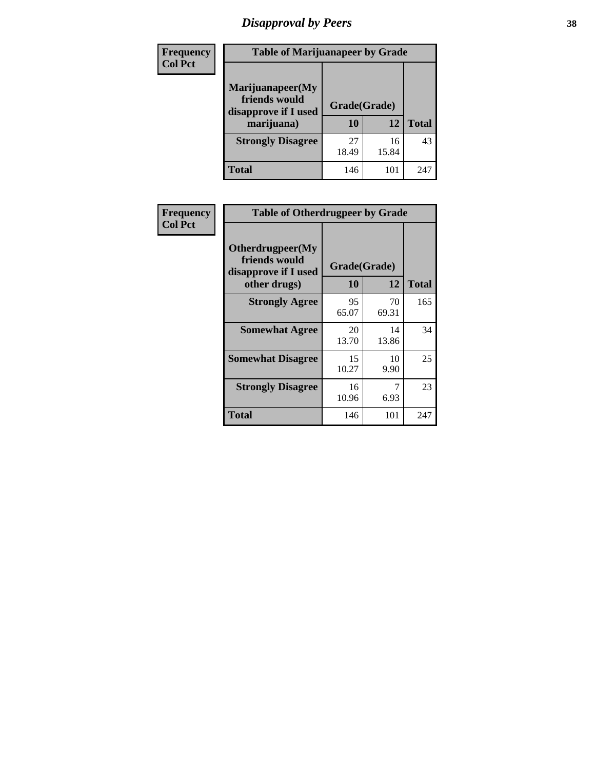## Disapproval by Peers

**Frequency**
**Col Pct**

**Table of Marijuanapeer by Grade**

| Marijuanapeer(My friends would disapprove if I used marijuana) | Grade(Grade) | | |
|---|---|---|---|
| | **10** | **12** | **Total** |
| **Strongly Disagree** | 27<br>18.49 | 16<br>15.84 | 43 |
| **Total** | 146 | 101 | 247 |

**Frequency**
**Col Pct**

**Table of Otherdrugpeer by Grade**

| Otherdrugpeer(My friends would disapprove if I used other drugs) | Grade(Grade) | | |
|---|---|---|---|
| | **10** | **12** | **Total** |
| **Strongly Agree** | 95<br>65.07 | 70<br>69.31 | 165 |
| **Somewhat Agree** | 20<br>13.70 | 14<br>13.86 | 34 |
| **Somewhat Disagree** | 15<br>10.27 | 10<br>9.90 | 25 |
| **Strongly Disagree** | 16<br>10.96 | 7<br>6.93 | 23 |
| **Total** | 146 | 101 | 247 |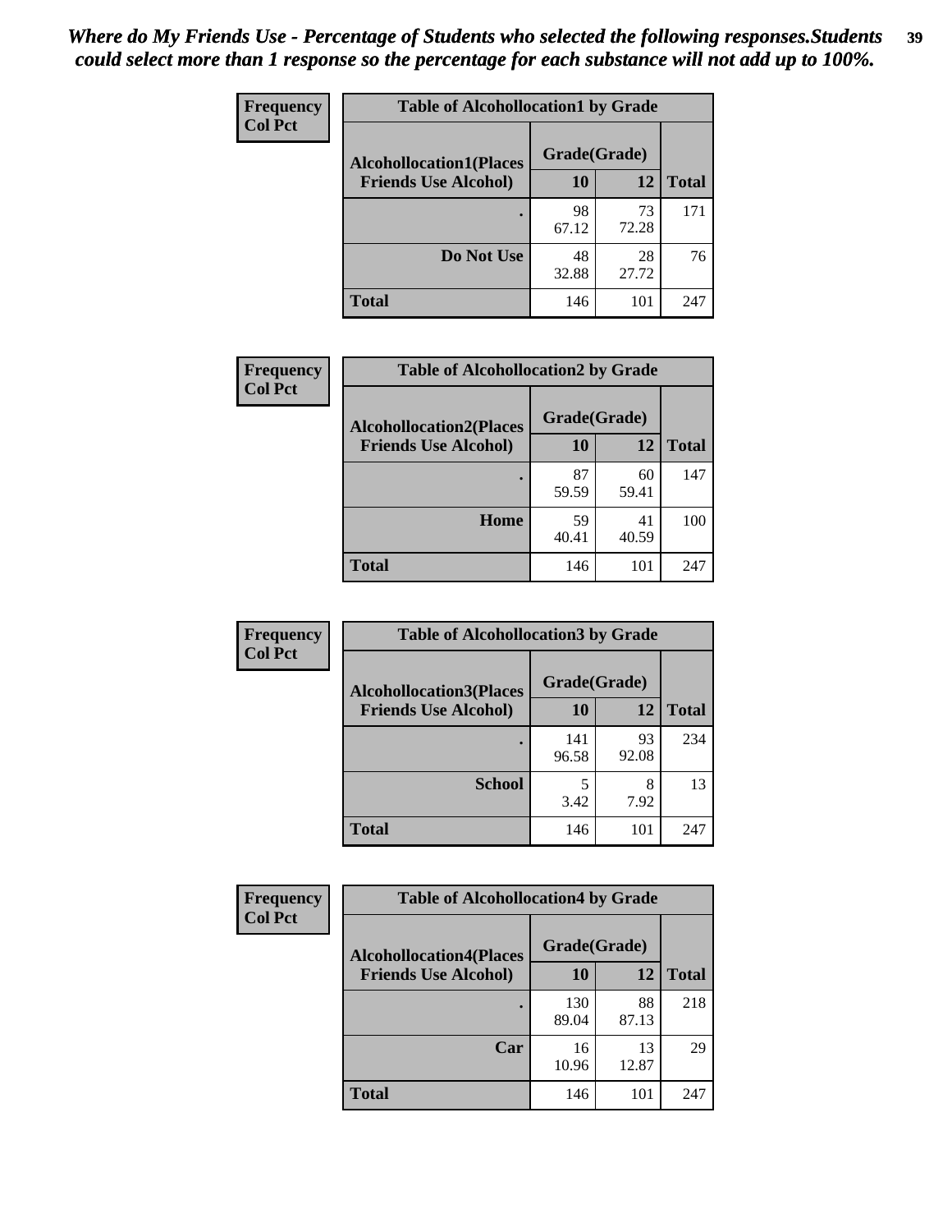*Where do My Friends Use - Percentage of Students who selected the following responses.Students could select more than 1 response so the percentage for each substance will not add up to 100%.*

**Frequency**
**Col Pct**

| Table of Alcohollocation1 by Grade | | | |
|---|---|---|---|
| **Alcohollocation1(Places Friends Use Alcohol)** | **Grade(Grade)** | | |
| | **10** | **12** | **Total** |
| **.** | 98<br>67.12 | 73<br>72.28 | 171 |
| **Do Not Use** | 48<br>32.88 | 28<br>27.72 | 76 |
| **Total** | 146 | 101 | 247 |

**Frequency**
**Col Pct**

| Table of Alcohollocation2 by Grade | | | |
|---|---|---|---|
| **Alcohollocation2(Places Friends Use Alcohol)** | **Grade(Grade)** | | |
| | **10** | **12** | **Total** |
| **.** | 87<br>59.59 | 60<br>59.41 | 147 |
| **Home** | 59<br>40.41 | 41<br>40.59 | 100 |
| **Total** | 146 | 101 | 247 |

**Frequency**
**Col Pct**

| Table of Alcohollocation3 by Grade | | | |
|---|---|---|---|
| **Alcohollocation3(Places Friends Use Alcohol)** | **Grade(Grade)** | | |
| | **10** | **12** | **Total** |
| **.** | 141<br>96.58 | 93<br>92.08 | 234 |
| **School** | 5<br>3.42 | 8<br>7.92 | 13 |
| **Total** | 146 | 101 | 247 |

**Frequency**
**Col Pct**

| Table of Alcohollocation4 by Grade | | | |
|---|---|---|---|
| **Alcohollocation4(Places Friends Use Alcohol)** | **Grade(Grade)** | | |
| | **10** | **12** | **Total** |
| **.** | 130<br>89.04 | 88<br>87.13 | 218 |
| **Car** | 16<br>10.96 | 13<br>12.87 | 29 |
| **Total** | 146 | 101 | 247 |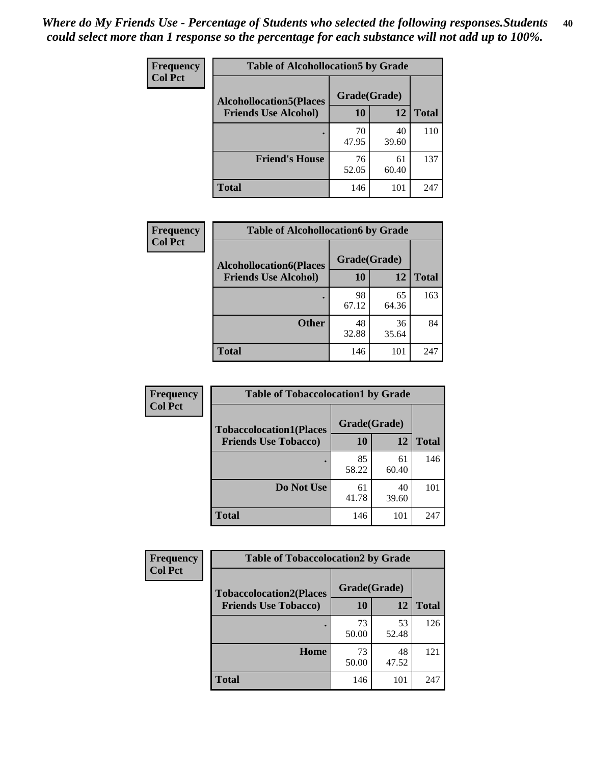*Where do My Friends Use - Percentage of Students who selected the following responses.Students could select more than 1 response so the percentage for each substance will not add up to 100%.*

**Frequency**
**Col Pct**

| Table of Alcohollocation5 by Grade | | | |
|---|---|---|---|
| **Alcohollocation5(Places Friends Use Alcohol)** | **Grade(Grade)** | | **Total** |
| | **10** | **12** | |
| **.** | 70<br>47.95 | 40<br>39.60 | 110 |
| **Friend's House** | 76<br>52.05 | 61<br>60.40 | 137 |
| **Total** | 146 | 101 | 247 |

**Frequency**
**Col Pct**

| Table of Alcohollocation6 by Grade | | | |
|---|---|---|---|
| **Alcohollocation6(Places Friends Use Alcohol)** | **Grade(Grade)** | | **Total** |
| | **10** | **12** | |
| **.** | 98<br>67.12 | 65<br>64.36 | 163 |
| **Other** | 48<br>32.88 | 36<br>35.64 | 84 |
| **Total** | 146 | 101 | 247 |

**Frequency**
**Col Pct**

| Table of Tobaccolocation1 by Grade | | | |
|---|---|---|---|
| **Tobaccolocation1(Places Friends Use Tobacco)** | **Grade(Grade)** | | **Total** |
| | **10** | **12** | |
| **.** | 85<br>58.22 | 61<br>60.40 | 146 |
| **Do Not Use** | 61<br>41.78 | 40<br>39.60 | 101 |
| **Total** | 146 | 101 | 247 |

**Frequency**
**Col Pct**

| Table of Tobaccolocation2 by Grade | | | |
|---|---|---|---|
| **Tobaccolocation2(Places Friends Use Tobacco)** | **Grade(Grade)** | | **Total** |
| | **10** | **12** | |
| **.** | 73<br>50.00 | 53<br>52.48 | 126 |
| **Home** | 73<br>50.00 | 48<br>47.52 | 121 |
| **Total** | 146 | 101 | 247 |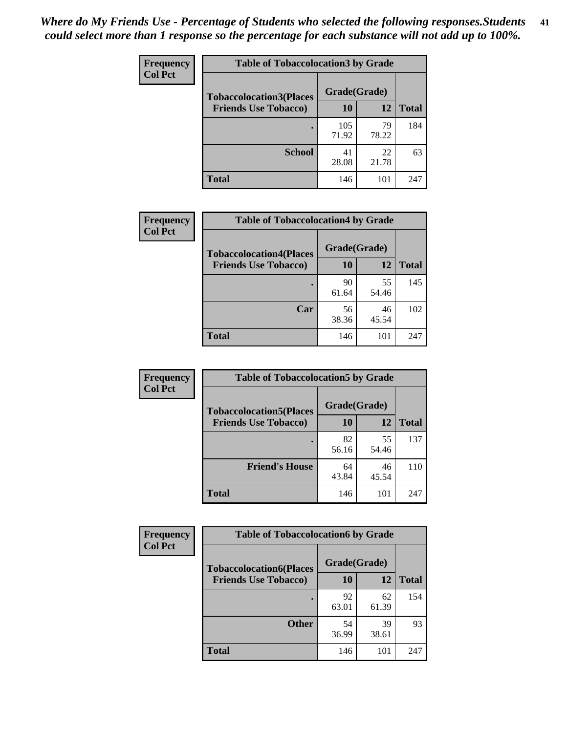*Where do My Friends Use - Percentage of Students who selected the following responses.Students could select more than 1 response so the percentage for each substance will not add up to 100%.*

**Frequency**
**Col Pct**

| Table of Tobaccolocation3 by Grade | | | |
|---|---|---|---|
| **Tobaccolocation3(Places Friends Use Tobacco)** | **Grade(Grade)** | | **Total** |
| | **10** | **12** | |
| **.** | 105<br>71.92 | 79<br>78.22 | 184 |
| **School** | 41<br>28.08 | 22<br>21.78 | 63 |
| **Total** | 146 | 101 | 247 |

**Frequency**
**Col Pct**

| Table of Tobaccolocation4 by Grade | | | |
|---|---|---|---|
| **Tobaccolocation4(Places Friends Use Tobacco)** | **Grade(Grade)** | | **Total** |
| | **10** | **12** | |
| **.** | 90<br>61.64 | 55<br>54.46 | 145 |
| **Car** | 56<br>38.36 | 46<br>45.54 | 102 |
| **Total** | 146 | 101 | 247 |

**Frequency**
**Col Pct**

| Table of Tobaccolocation5 by Grade | | | |
|---|---|---|---|
| **Tobaccolocation5(Places Friends Use Tobacco)** | **Grade(Grade)** | | **Total** |
| | **10** | **12** | |
| **.** | 82<br>56.16 | 55<br>54.46 | 137 |
| **Friend's House** | 64<br>43.84 | 46<br>45.54 | 110 |
| **Total** | 146 | 101 | 247 |

**Frequency**
**Col Pct**

| Table of Tobaccolocation6 by Grade | | | |
|---|---|---|---|
| **Tobaccolocation6(Places Friends Use Tobacco)** | **Grade(Grade)** | | **Total** |
| | **10** | **12** | |
| **.** | 92<br>63.01 | 62<br>61.39 | 154 |
| **Other** | 54<br>36.99 | 39<br>38.61 | 93 |
| **Total** | 146 | 101 | 247 |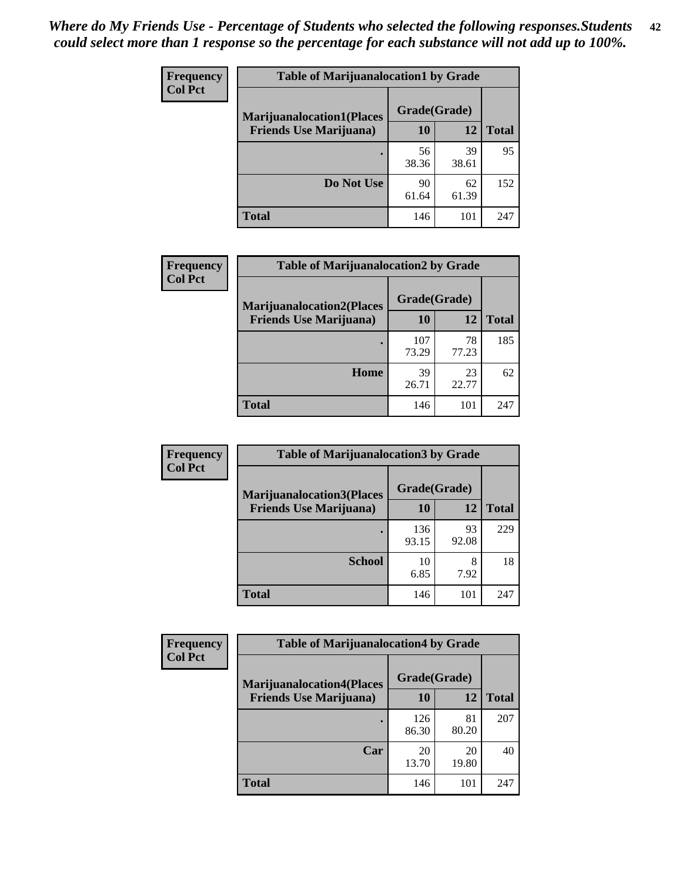*Where do My Friends Use - Percentage of Students who selected the following responses.Students could select more than 1 response so the percentage for each substance will not add up to 100%.*

**Frequency**
**Col Pct**

| Table of Marijuanalocation1 by Grade | | | |
|---|---|---|---|
| **Marijuanalocation1(Places Friends Use Marijuana)** | **Grade(Grade)** | | **Total** |
| | **10** | **12** | |
| **.** | 56<br>38.36 | 39<br>38.61 | 95 |
| **Do Not Use** | 90<br>61.64 | 62<br>61.39 | 152 |
| **Total** | 146 | 101 | 247 |

**Frequency**
**Col Pct**

| Table of Marijuanalocation2 by Grade | | | |
|---|---|---|---|
| **Marijuanalocation2(Places Friends Use Marijuana)** | **Grade(Grade)** | | **Total** |
| | **10** | **12** | |
| **.** | 107<br>73.29 | 78<br>77.23 | 185 |
| **Home** | 39<br>26.71 | 23<br>22.77 | 62 |
| **Total** | 146 | 101 | 247 |

**Frequency**
**Col Pct**

| Table of Marijuanalocation3 by Grade | | | |
|---|---|---|---|
| **Marijuanalocation3(Places Friends Use Marijuana)** | **Grade(Grade)** | | **Total** |
| | **10** | **12** | |
| **.** | 136<br>93.15 | 93<br>92.08 | 229 |
| **School** | 10<br>6.85 | 8<br>7.92 | 18 |
| **Total** | 146 | 101 | 247 |

**Frequency**
**Col Pct**

| Table of Marijuanalocation4 by Grade | | | |
|---|---|---|---|
| **Marijuanalocation4(Places Friends Use Marijuana)** | **Grade(Grade)** | | **Total** |
| | **10** | **12** | |
| **.** | 126<br>86.30 | 81<br>80.20 | 207 |
| **Car** | 20<br>13.70 | 20<br>19.80 | 40 |
| **Total** | 146 | 101 | 247 |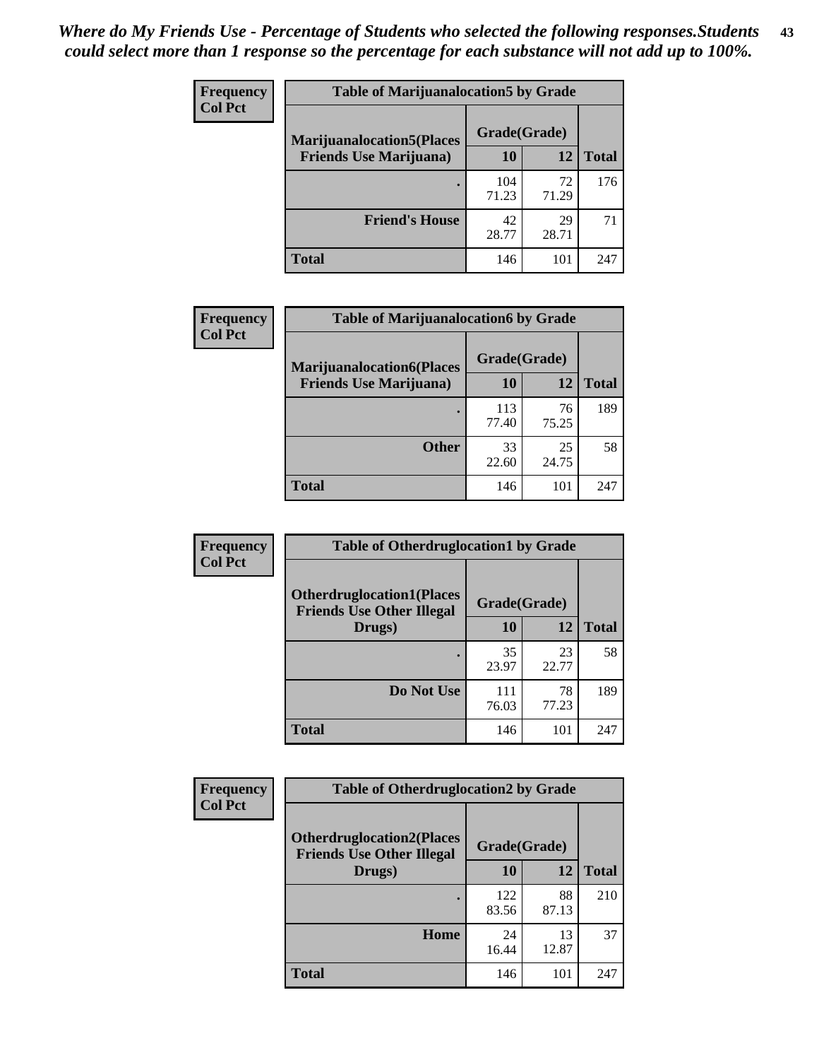*Where do My Friends Use - Percentage of Students who selected the following responses.Students could select more than 1 response so the percentage for each substance will not add up to 100%.*

**Frequency**
**Col Pct**

**Table of Marijuanalocation5 by Grade**

| Marijuanalocation5(Places Friends Use Marijuana) | Grade(Grade) 10 | 12 | Total |
|---|---|---|---|
| . | 104<br>71.23 | 72<br>71.29 | 176 |
| Friend's House | 42<br>28.77 | 29<br>28.71 | 71 |
| Total | 146 | 101 | 247 |

**Frequency**
**Col Pct**

**Table of Marijuanalocation6 by Grade**

| Marijuanalocation6(Places Friends Use Marijuana) | Grade(Grade) 10 | 12 | Total |
|---|---|---|---|
| . | 113<br>77.40 | 76<br>75.25 | 189 |
| Other | 33<br>22.60 | 25<br>24.75 | 58 |
| Total | 146 | 101 | 247 |

**Frequency**
**Col Pct**

**Table of Otherdruglocation1 by Grade**

| Otherdruglocation1(Places Friends Use Other Illegal Drugs) | Grade(Grade) 10 | 12 | Total |
|---|---|---|---|
| . | 35<br>23.97 | 23<br>22.77 | 58 |
| Do Not Use | 111<br>76.03 | 78<br>77.23 | 189 |
| Total | 146 | 101 | 247 |

**Frequency**
**Col Pct**

**Table of Otherdruglocation2 by Grade**

| Otherdruglocation2(Places Friends Use Other Illegal Drugs) | Grade(Grade) 10 | 12 | Total |
|---|---|---|---|
| . | 122<br>83.56 | 88<br>87.13 | 210 |
| Home | 24<br>16.44 | 13<br>12.87 | 37 |
| Total | 146 | 101 | 247 |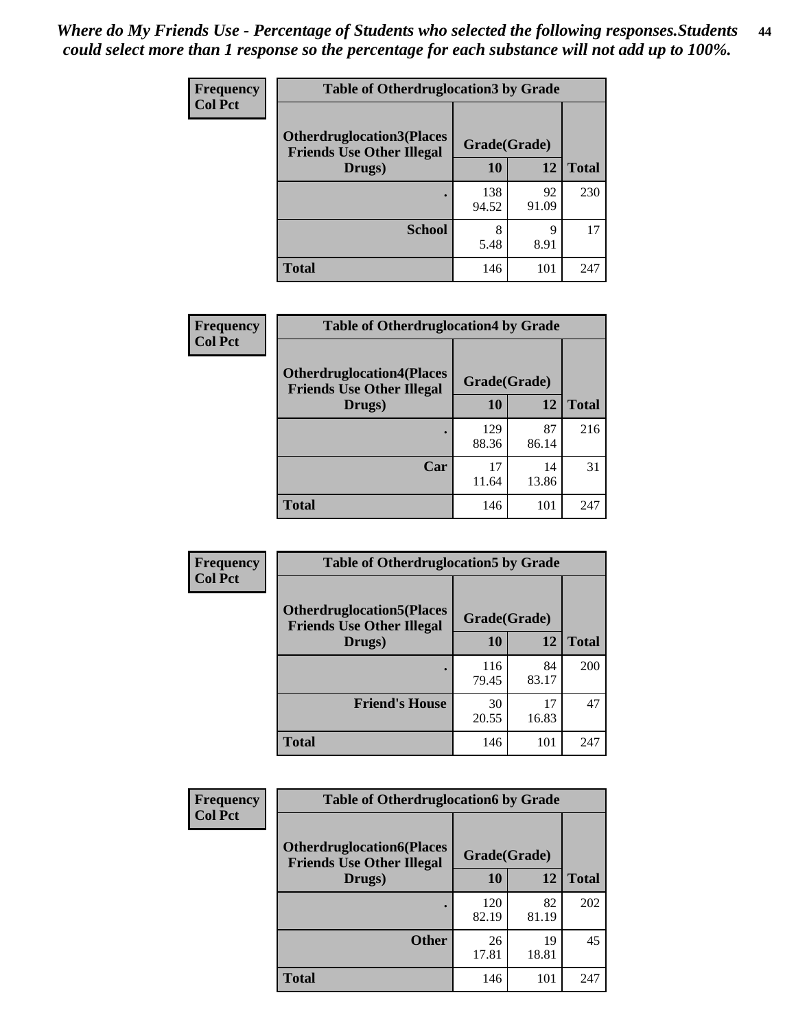*Where do My Friends Use - Percentage of Students who selected the following responses.Students could select more than 1 response so the percentage for each substance will not add up to 100%.*

**Frequency**
**Col Pct**

| Table of Otherdruglocation3 by Grade | | | |
|---|---|---|---|
| Otherdruglocation3(Places Friends Use Other Illegal Drugs) | Grade(Grade) | | Total |
| | 10 | 12 | |
| . | 138<br>94.52 | 92<br>91.09 | 230 |
| School | 8<br>5.48 | 9<br>8.91 | 17 |
| Total | 146 | 101 | 247 |

**Frequency**
**Col Pct**

| Table of Otherdruglocation4 by Grade | | | |
|---|---|---|---|
| Otherdruglocation4(Places Friends Use Other Illegal Drugs) | Grade(Grade) | | Total |
| | 10 | 12 | |
| . | 129<br>88.36 | 87<br>86.14 | 216 |
| Car | 17<br>11.64 | 14<br>13.86 | 31 |
| Total | 146 | 101 | 247 |

**Frequency**
**Col Pct**

| Table of Otherdruglocation5 by Grade | | | |
|---|---|---|---|
| Otherdruglocation5(Places Friends Use Other Illegal Drugs) | Grade(Grade) | | Total |
| | 10 | 12 | |
| . | 116<br>79.45 | 84<br>83.17 | 200 |
| Friend's House | 30<br>20.55 | 17<br>16.83 | 47 |
| Total | 146 | 101 | 247 |

**Frequency**
**Col Pct**

| Table of Otherdruglocation6 by Grade | | | |
|---|---|---|---|
| Otherdruglocation6(Places Friends Use Other Illegal Drugs) | Grade(Grade) | | Total |
| | 10 | 12 | |
| . | 120<br>82.19 | 82<br>81.19 | 202 |
| Other | 26<br>17.81 | 19<br>18.81 | 45 |
| Total | 146 | 101 | 247 |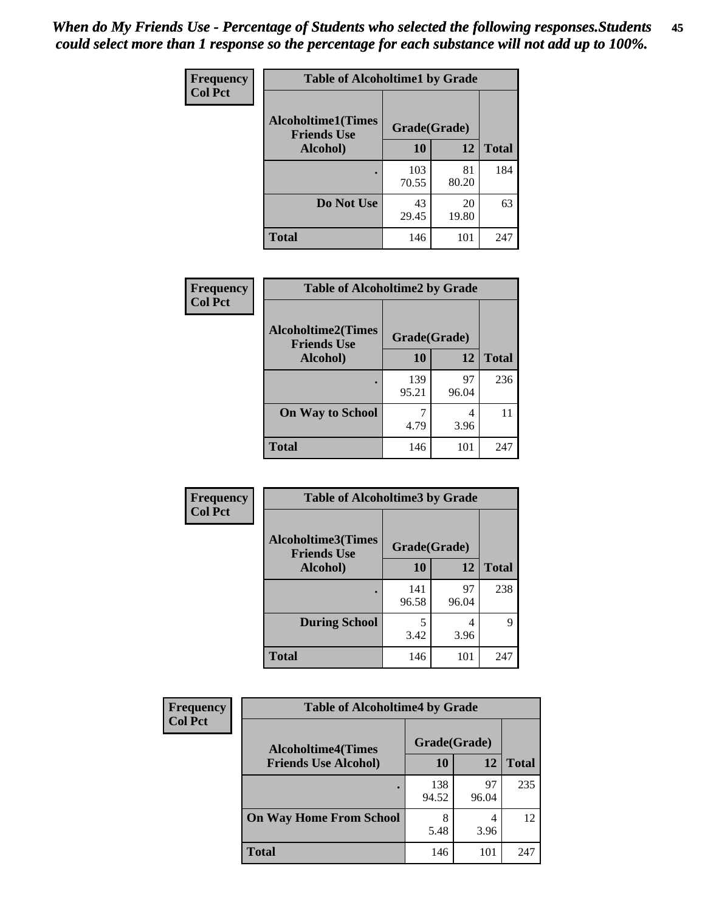*When do My Friends Use - Percentage of Students who selected the following responses.Students could select more than 1 response so the percentage for each substance will not add up to 100%.*

**Frequency**
**Col Pct**

| Table of Alcoholtime1 by Grade | | | |
|---|---|---|---|
| **Alcoholtime1(Times Friends Use Alcohol)** | **Grade(Grade)** | | |
| | **10** | **12** | **Total** |
| **.** | 103<br>70.55 | 81<br>80.20 | 184 |
| **Do Not Use** | 43<br>29.45 | 20<br>19.80 | 63 |
| **Total** | 146 | 101 | 247 |

**Frequency**
**Col Pct**

| Table of Alcoholtime2 by Grade | | | |
|---|---|---|---|
| **Alcoholtime2(Times Friends Use Alcohol)** | **Grade(Grade)** | | |
| | **10** | **12** | **Total** |
| **.** | 139<br>95.21 | 97<br>96.04 | 236 |
| **On Way to School** | 7<br>4.79 | 4<br>3.96 | 11 |
| **Total** | 146 | 101 | 247 |

**Frequency**
**Col Pct**

| Table of Alcoholtime3 by Grade | | | |
|---|---|---|---|
| **Alcoholtime3(Times Friends Use Alcohol)** | **Grade(Grade)** | | |
| | **10** | **12** | **Total** |
| **.** | 141<br>96.58 | 97<br>96.04 | 238 |
| **During School** | 5<br>3.42 | 4<br>3.96 | 9 |
| **Total** | 146 | 101 | 247 |

**Frequency**
**Col Pct**

| Table of Alcoholtime4 by Grade | | | |
|---|---|---|---|
| **Alcoholtime4(Times Friends Use Alcohol)** | **Grade(Grade)** | | |
| | **10** | **12** | **Total** |
| **.** | 138<br>94.52 | 97<br>96.04 | 235 |
| **On Way Home From School** | 8<br>5.48 | 4<br>3.96 | 12 |
| **Total** | 146 | 101 | 247 |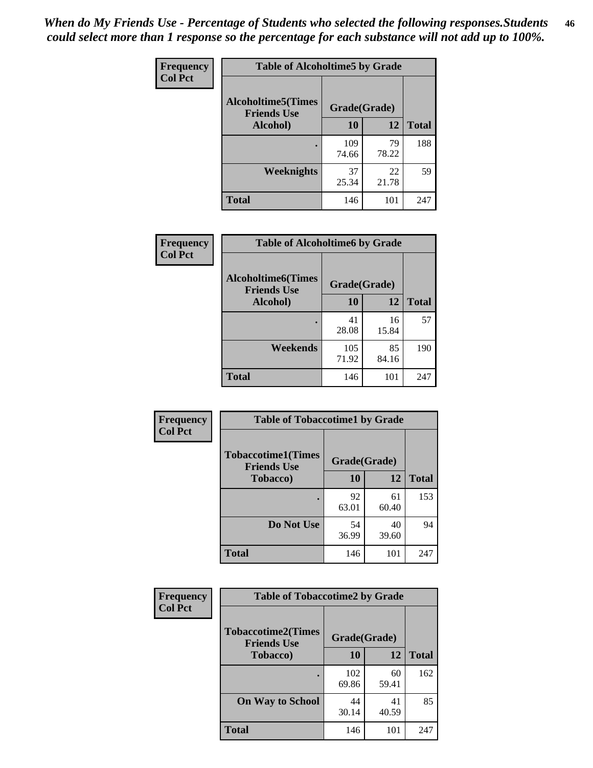*When do My Friends Use - Percentage of Students who selected the following responses.Students could select more than 1 response so the percentage for each substance will not add up to 100%.*

| Frequency Col Pct | Table of Alcoholtime5 by Grade | | |
|---|---|---|---|
| Alcoholtime5(Times Friends Use Alcohol) | Grade(Grade) | | |
| | 10 | 12 | Total |
| . | 109<br>74.66 | 79<br>78.22 | 188 |
| Weeknights | 37<br>25.34 | 22<br>21.78 | 59 |
| Total | 146 | 101 | 247 |

| Frequency Col Pct | Table of Alcoholtime6 by Grade | | |
|---|---|---|---|
| Alcoholtime6(Times Friends Use Alcohol) | Grade(Grade) | | |
| | 10 | 12 | Total |
| . | 41<br>28.08 | 16<br>15.84 | 57 |
| Weekends | 105<br>71.92 | 85<br>84.16 | 190 |
| Total | 146 | 101 | 247 |

| Frequency Col Pct | Table of Tobaccotime1 by Grade | | |
|---|---|---|---|
| Tobaccotime1(Times Friends Use Tobacco) | Grade(Grade) | | |
| | 10 | 12 | Total |
| . | 92<br>63.01 | 61<br>60.40 | 153 |
| Do Not Use | 54<br>36.99 | 40<br>39.60 | 94 |
| Total | 146 | 101 | 247 |

| Frequency Col Pct | Table of Tobaccotime2 by Grade | | |
|---|---|---|---|
| Tobaccotime2(Times Friends Use Tobacco) | Grade(Grade) | | |
| | 10 | 12 | Total |
| . | 102<br>69.86 | 60<br>59.41 | 162 |
| On Way to School | 44<br>30.14 | 41<br>40.59 | 85 |
| Total | 146 | 101 | 247 |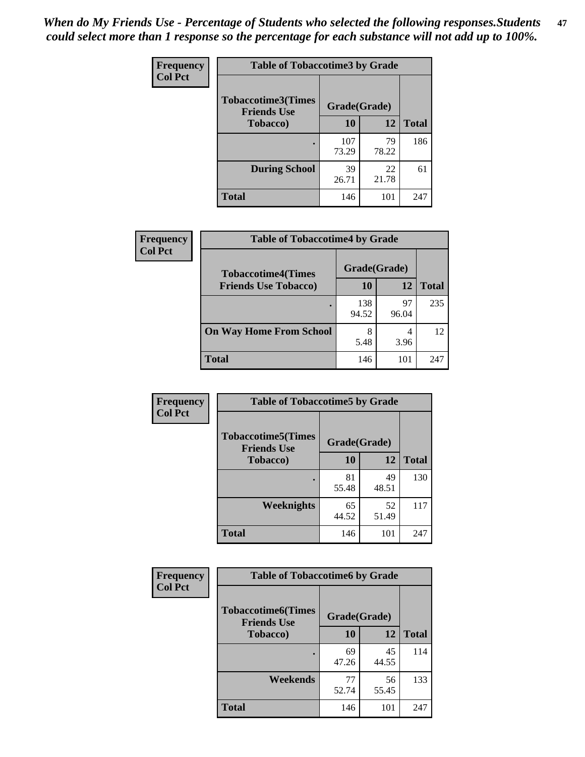*When do My Friends Use - Percentage of Students who selected the following responses.Students could select more than 1 response so the percentage for each substance will not add up to 100%.*

**Frequency**
**Col Pct**

| Table of Tobaccotime3 by Grade | | | |
|---|---|---|---|
| **Tobaccotime3(Times Friends Use Tobacco)** | **Grade(Grade)** | | |
| | **10** | **12** | **Total** |
| **.** | 107<br>73.29 | 79<br>78.22 | 186 |
| **During School** | 39<br>26.71 | 22<br>21.78 | 61 |
| **Total** | 146 | 101 | 247 |

**Frequency**
**Col Pct**

| Table of Tobaccotime4 by Grade | | | |
|---|---|---|---|
| **Tobaccotime4(Times Friends Use Tobacco)** | **Grade(Grade)** | | |
| | **10** | **12** | **Total** |
| **.** | 138<br>94.52 | 97<br>96.04 | 235 |
| **On Way Home From School** | 8<br>5.48 | 4<br>3.96 | 12 |
| **Total** | 146 | 101 | 247 |

**Frequency**
**Col Pct**

| Table of Tobaccotime5 by Grade | | | |
|---|---|---|---|
| **Tobaccotime5(Times Friends Use Tobacco)** | **Grade(Grade)** | | |
| | **10** | **12** | **Total** |
| **.** | 81<br>55.48 | 49<br>48.51 | 130 |
| **Weeknights** | 65<br>44.52 | 52<br>51.49 | 117 |
| **Total** | 146 | 101 | 247 |

**Frequency**
**Col Pct**

| Table of Tobaccotime6 by Grade | | | |
|---|---|---|---|
| **Tobaccotime6(Times Friends Use Tobacco)** | **Grade(Grade)** | | |
| | **10** | **12** | **Total** |
| **.** | 69<br>47.26 | 45<br>44.55 | 114 |
| **Weekends** | 77<br>52.74 | 56<br>55.45 | 133 |
| **Total** | 146 | 101 | 247 |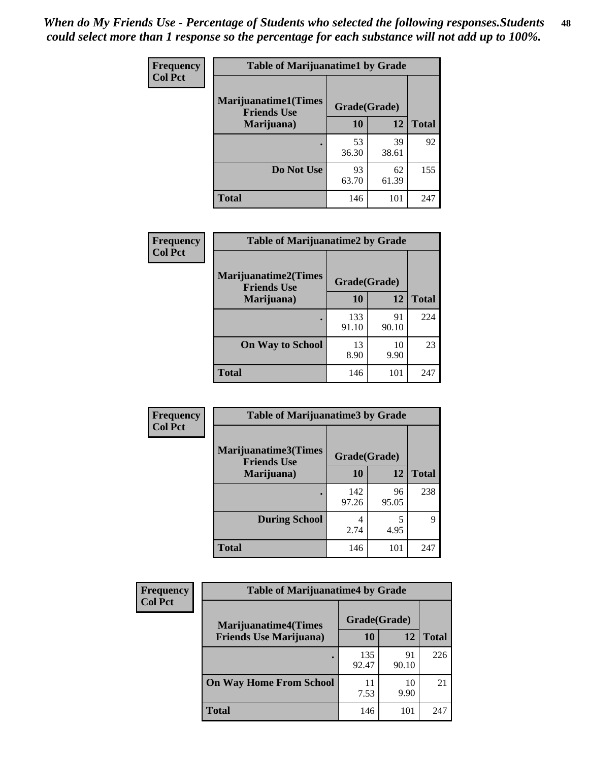*When do My Friends Use - Percentage of Students who selected the following responses.Students could select more than 1 response so the percentage for each substance will not add up to 100%.*

**Frequency**
**Col Pct**

| Table of Marijuanatime1 by Grade | | | |
|---|---|---|---|
| Marijuanatime1(Times Friends Use Marijuana) | Grade(Grade) | | |
| | 10 | 12 | Total |
| . | 53<br>36.30 | 39<br>38.61 | 92 |
| Do Not Use | 93<br>63.70 | 62<br>61.39 | 155 |
| Total | 146 | 101 | 247 |

**Frequency**
**Col Pct**

| Table of Marijuanatime2 by Grade | | | |
|---|---|---|---|
| Marijuanatime2(Times Friends Use Marijuana) | Grade(Grade) | | |
| | 10 | 12 | Total |
| . | 133<br>91.10 | 91<br>90.10 | 224 |
| On Way to School | 13<br>8.90 | 10<br>9.90 | 23 |
| Total | 146 | 101 | 247 |

**Frequency**
**Col Pct**

| Table of Marijuanatime3 by Grade | | | |
|---|---|---|---|
| Marijuanatime3(Times Friends Use Marijuana) | Grade(Grade) | | |
| | 10 | 12 | Total |
| . | 142<br>97.26 | 96<br>95.05 | 238 |
| During School | 4<br>2.74 | 5<br>4.95 | 9 |
| Total | 146 | 101 | 247 |

**Frequency**
**Col Pct**

| Table of Marijuanatime4 by Grade | | | |
|---|---|---|---|
| Marijuanatime4(Times Friends Use Marijuana) | Grade(Grade) | | |
| | 10 | 12 | Total |
| . | 135<br>92.47 | 91<br>90.10 | 226 |
| On Way Home From School | 11<br>7.53 | 10<br>9.90 | 21 |
| Total | 146 | 101 | 247 |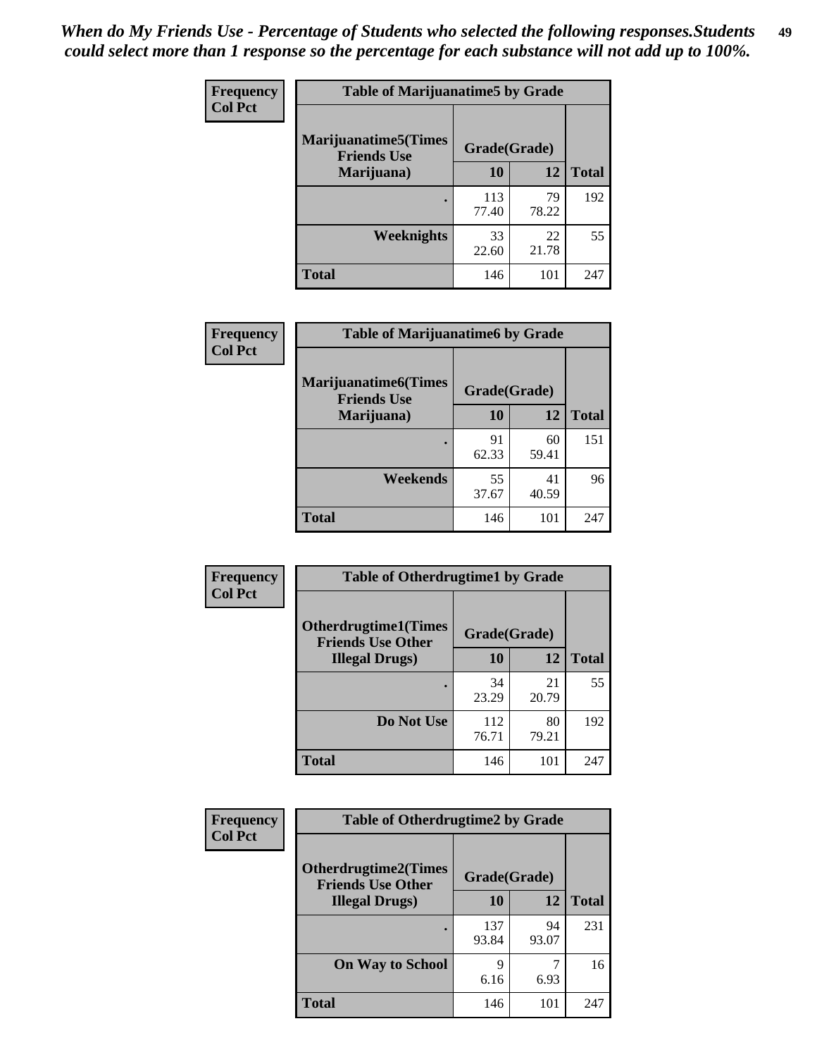*When do My Friends Use - Percentage of Students who selected the following responses.Students could select more than 1 response so the percentage for each substance will not add up to 100%.*

**Frequency**
**Col Pct**

| Table of Marijuanatime5 by Grade | | | |
|---|---|---|---|
| Marijuanatime5(Times Friends Use Marijuana) | Grade(Grade) | | Total |
| | 10 | 12 | |
| . | 113<br>77.40 | 79<br>78.22 | 192 |
| Weeknights | 33<br>22.60 | 22<br>21.78 | 55 |
| Total | 146 | 101 | 247 |

**Frequency**
**Col Pct**

| Table of Marijuanatime6 by Grade | | | |
|---|---|---|---|
| Marijuanatime6(Times Friends Use Marijuana) | Grade(Grade) | | Total |
| | 10 | 12 | |
| . | 91<br>62.33 | 60<br>59.41 | 151 |
| Weekends | 55<br>37.67 | 41<br>40.59 | 96 |
| Total | 146 | 101 | 247 |

**Frequency**
**Col Pct**

| Table of Otherdrugtime1 by Grade | | | |
|---|---|---|---|
| Otherdrugtime1(Times Friends Use Other Illegal Drugs) | Grade(Grade) | | Total |
| | 10 | 12 | |
| . | 34<br>23.29 | 21<br>20.79 | 55 |
| Do Not Use | 112<br>76.71 | 80<br>79.21 | 192 |
| Total | 146 | 101 | 247 |

**Frequency**
**Col Pct**

| Table of Otherdrugtime2 by Grade | | | |
|---|---|---|---|
| Otherdrugtime2(Times Friends Use Other Illegal Drugs) | Grade(Grade) | | Total |
| | 10 | 12 | |
| . | 137<br>93.84 | 94<br>93.07 | 231 |
| On Way to School | 9<br>6.16 | 7<br>6.93 | 16 |
| Total | 146 | 101 | 247 |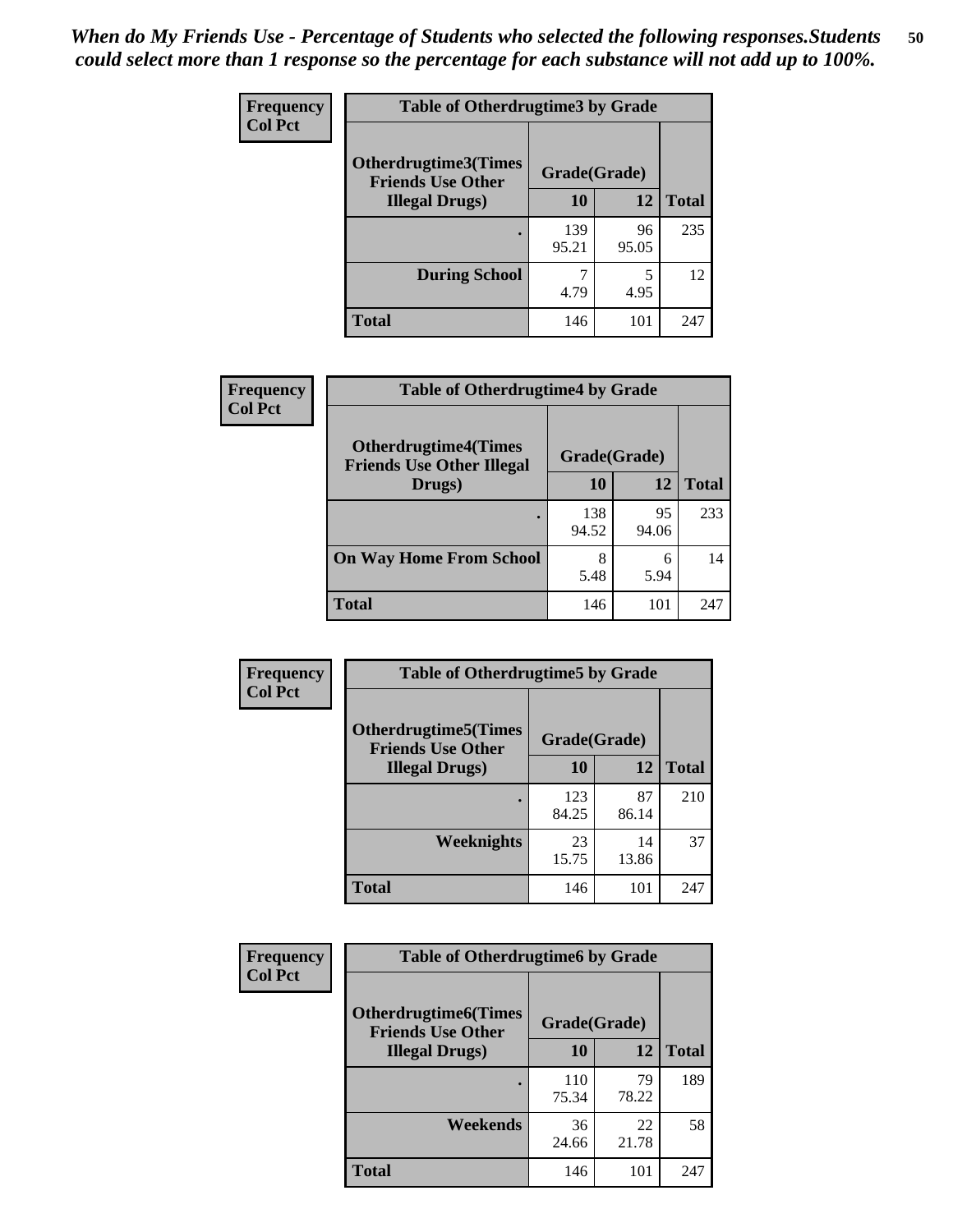*When do My Friends Use - Percentage of Students who selected the following responses.Students could select more than 1 response so the percentage for each substance will not add up to 100%.*

**Frequency**
**Col Pct**

| Table of Otherdrugtime3 by Grade | | | |
|---|---|---|---|
| **Otherdrugtime3(Times Friends Use Other Illegal Drugs)** | **Grade(Grade)** | | **Total** |
| | **10** | **12** | |
| **.** | 139<br>95.21 | 96<br>95.05 | 235 |
| **During School** | 7<br>4.79 | 5<br>4.95 | 12 |
| **Total** | 146 | 101 | 247 |

**Frequency**
**Col Pct**

| Table of Otherdrugtime4 by Grade | | | |
|---|---|---|---|
| **Otherdrugtime4(Times Friends Use Other Illegal Drugs)** | **Grade(Grade)** | | **Total** |
| | **10** | **12** | |
| **.** | 138<br>94.52 | 95<br>94.06 | 233 |
| **On Way Home From School** | 8<br>5.48 | 6<br>5.94 | 14 |
| **Total** | 146 | 101 | 247 |

**Frequency**
**Col Pct**

| Table of Otherdrugtime5 by Grade | | | |
|---|---|---|---|
| **Otherdrugtime5(Times Friends Use Other Illegal Drugs)** | **Grade(Grade)** | | **Total** |
| | **10** | **12** | |
| **.** | 123<br>84.25 | 87<br>86.14 | 210 |
| **Weeknights** | 23<br>15.75 | 14<br>13.86 | 37 |
| **Total** | 146 | 101 | 247 |

**Frequency**
**Col Pct**

| Table of Otherdrugtime6 by Grade | | | |
|---|---|---|---|
| **Otherdrugtime6(Times Friends Use Other Illegal Drugs)** | **Grade(Grade)** | | **Total** |
| | **10** | **12** | |
| **.** | 110<br>75.34 | 79<br>78.22 | 189 |
| **Weekends** | 36<br>24.66 | 22<br>21.78 | 58 |
| **Total** | 146 | 101 | 247 |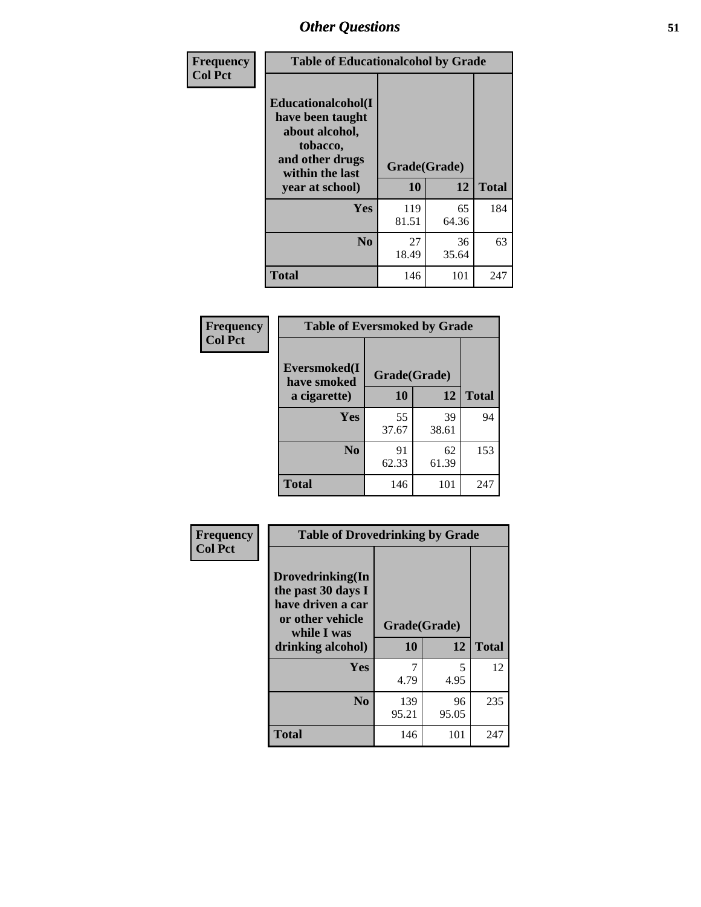# Other Questions

| Frequency<br>Col Pct | Table of Educationalalcohol by Grade | | |
|---|---|---|---|
| Educationalalcohol(I have been taught about alcohol, tobacco, and other drugs within the last year at school) | Grade(Grade) | | |
| | 10 | 12 | Total |
| Yes | 119<br>81.51 | 65<br>64.36 | 184 |
| No | 27<br>18.49 | 36<br>35.64 | 63 |
| Total | 146 | 101 | 247 |

| Frequency<br>Col Pct | Table of Eversmoked by Grade | | |
|---|---|---|---|
| Eversmoked(I have smoked a cigarette) | Grade(Grade) | | |
| | 10 | 12 | Total |
| Yes | 55<br>37.67 | 39<br>38.61 | 94 |
| No | 91<br>62.33 | 62<br>61.39 | 153 |
| Total | 146 | 101 | 247 |

| Frequency<br>Col Pct | Table of Drovedrinking by Grade | | |
|---|---|---|---|
| Drovedrinking(In the past 30 days I have driven a car or other vehicle while I was drinking alcohol) | Grade(Grade) | | |
| | 10 | 12 | Total |
| Yes | 7<br>4.79 | 5<br>4.95 | 12 |
| No | 139<br>95.21 | 96<br>95.05 | 235 |
| Total | 146 | 101 | 247 |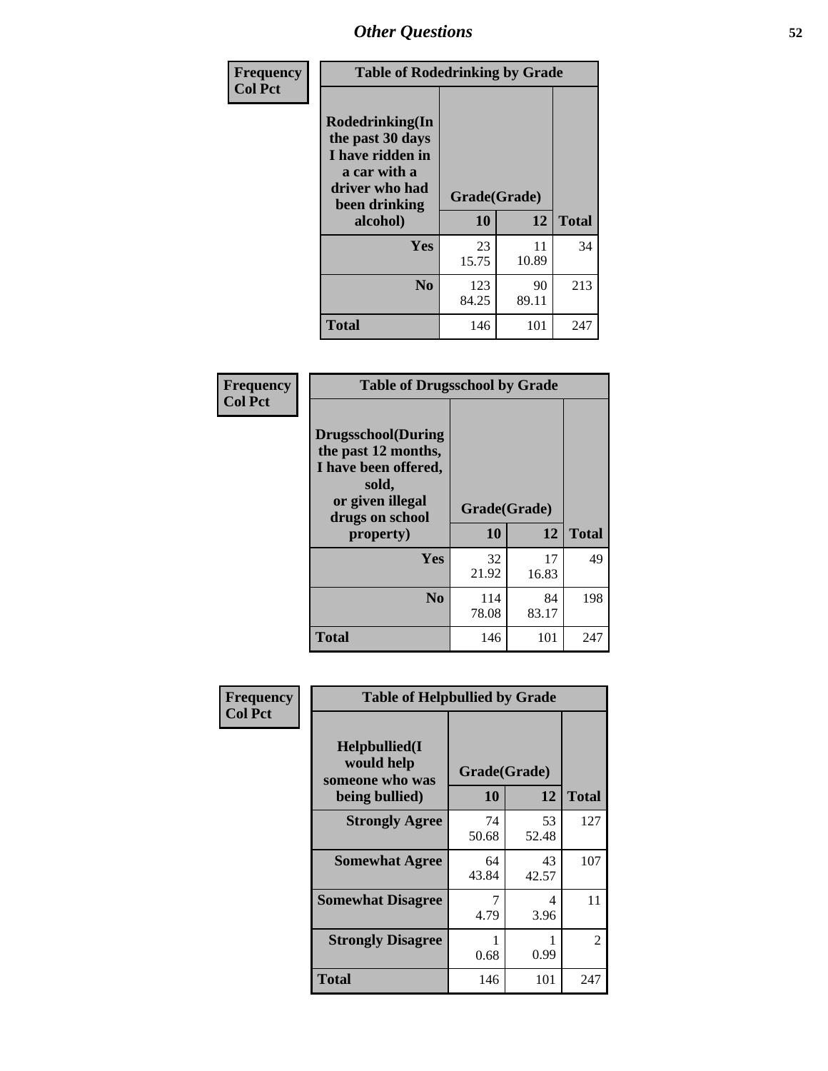# Other Questions

**Frequency**
**Col Pct**

| Table of Rodedrinking by Grade | | | |
|---|---|---|---|
| Rodedrinking(In the past 30 days I have ridden in a car with a driver who had been drinking alcohol) | Grade(Grade) | | |
| | 10 | 12 | Total |
| Yes | 23<br>15.75 | 11<br>10.89 | 34 |
| No | 123<br>84.25 | 90<br>89.11 | 213 |
| Total | 146 | 101 | 247 |

**Frequency**
**Col Pct**

| Table of Drugsschool by Grade | | | |
|---|---|---|---|
| Drugsschool(During the past 12 months, I have been offered, sold, or given illegal drugs on school property) | Grade(Grade) | | |
| | 10 | 12 | Total |
| Yes | 32<br>21.92 | 17<br>16.83 | 49 |
| No | 114<br>78.08 | 84<br>83.17 | 198 |
| Total | 146 | 101 | 247 |

**Frequency**
**Col Pct**

| Table of Helpbullied by Grade | | | |
|---|---|---|---|
| Helpbullied(I would help someone who was being bullied) | Grade(Grade) | | |
| | 10 | 12 | Total |
| Strongly Agree | 74<br>50.68 | 53<br>52.48 | 127 |
| Somewhat Agree | 64<br>43.84 | 43<br>42.57 | 107 |
| Somewhat Disagree | 7<br>4.79 | 4<br>3.96 | 11 |
| Strongly Disagree | 1<br>0.68 | 1<br>0.99 | 2 |
| Total | 146 | 101 | 247 |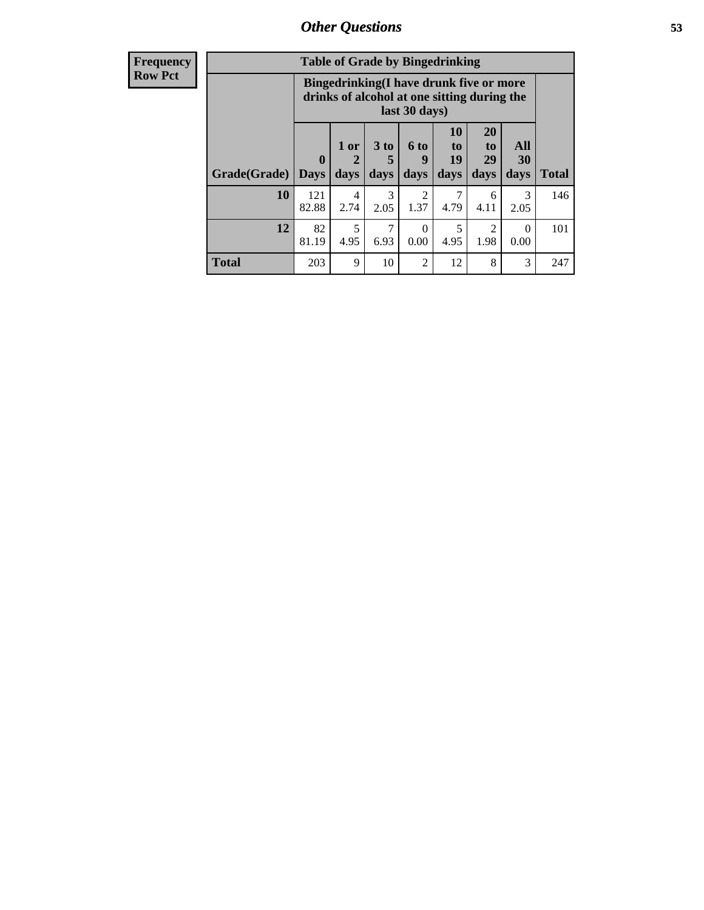## Other Questions

**Frequency**
**Row Pct**

**Table of Grade by Bingedrinking**

| Grade(Grade) | Bingedrinking(I have drunk five or more drinks of alcohol at one sitting during the last 30 days) | | | | | | | Total |
|---|---|---|---|---|---|---|---|---|
| | 0 Days | 1 or 2 days | 3 to 5 days | 6 to 9 days | 10 to 19 days | 20 to 29 days | All 30 days | |
| **10** | 121<br>82.88 | 4<br>2.74 | 3<br>2.05 | 2<br>1.37 | 7<br>4.79 | 6<br>4.11 | 3<br>2.05 | 146 |
| **12** | 82<br>81.19 | 5<br>4.95 | 7<br>6.93 | 0<br>0.00 | 5<br>4.95 | 2<br>1.98 | 0<br>0.00 | 101 |
| **Total** | 203 | 9 | 10 | 2 | 12 | 8 | 3 | 247 |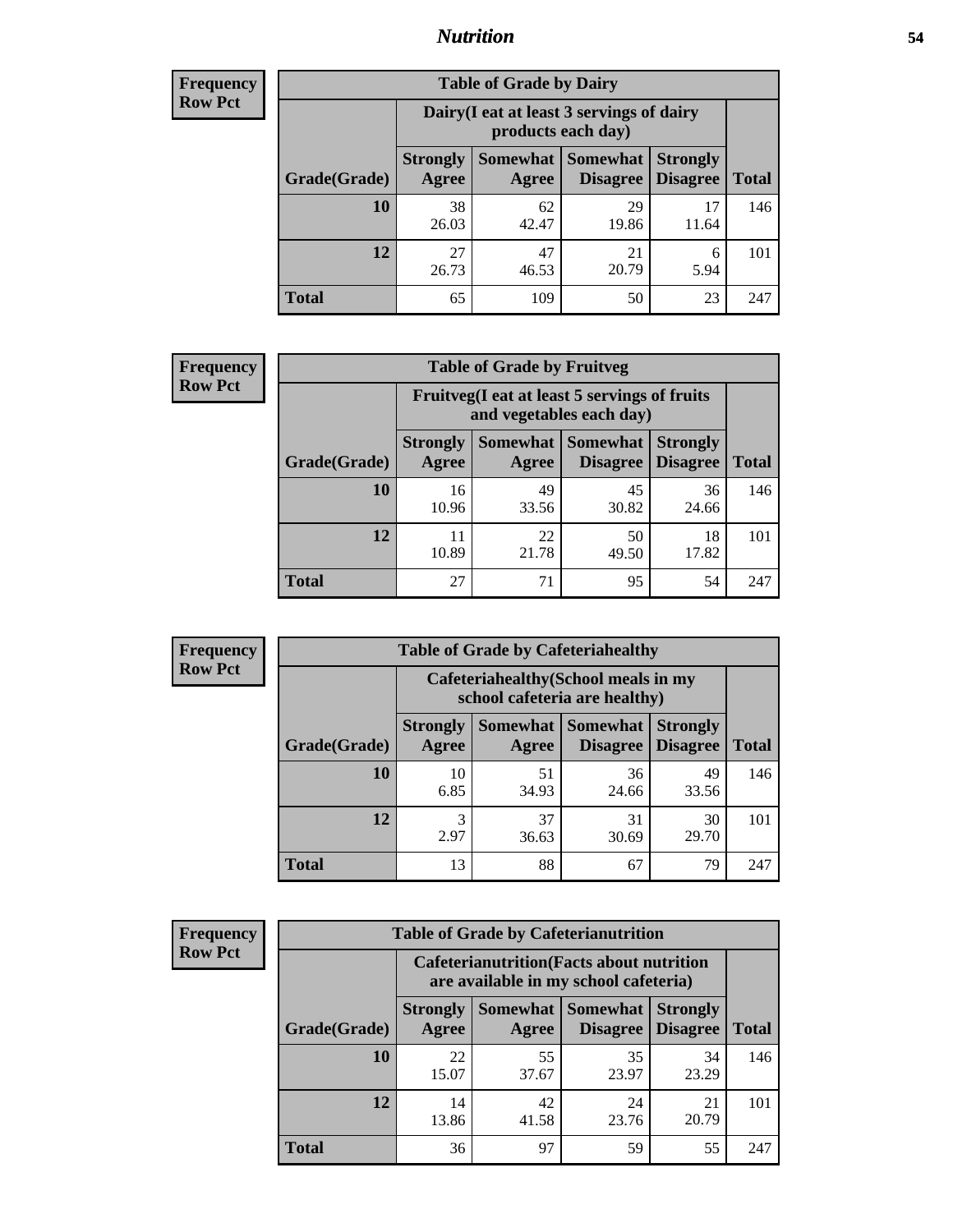## Nutrition

**Frequency**
**Row Pct**

| Table of Grade by Dairy | | | | | |
|---|---|---|---|---|---|
| | Dairy(I eat at least 3 servings of dairy products each day) | | | | |
| Grade(Grade) | Strongly Agree | Somewhat Agree | Somewhat Disagree | Strongly Disagree | Total |
| **10** | 38<br>26.03 | 62<br>42.47 | 29<br>19.86 | 17<br>11.64 | 146 |
| **12** | 27<br>26.73 | 47<br>46.53 | 21<br>20.79 | 6<br>5.94 | 101 |
| **Total** | 65 | 109 | 50 | 23 | 247 |

**Frequency**
**Row Pct**

| Table of Grade by Fruitveg | | | | | |
|---|---|---|---|---|---|
| | Fruitveg(I eat at least 5 servings of fruits and vegetables each day) | | | | |
| Grade(Grade) | Strongly Agree | Somewhat Agree | Somewhat Disagree | Strongly Disagree | Total |
| **10** | 16<br>10.96 | 49<br>33.56 | 45<br>30.82 | 36<br>24.66 | 146 |
| **12** | 11<br>10.89 | 22<br>21.78 | 50<br>49.50 | 18<br>17.82 | 101 |
| **Total** | 27 | 71 | 95 | 54 | 247 |

**Frequency**
**Row Pct**

| Table of Grade by Cafeteriahealthy | | | | | |
|---|---|---|---|---|---|
| | Cafeteriahealthy(School meals in my school cafeteria are healthy) | | | | |
| Grade(Grade) | Strongly Agree | Somewhat Agree | Somewhat Disagree | Strongly Disagree | Total |
| **10** | 10<br>6.85 | 51<br>34.93 | 36<br>24.66 | 49<br>33.56 | 146 |
| **12** | 3<br>2.97 | 37<br>36.63 | 31<br>30.69 | 30<br>29.70 | 101 |
| **Total** | 13 | 88 | 67 | 79 | 247 |

**Frequency**
**Row Pct**

| Table of Grade by Cafeterianutrition | | | | | |
|---|---|---|---|---|---|
| | Cafeterianutrition(Facts about nutrition are available in my school cafeteria) | | | | |
| Grade(Grade) | Strongly Agree | Somewhat Agree | Somewhat Disagree | Strongly Disagree | Total |
| **10** | 22<br>15.07 | 55<br>37.67 | 35<br>23.97 | 34<br>23.29 | 146 |
| **12** | 14<br>13.86 | 42<br>41.58 | 24<br>23.76 | 21<br>20.79 | 101 |
| **Total** | 36 | 97 | 59 | 55 | 247 |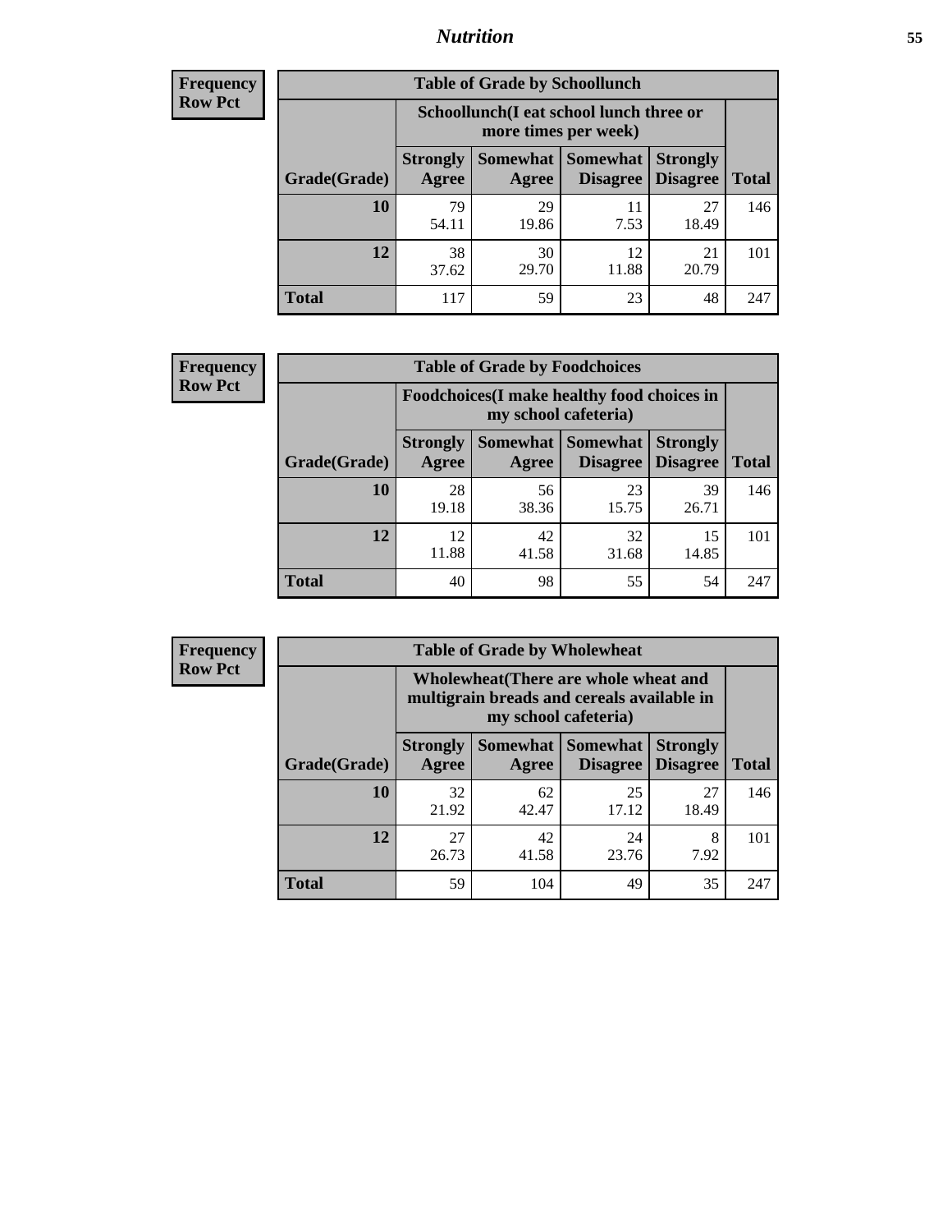**Frequency**
**Row Pct**

**Table of Grade by Schoollunch**

| Grade(Grade) | Schoollunch(I eat school lunch three or more times per week) | | | | Total |
|---|---|---|---|---|---|
| | Strongly Agree | Somewhat Agree | Somewhat Disagree | Strongly Disagree | Total |
| 10 | 79<br>54.11 | 29<br>19.86 | 11<br>7.53 | 27<br>18.49 | 146 |
| 12 | 38<br>37.62 | 30<br>29.70 | 12<br>11.88 | 21<br>20.79 | 101 |
| Total | 117 | 59 | 23 | 48 | 247 |

**Frequency**
**Row Pct**

**Table of Grade by Foodchoices**

| Grade(Grade) | Foodchoices(I make healthy food choices in my school cafeteria) | | | | Total |
|---|---|---|---|---|---|
| | Strongly Agree | Somewhat Agree | Somewhat Disagree | Strongly Disagree | Total |
| 10 | 28<br>19.18 | 56<br>38.36 | 23<br>15.75 | 39<br>26.71 | 146 |
| 12 | 12<br>11.88 | 42<br>41.58 | 32<br>31.68 | 15<br>14.85 | 101 |
| Total | 40 | 98 | 55 | 54 | 247 |

**Frequency**
**Row Pct**

**Table of Grade by Wholewheat**

| Grade(Grade) | Wholewheat(There are whole wheat and multigrain breads and cereals available in my school cafeteria) | | | | Total |
|---|---|---|---|---|---|
| | Strongly Agree | Somewhat Agree | Somewhat Disagree | Strongly Disagree | Total |
| 10 | 32<br>21.92 | 62<br>42.47 | 25<br>17.12 | 27<br>18.49 | 146 |
| 12 | 27<br>26.73 | 42<br>41.58 | 24<br>23.76 | 8<br>7.92 | 101 |
| Total | 59 | 104 | 49 | 35 | 247 |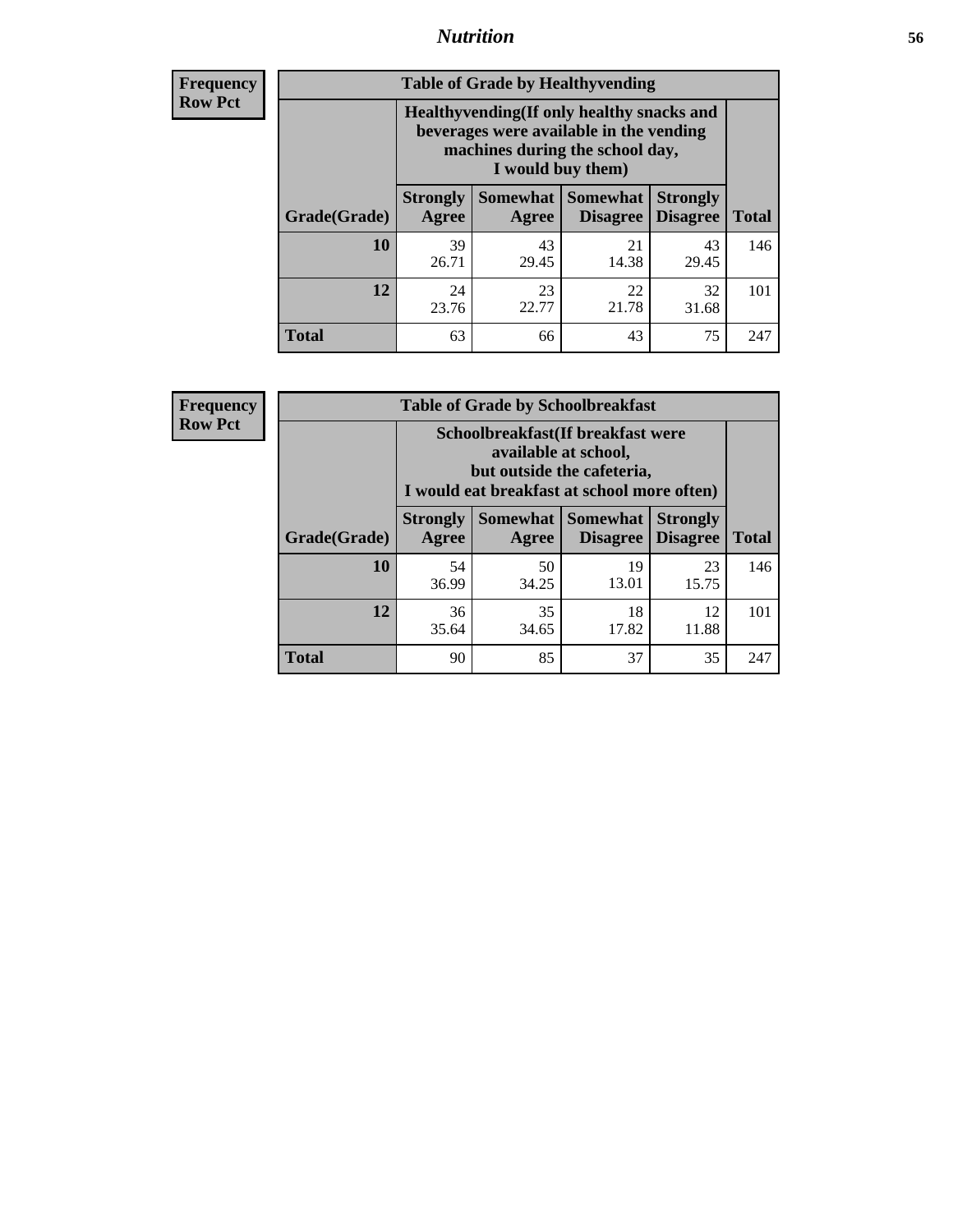## Nutrition

**Frequency**
**Row Pct**

| Table of Grade by Healthyvending | | | | | |
|---|---|---|---|---|---|
| | Healthyvending(If only healthy snacks and beverages were available in the vending machines during the school day, I would buy them) | | | | |
| Grade(Grade) | Strongly Agree | Somewhat Agree | Somewhat Disagree | Strongly Disagree | Total |
| **10** | 39<br>26.71 | 43<br>29.45 | 21<br>14.38 | 43<br>29.45 | 146 |
| **12** | 24<br>23.76 | 23<br>22.77 | 22<br>21.78 | 32<br>31.68 | 101 |
| **Total** | 63 | 66 | 43 | 75 | 247 |

**Frequency**
**Row Pct**

| Table of Grade by Schoolbreakfast | | | | | |
|---|---|---|---|---|---|
| | Schoolbreakfast(If breakfast were available at school, but outside the cafeteria, I would eat breakfast at school more often) | | | | |
| Grade(Grade) | Strongly Agree | Somewhat Agree | Somewhat Disagree | Strongly Disagree | Total |
| **10** | 54<br>36.99 | 50<br>34.25 | 19<br>13.01 | 23<br>15.75 | 146 |
| **12** | 36<br>35.64 | 35<br>34.65 | 18<br>17.82 | 12<br>11.88 | 101 |
| **Total** | 90 | 85 | 37 | 35 | 247 |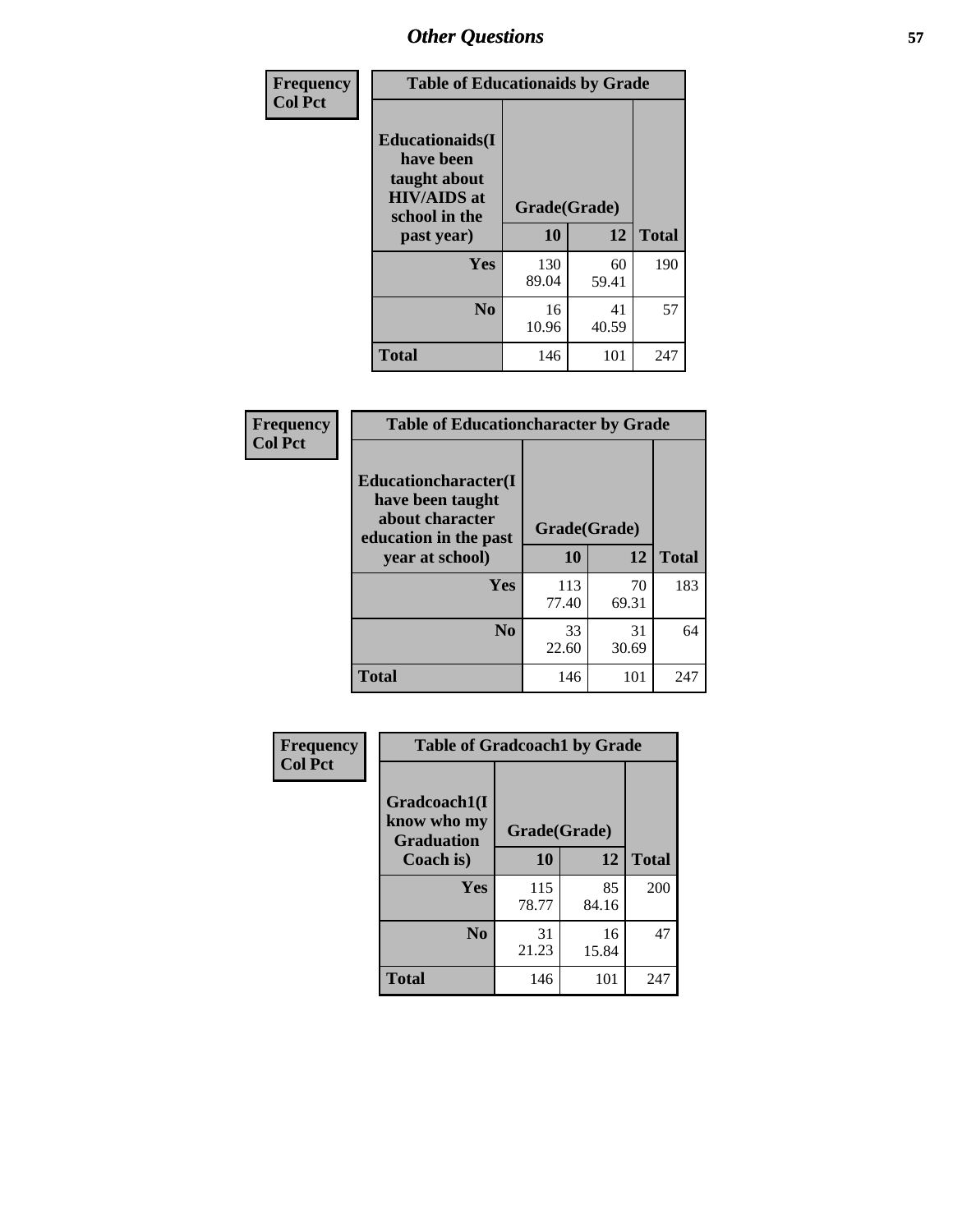## Other Questions

| Frequency Col Pct | Table of Educationaids by Grade | | |
|---|---|---|---|
| Educationaids(I have been taught about HIV/AIDS at school in the past year) | Grade(Grade) | | |
| | 10 | 12 | Total |
| Yes | 130<br>89.04 | 60<br>59.41 | 190 |
| No | 16<br>10.96 | 41<br>40.59 | 57 |
| Total | 146 | 101 | 247 |

| Frequency Col Pct | Table of Educationcharacter by Grade | | |
|---|---|---|---|
| Educationcharacter(I have been taught about character education in the past year at school) | Grade(Grade) | | |
| | 10 | 12 | Total |
| Yes | 113<br>77.40 | 70<br>69.31 | 183 |
| No | 33<br>22.60 | 31<br>30.69 | 64 |
| Total | 146 | 101 | 247 |

| Frequency Col Pct | Table of Gradcoach1 by Grade | | |
|---|---|---|---|
| Gradcoach1(I know who my Graduation Coach is) | Grade(Grade) | | |
| | 10 | 12 | Total |
| Yes | 115<br>78.77 | 85<br>84.16 | 200 |
| No | 31<br>21.23 | 16<br>15.84 | 47 |
| Total | 146 | 101 | 247 |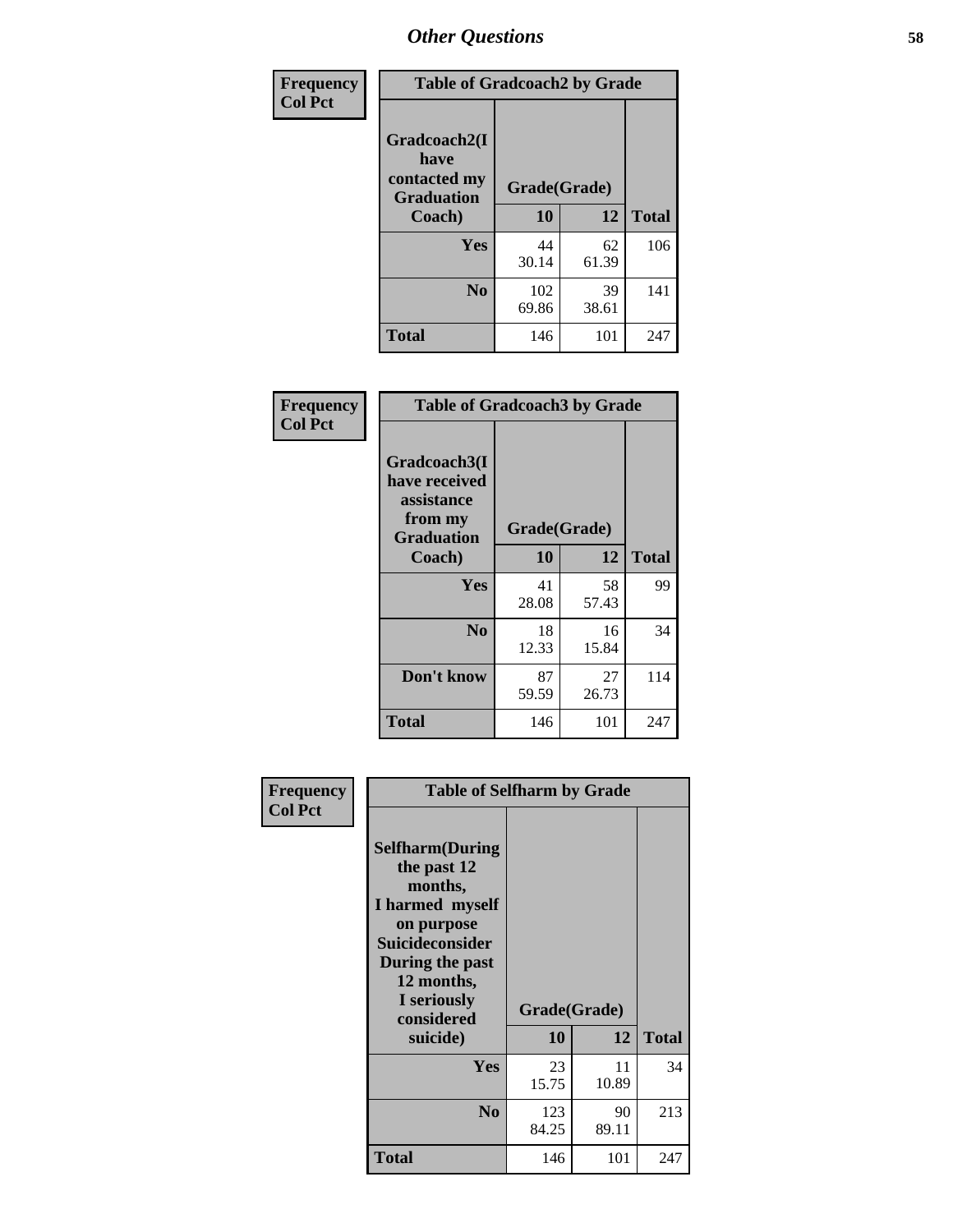# Other Questions

**Frequency / Col Pct**

| Table of Gradcoach2 by Grade | | | |
|---|---|---|---|
| Gradcoach2(I have contacted my Graduation Coach) | Grade(Grade) | | |
| | 10 | 12 | Total |
| Yes | 44<br>30.14 | 62<br>61.39 | 106 |
| No | 102<br>69.86 | 39<br>38.61 | 141 |
| Total | 146 | 101 | 247 |

**Frequency / Col Pct**

| Table of Gradcoach3 by Grade | | | |
|---|---|---|---|
| Gradcoach3(I have received assistance from my Graduation Coach) | Grade(Grade) | | |
| | 10 | 12 | Total |
| Yes | 41<br>28.08 | 58<br>57.43 | 99 |
| No | 18<br>12.33 | 16<br>15.84 | 34 |
| Don't know | 87<br>59.59 | 27<br>26.73 | 114 |
| Total | 146 | 101 | 247 |

**Frequency / Col Pct**

| Table of Selfharm by Grade | | | |
|---|---|---|---|
| Selfharm(During the past 12 months, I harmed myself on purpose Suicideconsider During the past 12 months, I seriously considered suicide) | Grade(Grade) | | |
| | 10 | 12 | Total |
| Yes | 23<br>15.75 | 11<br>10.89 | 34 |
| No | 123<br>84.25 | 90<br>89.11 | 213 |
| Total | 146 | 101 | 247 |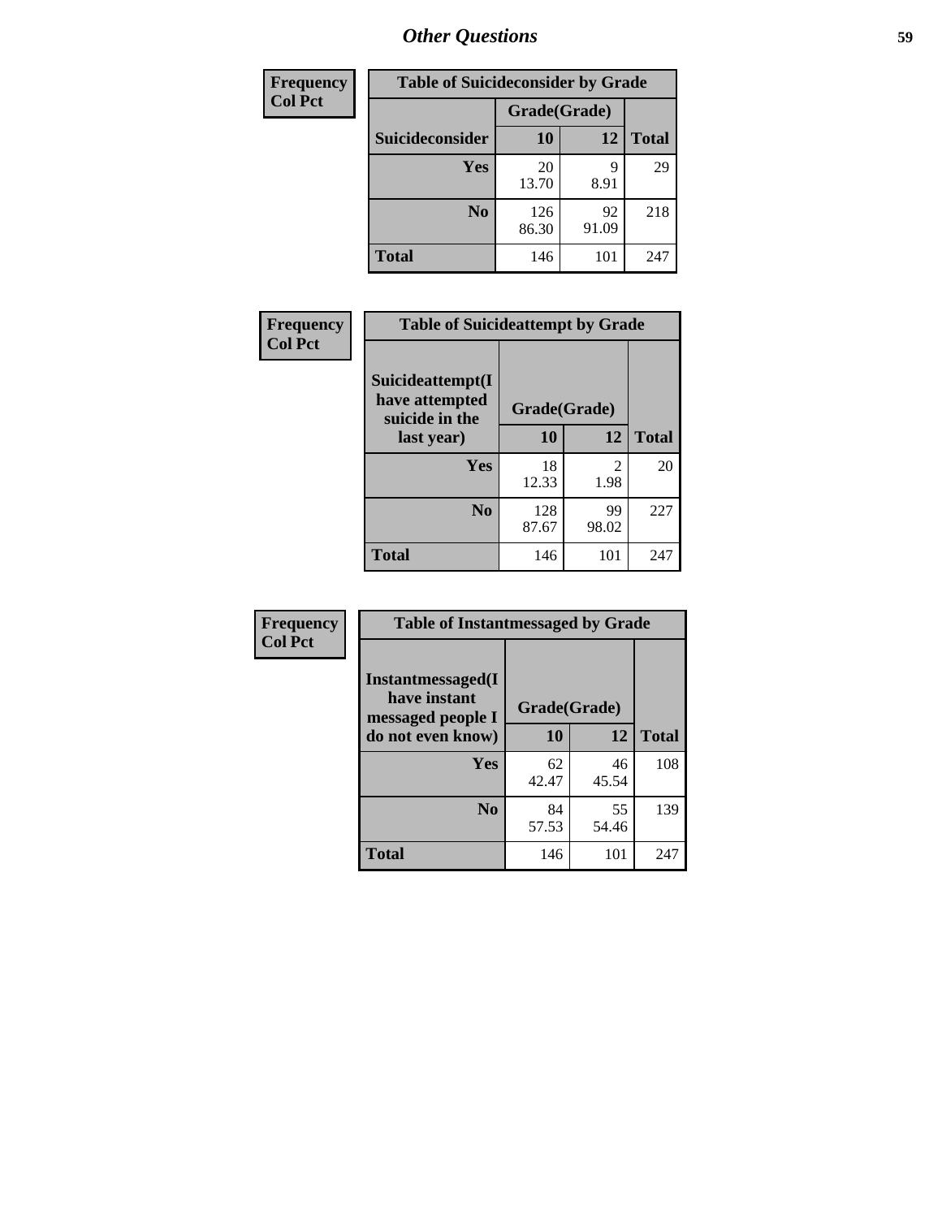## Other Questions

**Frequency**
**Col Pct**

| Table of Suicideconsider by Grade | | | |
|---|---|---|---|
| | Grade(Grade) | | |
| **Suicideconsider** | **10** | **12** | **Total** |
| **Yes** | 20<br>13.70 | 9<br>8.91 | 29 |
| **No** | 126<br>86.30 | 92<br>91.09 | 218 |
| **Total** | 146 | 101 | 247 |

**Frequency**
**Col Pct**

| Table of Suicideattempt by Grade | | | |
|---|---|---|---|
| **Suicideattempt(I have attempted suicide in the last year)** | Grade(Grade) | | |
| | **10** | **12** | **Total** |
| **Yes** | 18<br>12.33 | 2<br>1.98 | 20 |
| **No** | 128<br>87.67 | 99<br>98.02 | 227 |
| **Total** | 146 | 101 | 247 |

**Frequency**
**Col Pct**

| Table of Instantmessaged by Grade | | | |
|---|---|---|---|
| **Instantmessaged(I have instant messaged people I do not even know)** | Grade(Grade) | | |
| | **10** | **12** | **Total** |
| **Yes** | 62<br>42.47 | 46<br>45.54 | 108 |
| **No** | 84<br>57.53 | 55<br>54.46 | 139 |
| **Total** | 146 | 101 | 247 |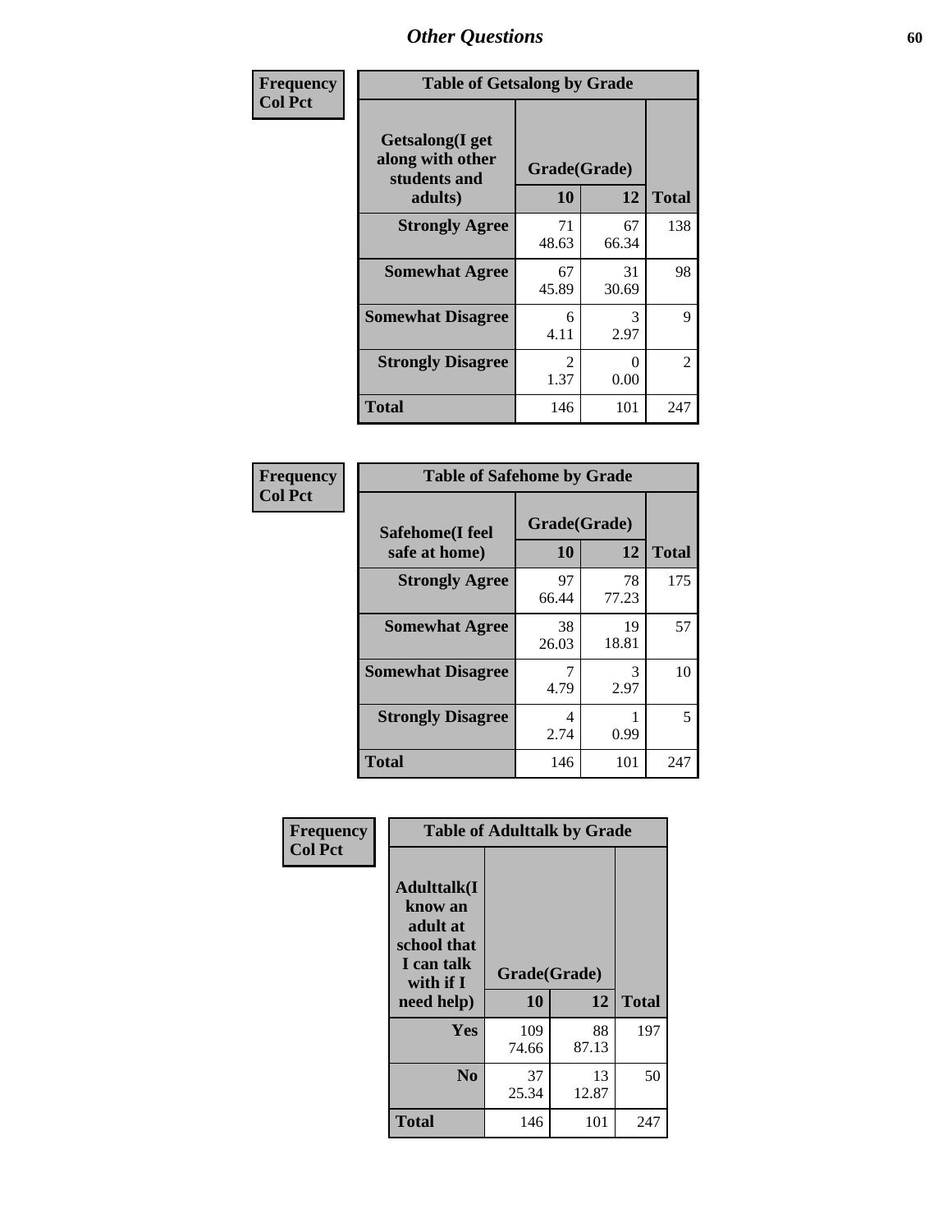## Other Questions

| Frequency<br>Col Pct | Table of Getsalong by Grade | | |
|---|---|---|---|
| Getsalong(I get along with other students and adults) | Grade(Grade) | | |
| | 10 | 12 | Total |
| Strongly Agree | 71<br>48.63 | 67<br>66.34 | 138 |
| Somewhat Agree | 67<br>45.89 | 31<br>30.69 | 98 |
| Somewhat Disagree | 6<br>4.11 | 3<br>2.97 | 9 |
| Strongly Disagree | 2<br>1.37 | 0<br>0.00 | 2 |
| Total | 146 | 101 | 247 |

| Frequency<br>Col Pct | Table of Safehome by Grade | | |
|---|---|---|---|
| Safehome(I feel safe at home) | Grade(Grade) | | |
| | 10 | 12 | Total |
| Strongly Agree | 97<br>66.44 | 78<br>77.23 | 175 |
| Somewhat Agree | 38<br>26.03 | 19<br>18.81 | 57 |
| Somewhat Disagree | 7<br>4.79 | 3<br>2.97 | 10 |
| Strongly Disagree | 4<br>2.74 | 1<br>0.99 | 5 |
| Total | 146 | 101 | 247 |

| Frequency<br>Col Pct | Table of Adulttalk by Grade | | |
|---|---|---|---|
| Adulttalk(I know an adult at school that I can talk with if I need help) | Grade(Grade) | | |
| | 10 | 12 | Total |
| Yes | 109<br>74.66 | 88<br>87.13 | 197 |
| No | 37<br>25.34 | 13<br>12.87 | 50 |
| Total | 146 | 101 | 247 |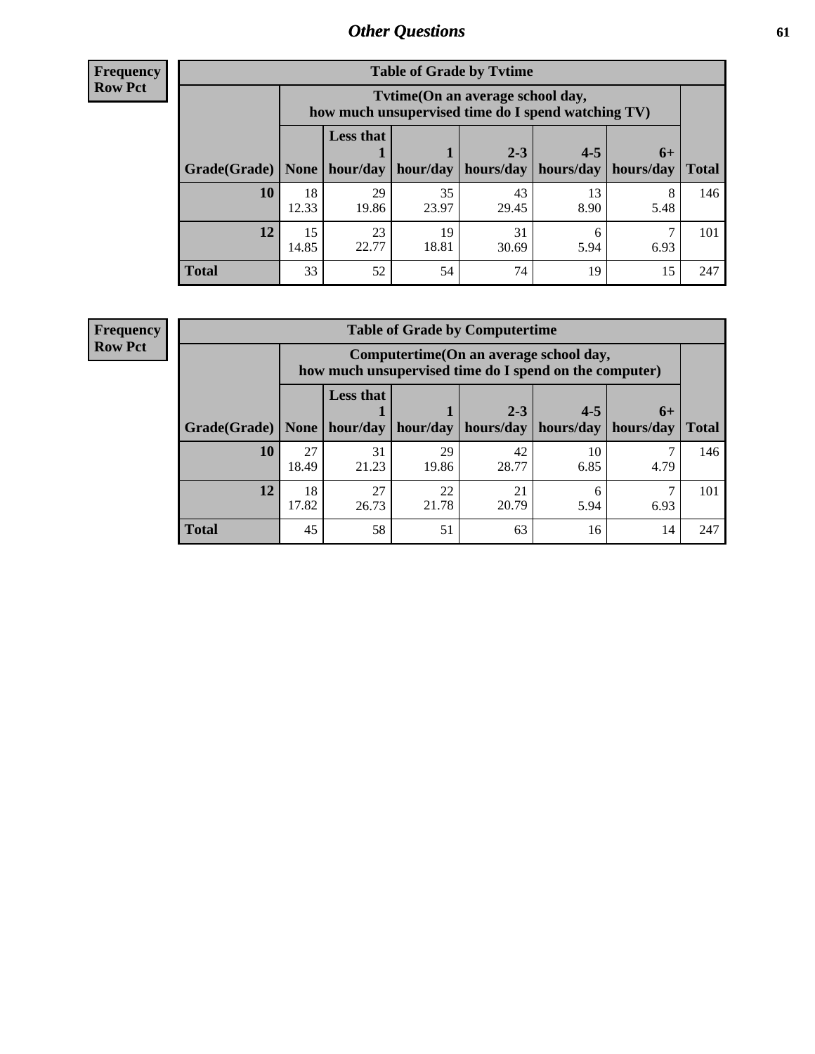## Other Questions

**Frequency**
**Row Pct**

| Table of Grade by Tvtime | | | | | | | |
|---|---|---|---|---|---|---|---|
| | Tvtime(On an average school day, how much unsupervised time do I spend watching TV) | | | | | | |
| Grade(Grade) | None | Less that 1 hour/day | 1 hour/day | 2-3 hours/day | 4-5 hours/day | 6+ hours/day | Total |
| **10** | 18<br>12.33 | 29<br>19.86 | 35<br>23.97 | 43<br>29.45 | 13<br>8.90 | 8<br>5.48 | 146 |
| **12** | 15<br>14.85 | 23<br>22.77 | 19<br>18.81 | 31<br>30.69 | 6<br>5.94 | 7<br>6.93 | 101 |
| **Total** | 33 | 52 | 54 | 74 | 19 | 15 | 247 |

**Frequency**
**Row Pct**

| Table of Grade by Computertime | | | | | | | |
|---|---|---|---|---|---|---|---|
| | Computertime(On an average school day, how much unsupervised time do I spend on the computer) | | | | | | |
| Grade(Grade) | None | Less that 1 hour/day | 1 hour/day | 2-3 hours/day | 4-5 hours/day | 6+ hours/day | Total |
| **10** | 27<br>18.49 | 31<br>21.23 | 29<br>19.86 | 42<br>28.77 | 10<br>6.85 | 7<br>4.79 | 146 |
| **12** | 18<br>17.82 | 27<br>26.73 | 22<br>21.78 | 21<br>20.79 | 6<br>5.94 | 7<br>6.93 | 101 |
| **Total** | 45 | 58 | 51 | 63 | 16 | 14 | 247 |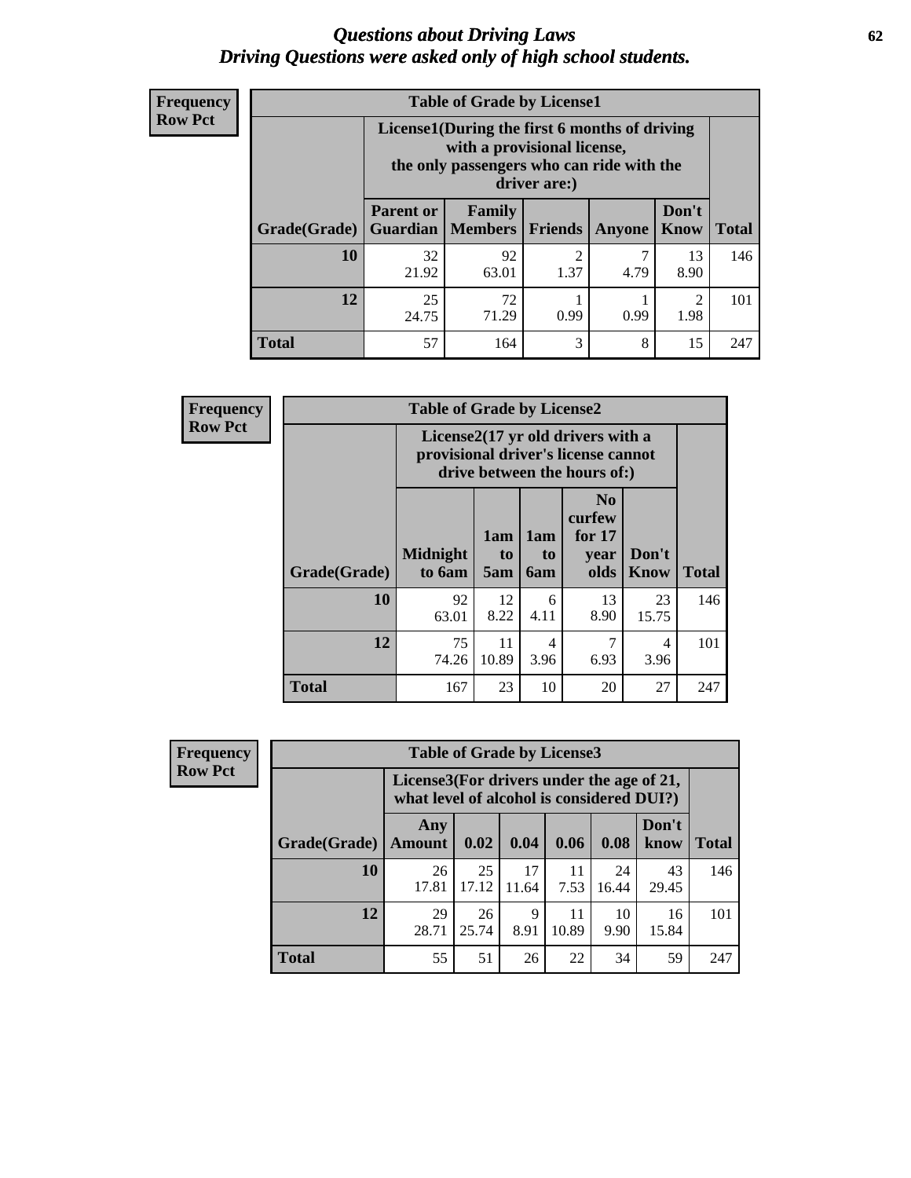# Questions about Driving Laws
## Driving Questions were asked only of high school students.

**Frequency**
**Row Pct**

**Table of Grade by License1**

| Grade(Grade) | License1(During the first 6 months of driving with a provisional license, the only passengers who can ride with the driver are:) | | | | | Total |
|---|---|---|---|---|---|---|
| | Parent or Guardian | Family Members | Friends | Anyone | Don't Know | |
| **10** | 32<br>21.92 | 92<br>63.01 | 2<br>1.37 | 7<br>4.79 | 13<br>8.90 | 146 |
| **12** | 25<br>24.75 | 72<br>71.29 | 1<br>0.99 | 1<br>0.99 | 2<br>1.98 | 101 |
| **Total** | 57 | 164 | 3 | 8 | 15 | 247 |

**Frequency**
**Row Pct**

**Table of Grade by License2**

| Grade(Grade) | License2(17 yr old drivers with a provisional driver's license cannot drive between the hours of:) | | | | | Total |
|---|---|---|---|---|---|---|
| | Midnight to 6am | 1am to 5am | 1am to 6am | No curfew for 17 year olds | Don't Know | |
| **10** | 92<br>63.01 | 12<br>8.22 | 6<br>4.11 | 13<br>8.90 | 23<br>15.75 | 146 |
| **12** | 75<br>74.26 | 11<br>10.89 | 4<br>3.96 | 7<br>6.93 | 4<br>3.96 | 101 |
| **Total** | 167 | 23 | 10 | 20 | 27 | 247 |

**Frequency**
**Row Pct**

**Table of Grade by License3**

| Grade(Grade) | License3(For drivers under the age of 21, what level of alcohol is considered DUI?) | | | | | | Total |
|---|---|---|---|---|---|---|---|
| | Any Amount | 0.02 | 0.04 | 0.06 | 0.08 | Don't know | |
| **10** | 26<br>17.81 | 25<br>17.12 | 17<br>11.64 | 11<br>7.53 | 24<br>16.44 | 43<br>29.45 | 146 |
| **12** | 29<br>28.71 | 26<br>25.74 | 9<br>8.91 | 11<br>10.89 | 10<br>9.90 | 16<br>15.84 | 101 |
| **Total** | 55 | 51 | 26 | 22 | 34 | 59 | 247 |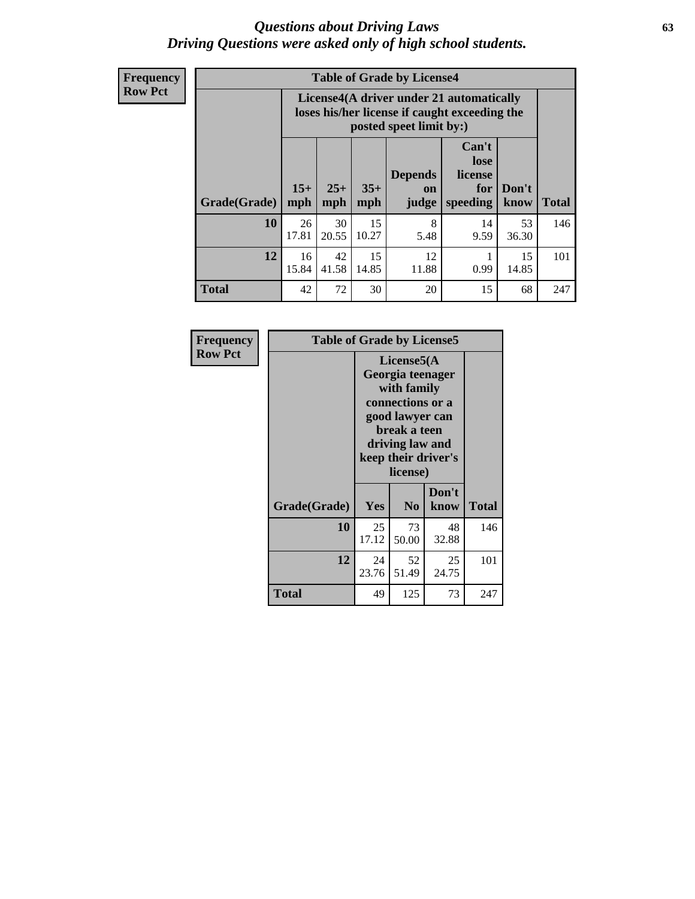# *Questions about Driving Laws*
## *Driving Questions were asked only of high school students.*

**Frequency**
**Row Pct**

**Table of Grade by License4**

| Grade(Grade) | License4(A driver under 21 automatically loses his/her license if caught exceeding the posted speet limit by:) | | | | | | Total |
|---|---|---|---|---|---|---|---|
| | 15+ mph | 25+ mph | 35+ mph | Depends on judge | Can't lose license for speeding | Don't know | |
| **10** | 26<br>17.81 | 30<br>20.55 | 15<br>10.27 | 8<br>5.48 | 14<br>9.59 | 53<br>36.30 | 146 |
| **12** | 16<br>15.84 | 42<br>41.58 | 15<br>14.85 | 12<br>11.88 | 1<br>0.99 | 15<br>14.85 | 101 |
| **Total** | 42 | 72 | 30 | 20 | 15 | 68 | 247 |

**Frequency**
**Row Pct**

**Table of Grade by License5**

| Grade(Grade) | License5(A Georgia teenager with family connections or a good lawyer can break a teen driving law and keep their driver's license) | | | Total |
|---|---|---|---|---|
| | Yes | No | Don't know | |
| **10** | 25<br>17.12 | 73<br>50.00 | 48<br>32.88 | 146 |
| **12** | 24<br>23.76 | 52<br>51.49 | 25<br>24.75 | 101 |
| **Total** | 49 | 125 | 73 | 247 |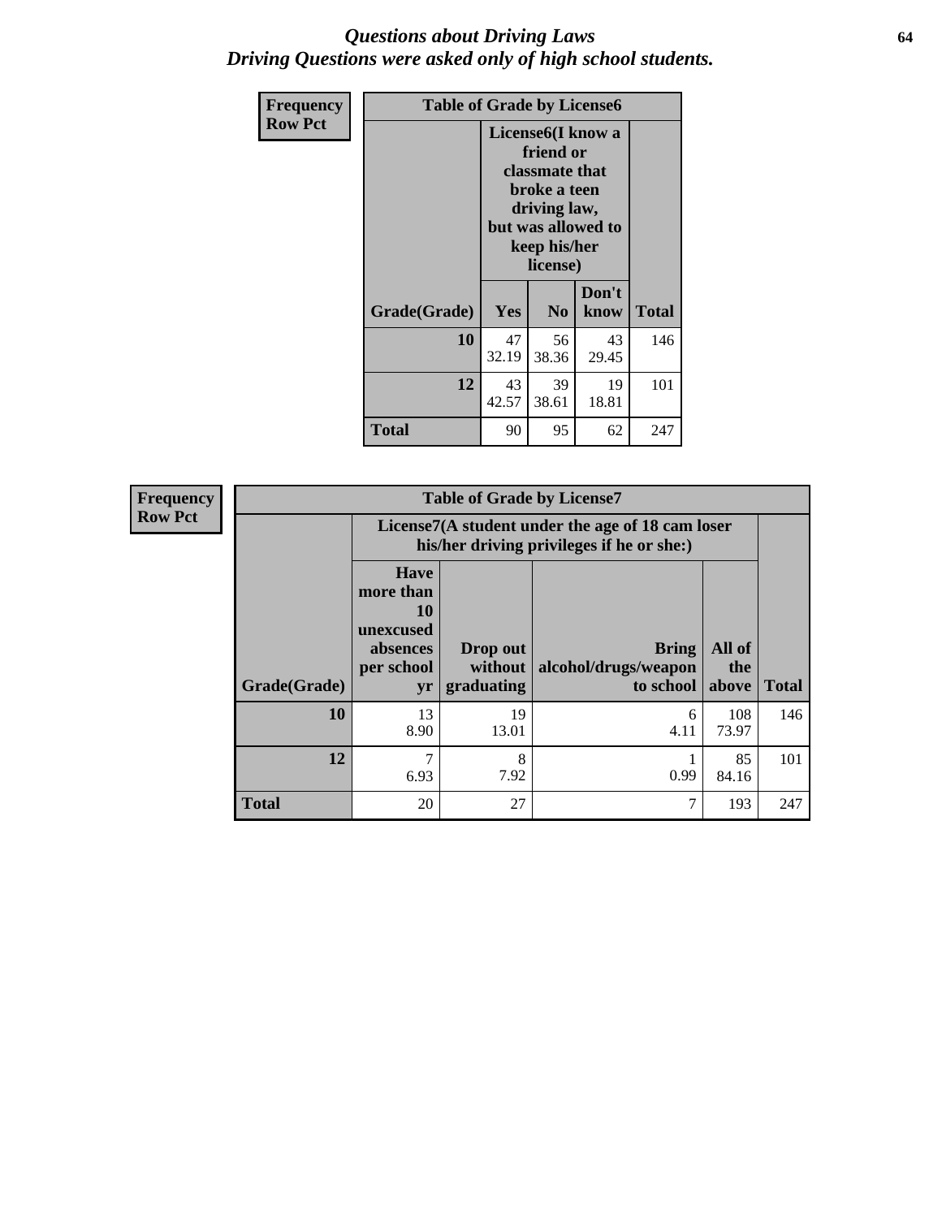# *Questions about Driving Laws*
# *Driving Questions were asked only of high school students.*

**Frequency**
**Row Pct**

| Table of Grade by License6 | | | | |
|---|---|---|---|---|
| | License6(I know a friend or classmate that broke a teen driving law, but was allowed to keep his/her license) | | | |
| **Grade(Grade)** | **Yes** | **No** | **Don't know** | **Total** |
| **10** | 47<br>32.19 | 56<br>38.36 | 43<br>29.45 | 146 |
| **12** | 43<br>42.57 | 39<br>38.61 | 19<br>18.81 | 101 |
| **Total** | 90 | 95 | 62 | 247 |

**Frequency**
**Row Pct**

| Table of Grade by License7 | | | | | |
|---|---|---|---|---|---|
| | License7(A student under the age of 18 cam loser his/her driving privileges if he or she:) | | | | |
| **Grade(Grade)** | **Have more than 10 unexcused absences per school yr** | **Drop out without graduating** | **Bring alcohol/drugs/weapon to school** | **All of the above** | **Total** |
| **10** | 13<br>8.90 | 19<br>13.01 | 6<br>4.11 | 108<br>73.97 | 146 |
| **12** | 7<br>6.93 | 8<br>7.92 | 1<br>0.99 | 85<br>84.16 | 101 |
| **Total** | 20 | 27 | 7 | 193 | 247 |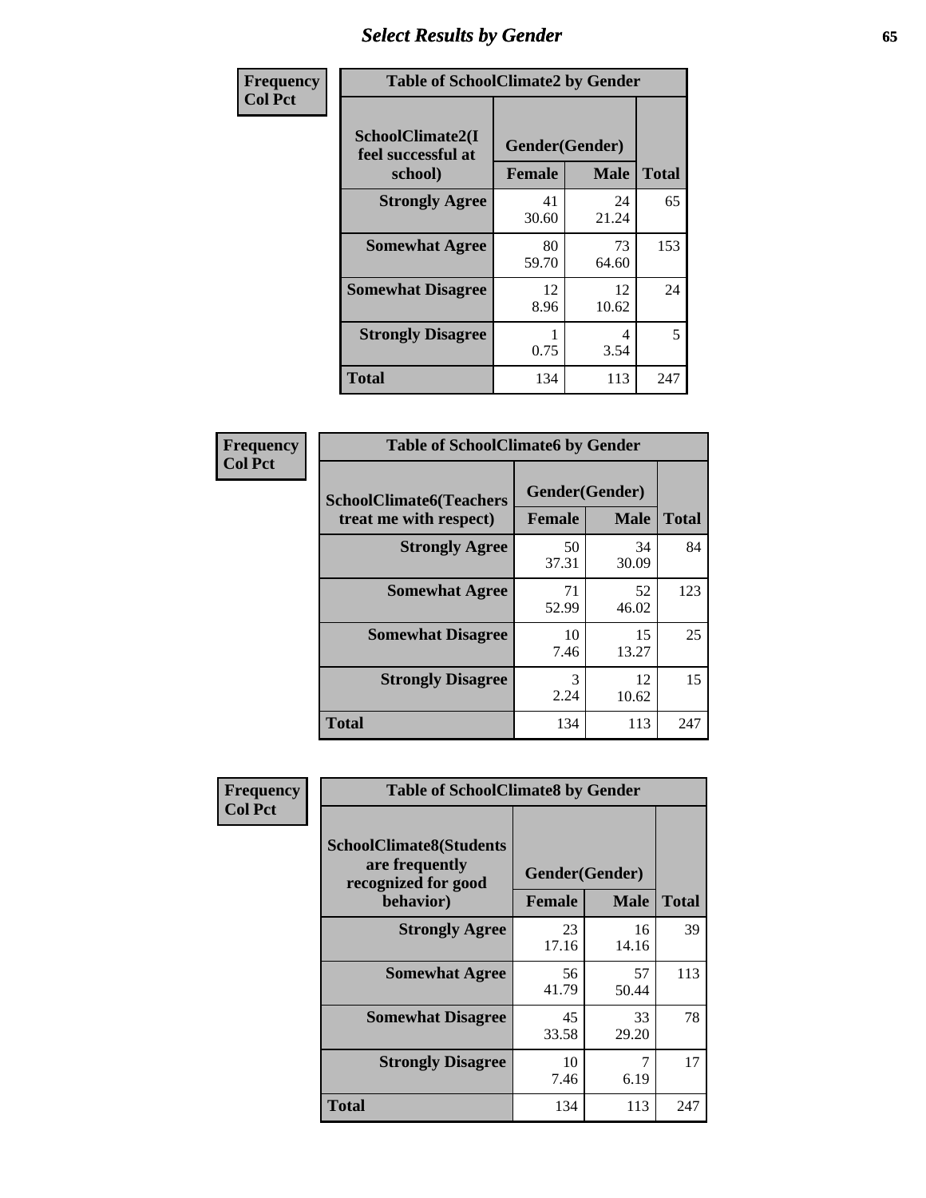# Select Results by Gender

**Frequency / Col Pct**

| Table of SchoolClimate2 by Gender | | | |
|---|---|---|---|
| SchoolClimate2(I feel successful at school) | Gender(Gender) | | |
| | Female | Male | Total |
| Strongly Agree | 41<br>30.60 | 24<br>21.24 | 65 |
| Somewhat Agree | 80<br>59.70 | 73<br>64.60 | 153 |
| Somewhat Disagree | 12<br>8.96 | 12<br>10.62 | 24 |
| Strongly Disagree | 1<br>0.75 | 4<br>3.54 | 5 |
| Total | 134 | 113 | 247 |

**Frequency / Col Pct**

| Table of SchoolClimate6 by Gender | | | |
|---|---|---|---|
| SchoolClimate6(Teachers treat me with respect) | Gender(Gender) | | |
| | Female | Male | Total |
| Strongly Agree | 50<br>37.31 | 34<br>30.09 | 84 |
| Somewhat Agree | 71<br>52.99 | 52<br>46.02 | 123 |
| Somewhat Disagree | 10<br>7.46 | 15<br>13.27 | 25 |
| Strongly Disagree | 3<br>2.24 | 12<br>10.62 | 15 |
| Total | 134 | 113 | 247 |

**Frequency / Col Pct**

| Table of SchoolClimate8 by Gender | | | |
|---|---|---|---|
| SchoolClimate8(Students are frequently recognized for good behavior) | Gender(Gender) | | |
| | Female | Male | Total |
| Strongly Agree | 23<br>17.16 | 16<br>14.16 | 39 |
| Somewhat Agree | 56<br>41.79 | 57<br>50.44 | 113 |
| Somewhat Disagree | 45<br>33.58 | 33<br>29.20 | 78 |
| Strongly Disagree | 10<br>7.46 | 7<br>6.19 | 17 |
| Total | 134 | 113 | 247 |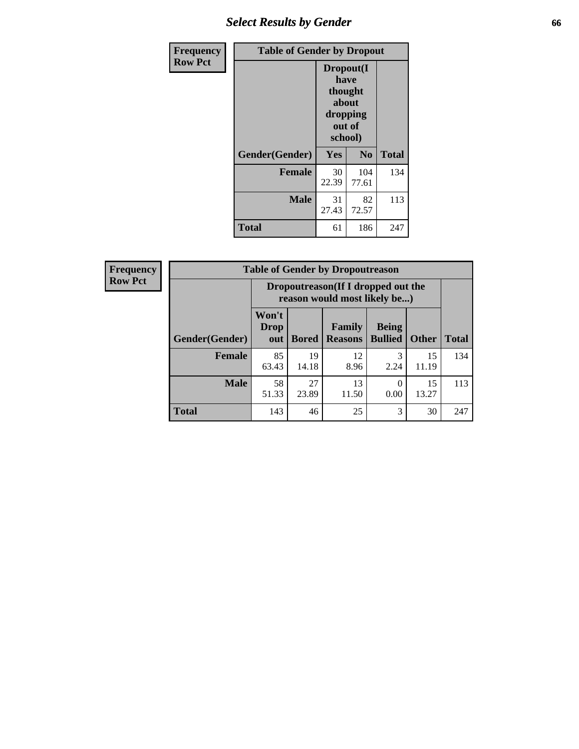## Select Results by Gender

**Frequency / Row Pct**

**Table of Gender by Dropout**

| Gender(Gender) | Dropout(I have thought about dropping out of school) | | Total |
|---|---|---|---|
| | Yes | No | |
| **Female** | 30<br>22.39 | 104<br>77.61 | 134 |
| **Male** | 31<br>27.43 | 82<br>72.57 | 113 |
| **Total** | 61 | 186 | 247 |

**Frequency / Row Pct**

**Table of Gender by Dropoutreason**

| Gender(Gender) | Dropoutreason(If I dropped out the reason would most likely be...) | | | | | Total |
|---|---|---|---|---|---|---|
| | Won't Drop out | Bored | Family Reasons | Being Bullied | Other | |
| **Female** | 85<br>63.43 | 19<br>14.18 | 12<br>8.96 | 3<br>2.24 | 15<br>11.19 | 134 |
| **Male** | 58<br>51.33 | 27<br>23.89 | 13<br>11.50 | 0<br>0.00 | 15<br>13.27 | 113 |
| **Total** | 143 | 46 | 25 | 3 | 30 | 247 |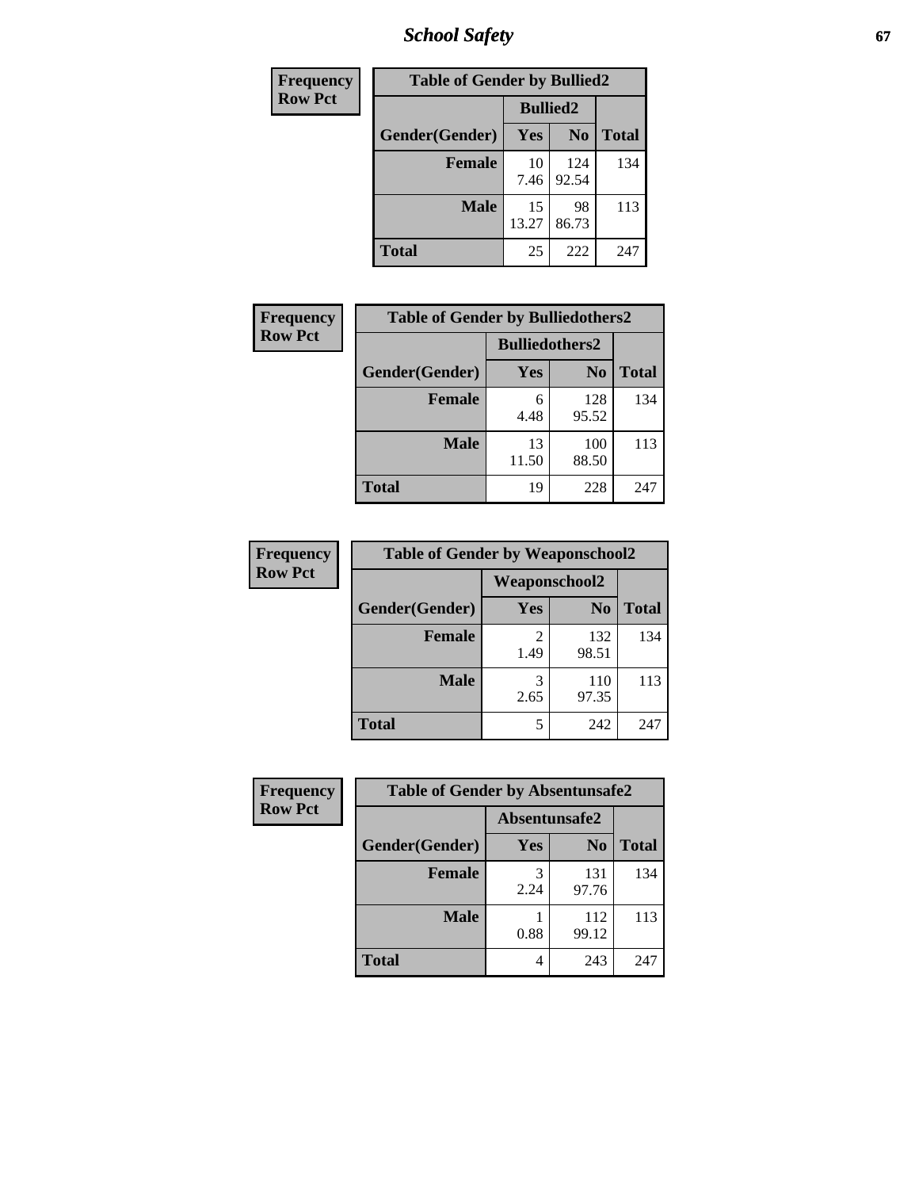| Frequency Row Pct |
|---|

| Table of Gender by Bullied2 | | | |
|---|---|---|---|
| | Bullied2 | | |
| Gender(Gender) | Yes | No | Total |
| Female | 10 7.46 | 124 92.54 | 134 |
| Male | 15 13.27 | 98 86.73 | 113 |
| Total | 25 | 222 | 247 |

| Frequency Row Pct |
|---|

| Table of Gender by Bulliedothers2 | | | |
|---|---|---|---|
| | Bulliedothers2 | | |
| Gender(Gender) | Yes | No | Total |
| Female | 6 4.48 | 128 95.52 | 134 |
| Male | 13 11.50 | 100 88.50 | 113 |
| Total | 19 | 228 | 247 |

| Frequency Row Pct |
|---|

| Table of Gender by Weaponschool2 | | | |
|---|---|---|---|
| | Weaponschool2 | | |
| Gender(Gender) | Yes | No | Total |
| Female | 2 1.49 | 132 98.51 | 134 |
| Male | 3 2.65 | 110 97.35 | 113 |
| Total | 5 | 242 | 247 |

| Frequency Row Pct |
|---|

| Table of Gender by Absentunsafe2 | | | |
|---|---|---|---|
| | Absentunsafe2 | | |
| Gender(Gender) | Yes | No | Total |
| Female | 3 2.24 | 131 97.76 | 134 |
| Male | 1 0.88 | 112 99.12 | 113 |
| Total | 4 | 243 | 247 |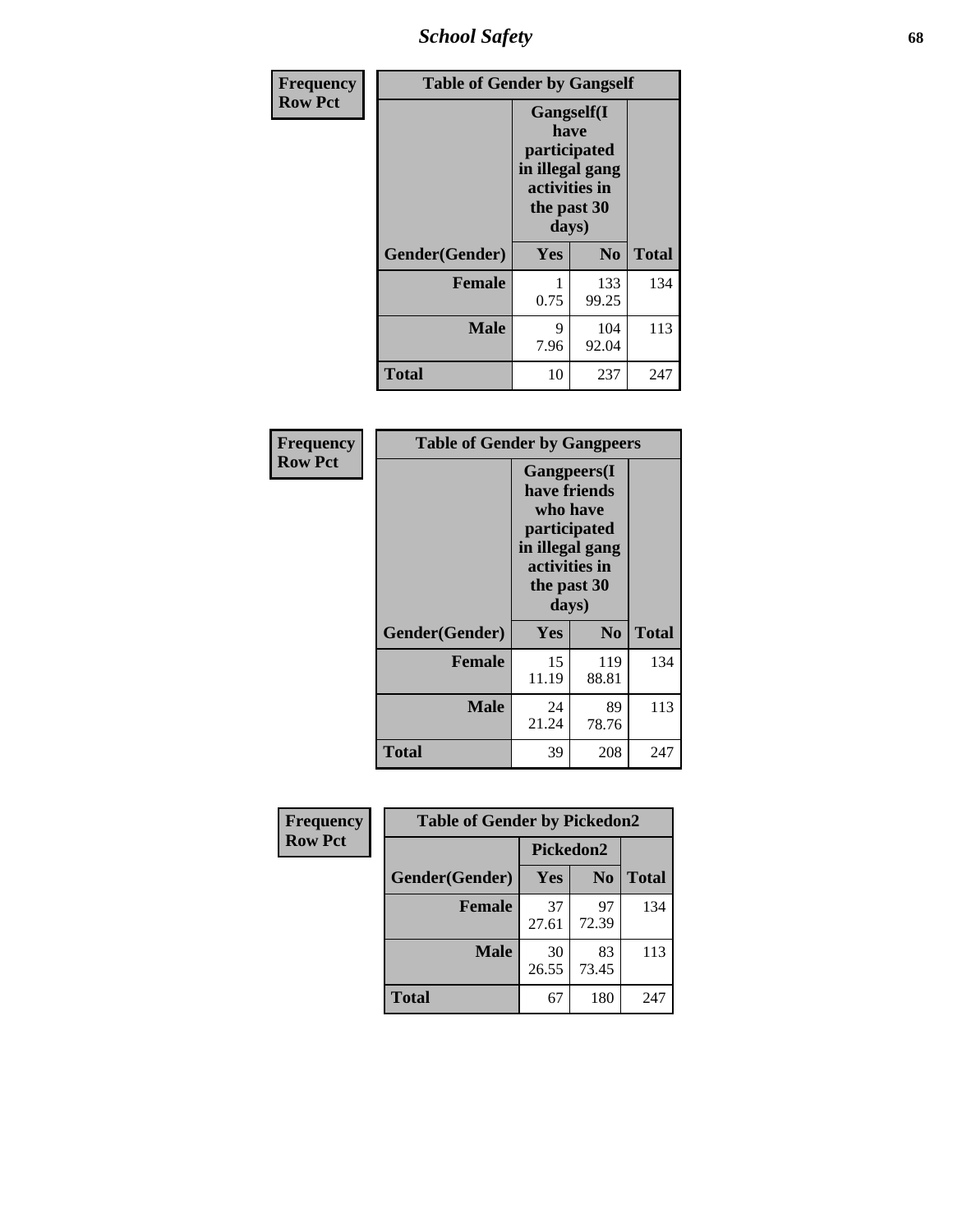| Frequency<br>Row Pct | Table of Gender by Gangself | | |
|---|---|---|---|
| | Gangself(I have participated in illegal gang activities in the past 30 days) | | |
| Gender(Gender) | Yes | No | Total |
| Female | 1<br>0.75 | 133<br>99.25 | 134 |
| Male | 9<br>7.96 | 104<br>92.04 | 113 |
| Total | 10 | 237 | 247 |

| Frequency<br>Row Pct | Table of Gender by Gangpeers | | |
|---|---|---|---|
| | Gangpeers(I have friends who have participated in illegal gang activities in the past 30 days) | | |
| Gender(Gender) | Yes | No | Total |
| Female | 15<br>11.19 | 119<br>88.81 | 134 |
| Male | 24<br>21.24 | 89<br>78.76 | 113 |
| Total | 39 | 208 | 247 |

| Frequency<br>Row Pct | Table of Gender by Pickedon2 | | |
|---|---|---|---|
| | Pickedon2 | | |
| Gender(Gender) | Yes | No | Total |
| Female | 37<br>27.61 | 97<br>72.39 | 134 |
| Male | 30<br>26.55 | 83<br>73.45 | 113 |
| Total | 67 | 180 | 247 |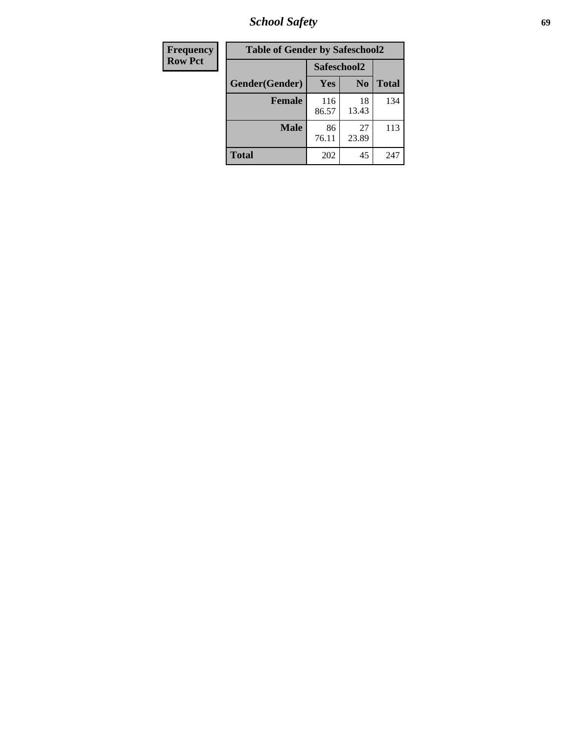# School Safety

| Frequency<br>Row Pct |
|---|

| Table of Gender by Safeschool2 | | | |
|---|---|---|---|
| | Safeschool2 | | |
| Gender(Gender) | Yes | No | Total |
| Female | 116<br>86.57 | 18<br>13.43 | 134 |
| Male | 86<br>76.11 | 27<br>23.89 | 113 |
| Total | 202 | 45 | 247 |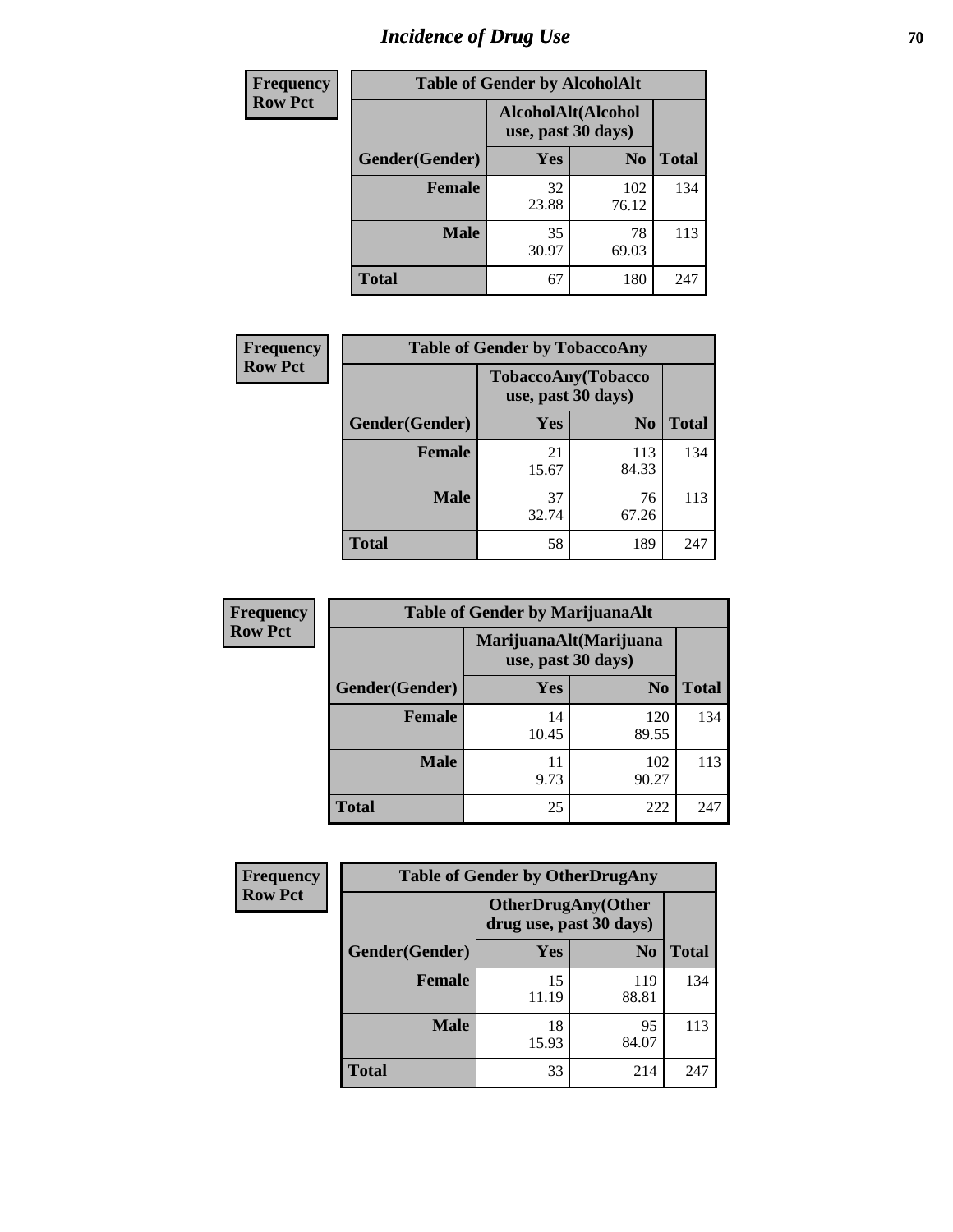# Incidence of Drug Use

| Frequency Row Pct | | | |
|---|---|---|---|

**Table of Gender by AlcoholAlt**

| | AlcoholAlt(Alcohol use, past 30 days) | | |
|---|---|---|---|
| Gender(Gender) | Yes | No | Total |
| Female | 32<br>23.88 | 102<br>76.12 | 134 |
| Male | 35<br>30.97 | 78<br>69.03 | 113 |
| Total | 67 | 180 | 247 |

| Frequency Row Pct |
|---|

**Table of Gender by TobaccoAny**

| | TobaccoAny(Tobacco use, past 30 days) | | |
|---|---|---|---|
| Gender(Gender) | Yes | No | Total |
| Female | 21<br>15.67 | 113<br>84.33 | 134 |
| Male | 37<br>32.74 | 76<br>67.26 | 113 |
| Total | 58 | 189 | 247 |

| Frequency Row Pct |
|---|

**Table of Gender by MarijuanaAlt**

| | MarijuanaAlt(Marijuana use, past 30 days) | | |
|---|---|---|---|
| Gender(Gender) | Yes | No | Total |
| Female | 14<br>10.45 | 120<br>89.55 | 134 |
| Male | 11<br>9.73 | 102<br>90.27 | 113 |
| Total | 25 | 222 | 247 |

| Frequency Row Pct |
|---|

**Table of Gender by OtherDrugAny**

| | OtherDrugAny(Other drug use, past 30 days) | | |
|---|---|---|---|
| Gender(Gender) | Yes | No | Total |
| Female | 15<br>11.19 | 119<br>88.81 | 134 |
| Male | 18<br>15.93 | 95<br>84.07 | 113 |
| Total | 33 | 214 | 247 |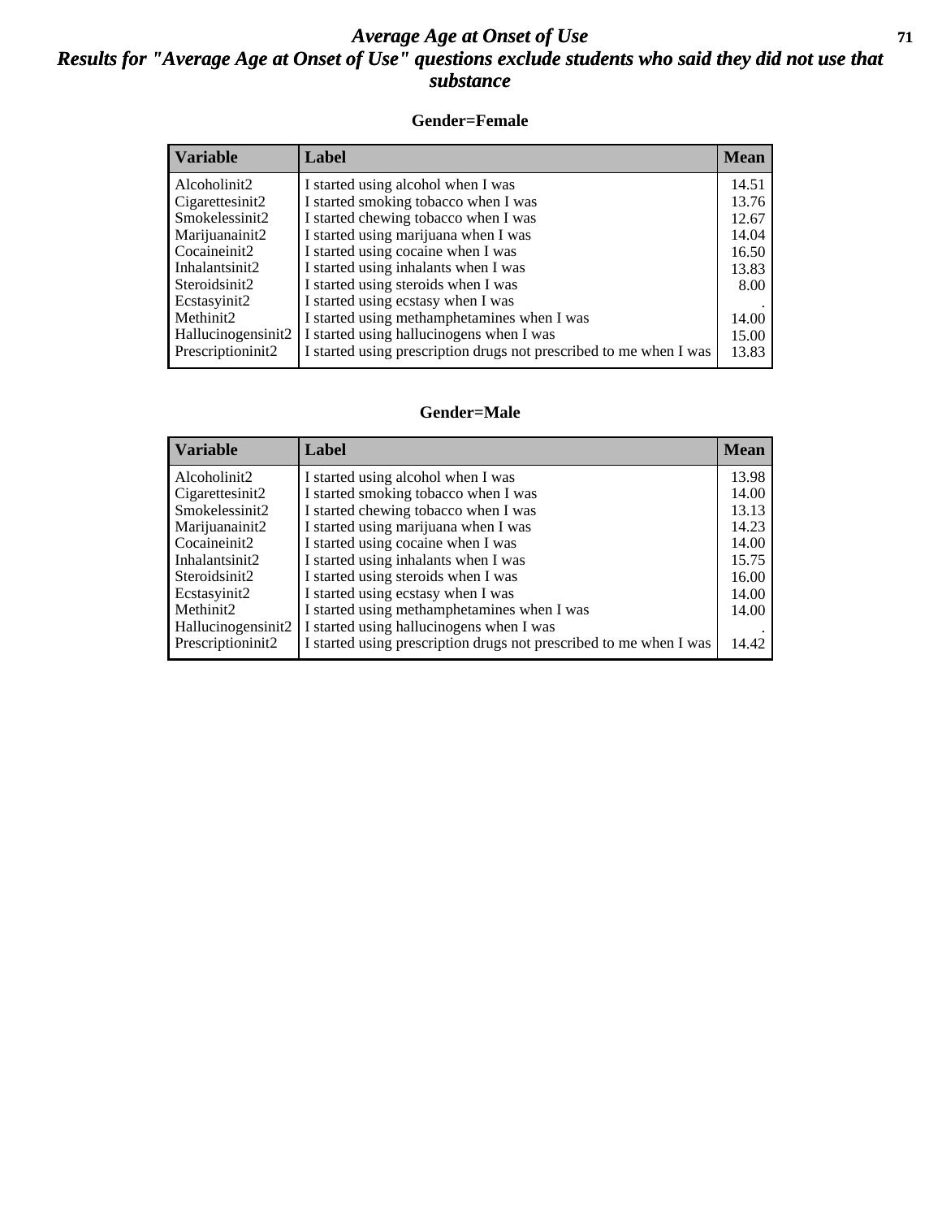# Average Age at Onset of Use

## Results for "Average Age at Onset of Use" questions exclude students who said they did not use that substance

### Gender=Female

| Variable | Label | Mean |
|---|---|---|
| Alcoholinit2 | I started using alcohol when I was | 14.51 |
| Cigarettesinit2 | I started smoking tobacco when I was | 13.76 |
| Smokelessinit2 | I started chewing tobacco when I was | 12.67 |
| Marijuanainit2 | I started using marijuana when I was | 14.04 |
| Cocaineinit2 | I started using cocaine when I was | 16.50 |
| Inhalantsinit2 | I started using inhalants when I was | 13.83 |
| Steroidsinit2 | I started using steroids when I was | 8.00 |
| Ecstasyinit2 | I started using ecstasy when I was | . |
| Methinit2 | I started using methamphetamines when I was | 14.00 |
| Hallucinogensinit2 | I started using hallucinogens when I was | 15.00 |
| Prescriptioninit2 | I started using prescription drugs not prescribed to me when I was | 13.83 |

### Gender=Male

| Variable | Label | Mean |
|---|---|---|
| Alcoholinit2 | I started using alcohol when I was | 13.98 |
| Cigarettesinit2 | I started smoking tobacco when I was | 14.00 |
| Smokelessinit2 | I started chewing tobacco when I was | 13.13 |
| Marijuanainit2 | I started using marijuana when I was | 14.23 |
| Cocaineinit2 | I started using cocaine when I was | 14.00 |
| Inhalantsinit2 | I started using inhalants when I was | 15.75 |
| Steroidsinit2 | I started using steroids when I was | 16.00 |
| Ecstasyinit2 | I started using ecstasy when I was | 14.00 |
| Methinit2 | I started using methamphetamines when I was | 14.00 |
| Hallucinogensinit2 | I started using hallucinogens when I was | . |
| Prescriptioninit2 | I started using prescription drugs not prescribed to me when I was | 14.42 |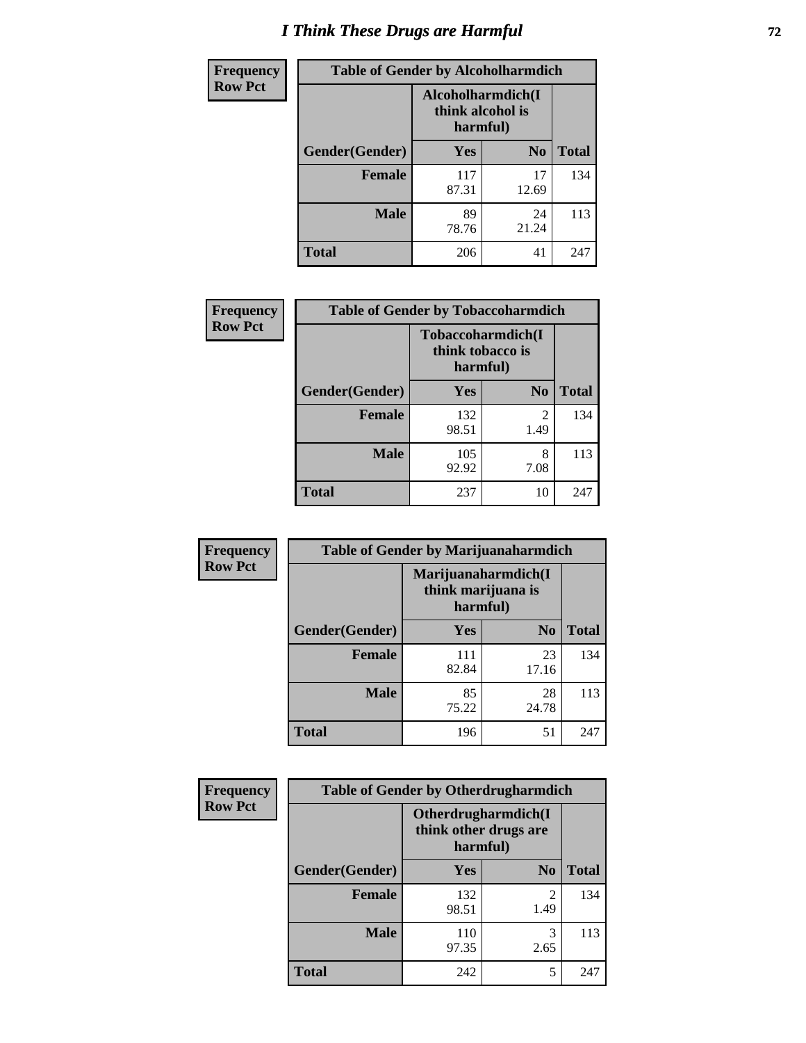# I Think These Drugs are Harmful

| Frequency<br>Row Pct | Table of Gender by Alcoholharmdich | | |
|---|---|---|---|
| | Alcoholharmdich(I think alcohol is harmful) | | |
| Gender(Gender) | Yes | No | Total |
| Female | 117<br>87.31 | 17<br>12.69 | 134 |
| Male | 89<br>78.76 | 24<br>21.24 | 113 |
| Total | 206 | 41 | 247 |

| Frequency<br>Row Pct | Table of Gender by Tobaccoharmdich | | |
|---|---|---|---|
| | Tobaccoharmdich(I think tobacco is harmful) | | |
| Gender(Gender) | Yes | No | Total |
| Female | 132<br>98.51 | 2<br>1.49 | 134 |
| Male | 105<br>92.92 | 8<br>7.08 | 113 |
| Total | 237 | 10 | 247 |

| Frequency<br>Row Pct | Table of Gender by Marijuanaharmdich | | |
|---|---|---|---|
| | Marijuanaharmdich(I think marijuana is harmful) | | |
| Gender(Gender) | Yes | No | Total |
| Female | 111<br>82.84 | 23<br>17.16 | 134 |
| Male | 85<br>75.22 | 28<br>24.78 | 113 |
| Total | 196 | 51 | 247 |

| Frequency<br>Row Pct | Table of Gender by Otherdrugharmdich | | |
|---|---|---|---|
| | Otherdrugharmdich(I think other drugs are harmful) | | |
| Gender(Gender) | Yes | No | Total |
| Female | 132<br>98.51 | 2<br>1.49 | 134 |
| Male | 110<br>97.35 | 3<br>2.65 | 113 |
| Total | 242 | 5 | 247 |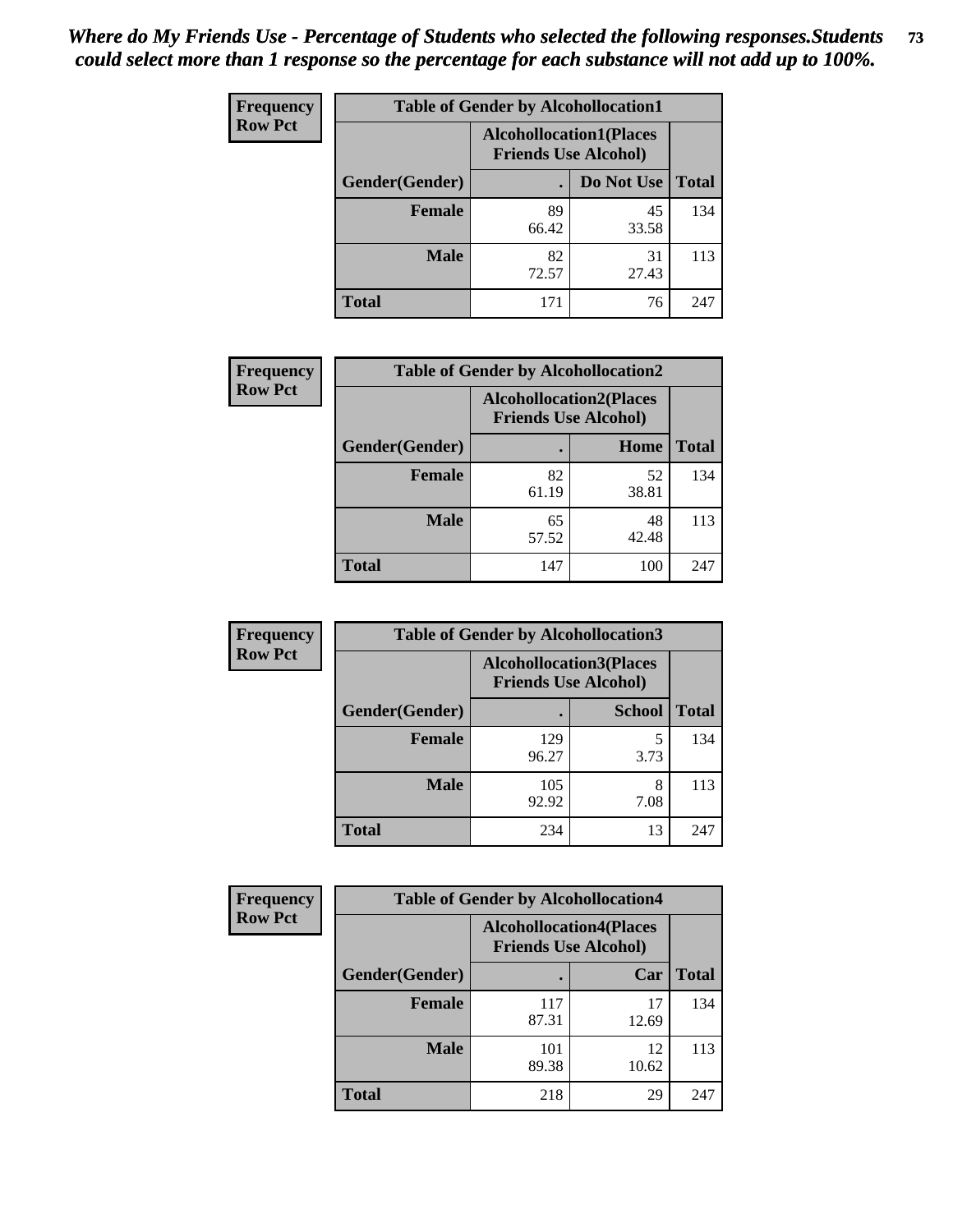***Where do My Friends Use - Percentage of Students who selected the following responses.Students could select more than 1 response so the percentage for each substance will not add up to 100%.***

**Frequency**
**Row Pct**

| Table of Gender by Alcohollocation1 | | | |
|---|---|---|---|
| | Alcohollocation1(Places Friends Use Alcohol) | | |
| Gender(Gender) | . | Do Not Use | Total |
| **Female** | 89<br>66.42 | 45<br>33.58 | 134 |
| **Male** | 82<br>72.57 | 31<br>27.43 | 113 |
| **Total** | 171 | 76 | 247 |

**Frequency**
**Row Pct**

| Table of Gender by Alcohollocation2 | | | |
|---|---|---|---|
| | Alcohollocation2(Places Friends Use Alcohol) | | |
| Gender(Gender) | . | Home | Total |
| **Female** | 82<br>61.19 | 52<br>38.81 | 134 |
| **Male** | 65<br>57.52 | 48<br>42.48 | 113 |
| **Total** | 147 | 100 | 247 |

**Frequency**
**Row Pct**

| Table of Gender by Alcohollocation3 | | | |
|---|---|---|---|
| | Alcohollocation3(Places Friends Use Alcohol) | | |
| Gender(Gender) | . | School | Total |
| **Female** | 129<br>96.27 | 5<br>3.73 | 134 |
| **Male** | 105<br>92.92 | 8<br>7.08 | 113 |
| **Total** | 234 | 13 | 247 |

**Frequency**
**Row Pct**

| Table of Gender by Alcohollocation4 | | | |
|---|---|---|---|
| | Alcohollocation4(Places Friends Use Alcohol) | | |
| Gender(Gender) | . | Car | Total |
| **Female** | 117<br>87.31 | 17<br>12.69 | 134 |
| **Male** | 101<br>89.38 | 12<br>10.62 | 113 |
| **Total** | 218 | 29 | 247 |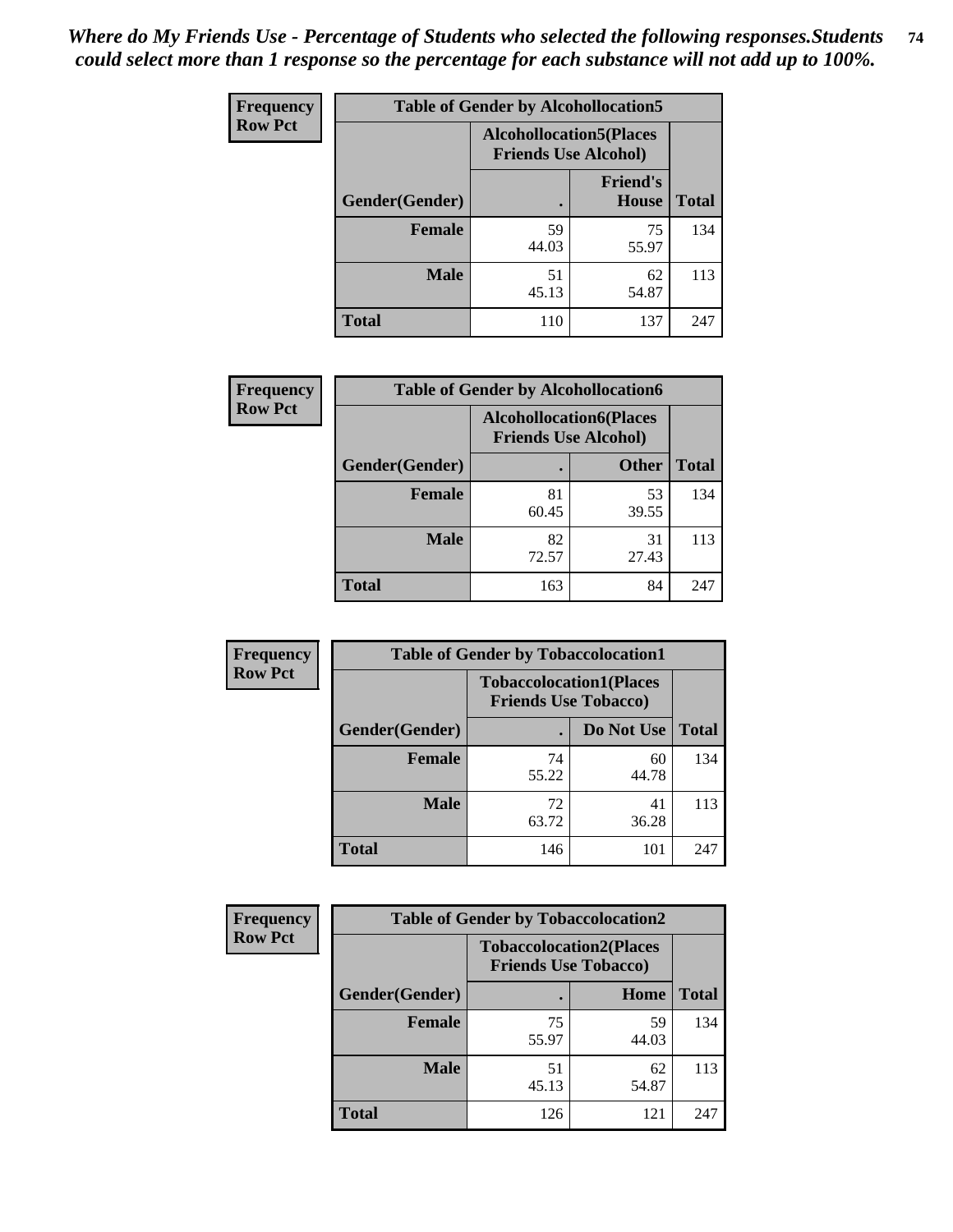*Where do My Friends Use - Percentage of Students who selected the following responses.Students could select more than 1 response so the percentage for each substance will not add up to 100%.*

**Frequency / Row Pct**

**Table of Gender by Alcohollocation5**

| Gender(Gender) | Alcohollocation5(Places Friends Use Alcohol) . | Friend's House | Total |
|---|---|---|---|
| Female | 59<br>44.03 | 75<br>55.97 | 134 |
| Male | 51<br>45.13 | 62<br>54.87 | 113 |
| Total | 110 | 137 | 247 |

**Frequency / Row Pct**

**Table of Gender by Alcohollocation6**

| Gender(Gender) | Alcohollocation6(Places Friends Use Alcohol) . | Other | Total |
|---|---|---|---|
| Female | 81<br>60.45 | 53<br>39.55 | 134 |
| Male | 82<br>72.57 | 31<br>27.43 | 113 |
| Total | 163 | 84 | 247 |

**Frequency / Row Pct**

**Table of Gender by Tobaccolocation1**

| Gender(Gender) | Tobaccolocation1(Places Friends Use Tobacco) . | Do Not Use | Total |
|---|---|---|---|
| Female | 74<br>55.22 | 60<br>44.78 | 134 |
| Male | 72<br>63.72 | 41<br>36.28 | 113 |
| Total | 146 | 101 | 247 |

**Frequency / Row Pct**

**Table of Gender by Tobaccolocation2**

| Gender(Gender) | Tobaccolocation2(Places Friends Use Tobacco) . | Home | Total |
|---|---|---|---|
| Female | 75<br>55.97 | 59<br>44.03 | 134 |
| Male | 51<br>45.13 | 62<br>54.87 | 113 |
| Total | 126 | 121 | 247 |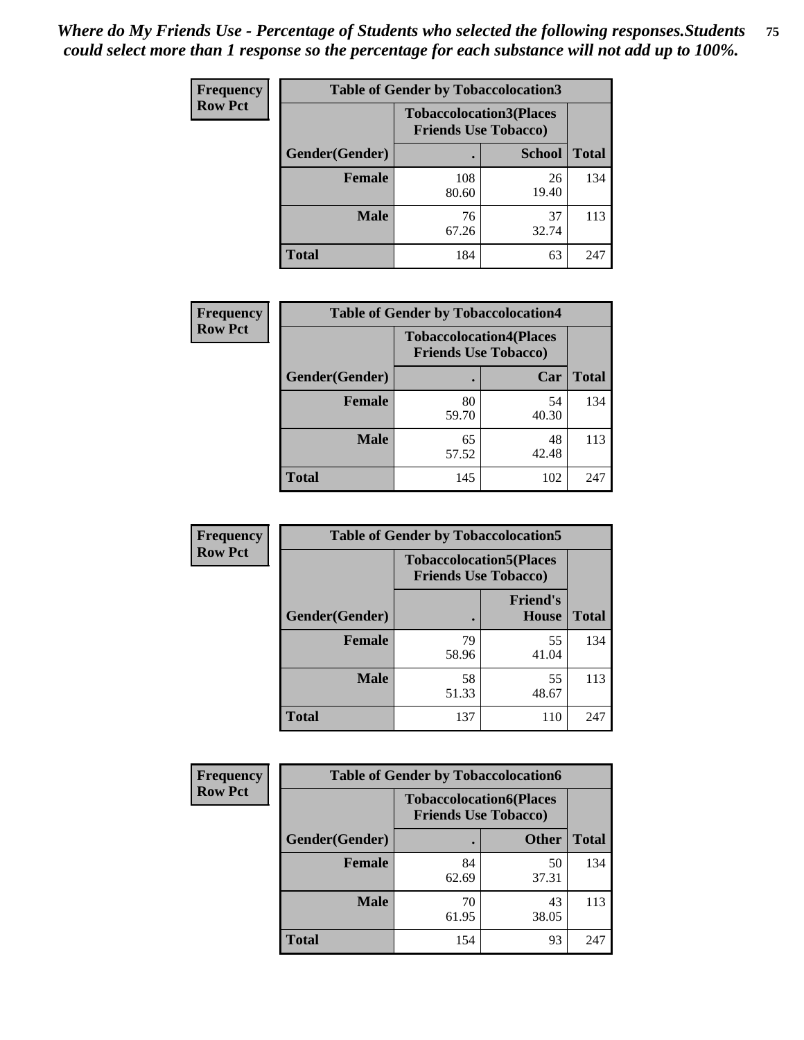*Where do My Friends Use - Percentage of Students who selected the following responses.Students could select more than 1 response so the percentage for each substance will not add up to 100%.*

**Frequency / Row Pct**

**Table of Gender by Tobaccolocation3**

| Gender(Gender) | Tobaccolocation3(Places Friends Use Tobacco) . | School | Total |
|---|---|---|---|
| Female | 108<br>80.60 | 26<br>19.40 | 134 |
| Male | 76<br>67.26 | 37<br>32.74 | 113 |
| Total | 184 | 63 | 247 |

**Frequency / Row Pct**

**Table of Gender by Tobaccolocation4**

| Gender(Gender) | Tobaccolocation4(Places Friends Use Tobacco) . | Car | Total |
|---|---|---|---|
| Female | 80<br>59.70 | 54<br>40.30 | 134 |
| Male | 65<br>57.52 | 48<br>42.48 | 113 |
| Total | 145 | 102 | 247 |

**Frequency / Row Pct**

**Table of Gender by Tobaccolocation5**

| Gender(Gender) | Tobaccolocation5(Places Friends Use Tobacco) . | Friend's House | Total |
|---|---|---|---|
| Female | 79<br>58.96 | 55<br>41.04 | 134 |
| Male | 58<br>51.33 | 55<br>48.67 | 113 |
| Total | 137 | 110 | 247 |

**Frequency / Row Pct**

**Table of Gender by Tobaccolocation6**

| Gender(Gender) | Tobaccolocation6(Places Friends Use Tobacco) . | Other | Total |
|---|---|---|---|
| Female | 84<br>62.69 | 50<br>37.31 | 134 |
| Male | 70<br>61.95 | 43<br>38.05 | 113 |
| Total | 154 | 93 | 247 |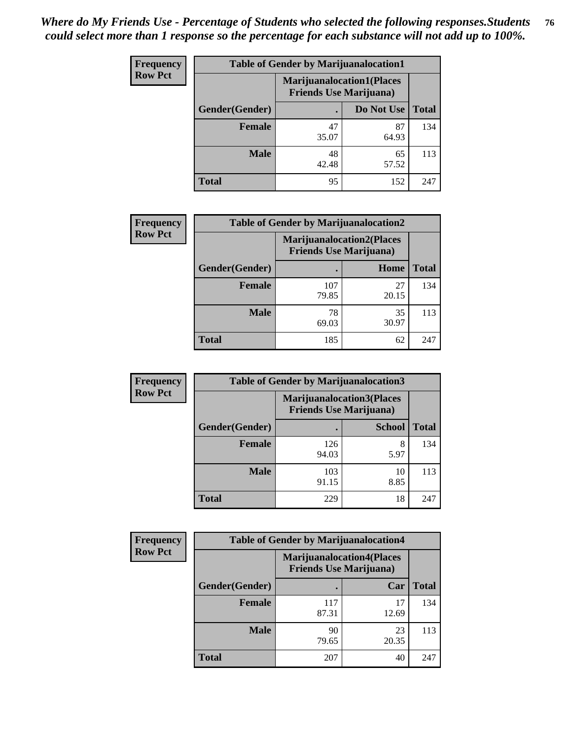*Where do My Friends Use - Percentage of Students who selected the following responses.Students could select more than 1 response so the percentage for each substance will not add up to 100%.*

**Frequency**
**Row Pct**

| Table of Gender by Marijuanalocation1 | | | |
|---|---|---|---|
| | Marijuanalocation1(Places Friends Use Marijuana) | | |
| Gender(Gender) | . | Do Not Use | Total |
| Female | 47<br>35.07 | 87<br>64.93 | 134 |
| Male | 48<br>42.48 | 65<br>57.52 | 113 |
| Total | 95 | 152 | 247 |

**Frequency**
**Row Pct**

| Table of Gender by Marijuanalocation2 | | | |
|---|---|---|---|
| | Marijuanalocation2(Places Friends Use Marijuana) | | |
| Gender(Gender) | . | Home | Total |
| Female | 107<br>79.85 | 27<br>20.15 | 134 |
| Male | 78<br>69.03 | 35<br>30.97 | 113 |
| Total | 185 | 62 | 247 |

**Frequency**
**Row Pct**

| Table of Gender by Marijuanalocation3 | | | |
|---|---|---|---|
| | Marijuanalocation3(Places Friends Use Marijuana) | | |
| Gender(Gender) | . | School | Total |
| Female | 126<br>94.03 | 8<br>5.97 | 134 |
| Male | 103<br>91.15 | 10<br>8.85 | 113 |
| Total | 229 | 18 | 247 |

**Frequency**
**Row Pct**

| Table of Gender by Marijuanalocation4 | | | |
|---|---|---|---|
| | Marijuanalocation4(Places Friends Use Marijuana) | | |
| Gender(Gender) | . | Car | Total |
| Female | 117<br>87.31 | 17<br>12.69 | 134 |
| Male | 90<br>79.65 | 23<br>20.35 | 113 |
| Total | 207 | 40 | 247 |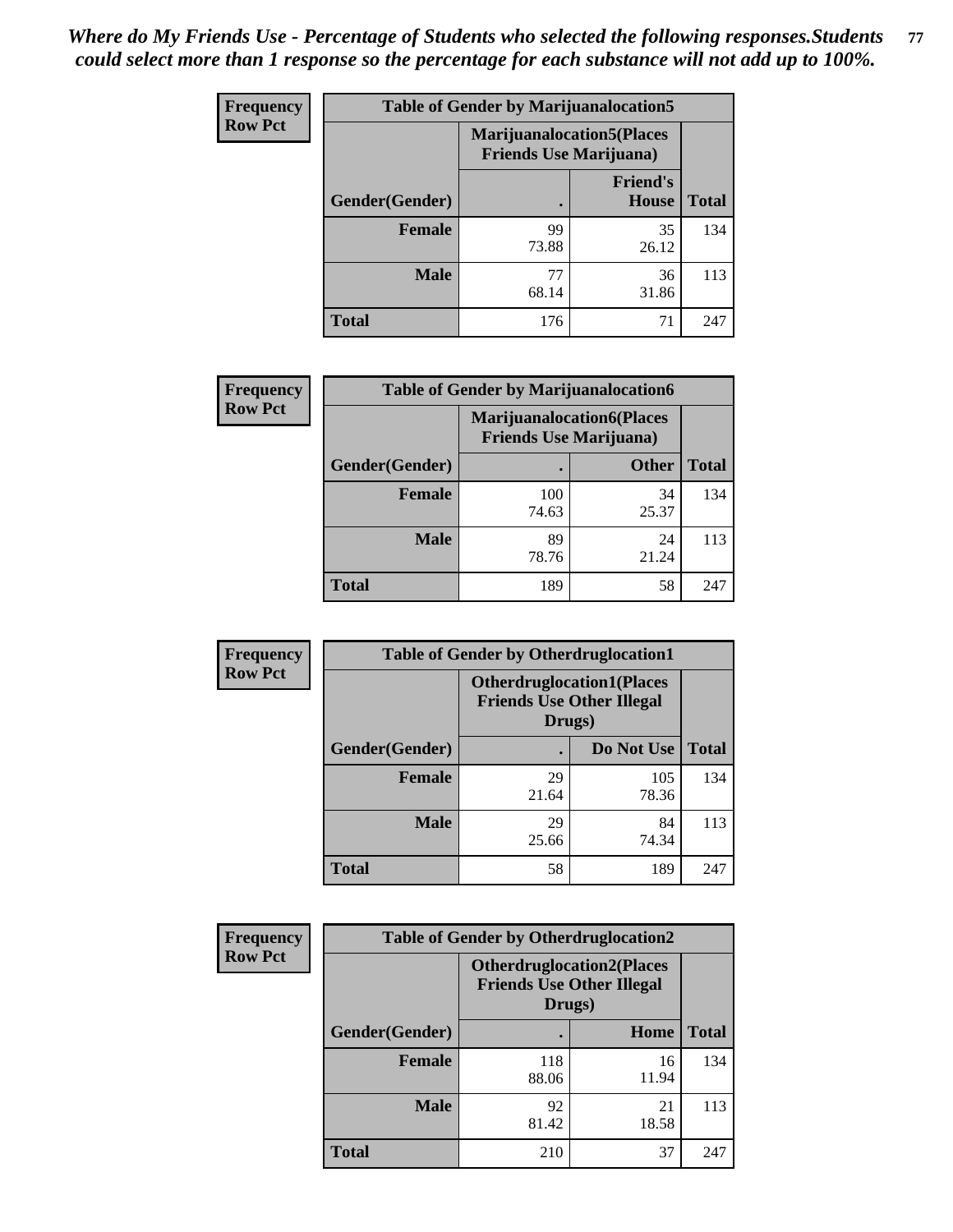*Where do My Friends Use - Percentage of Students who selected the following responses.Students could select more than 1 response so the percentage for each substance will not add up to 100%.*

**Frequency Row Pct**

| Table of Gender by Marijuanalocation5 | | | |
|---|---|---|---|
| | Marijuanalocation5(Places Friends Use Marijuana) | | |
| Gender(Gender) | . | Friend's House | Total |
| **Female** | 99<br>73.88 | 35<br>26.12 | 134 |
| **Male** | 77<br>68.14 | 36<br>31.86 | 113 |
| **Total** | 176 | 71 | 247 |

**Frequency Row Pct**

| Table of Gender by Marijuanalocation6 | | | |
|---|---|---|---|
| | Marijuanalocation6(Places Friends Use Marijuana) | | |
| Gender(Gender) | . | Other | Total |
| **Female** | 100<br>74.63 | 34<br>25.37 | 134 |
| **Male** | 89<br>78.76 | 24<br>21.24 | 113 |
| **Total** | 189 | 58 | 247 |

**Frequency Row Pct**

| Table of Gender by Otherdruglocation1 | | | |
|---|---|---|---|
| | Otherdruglocation1(Places Friends Use Other Illegal Drugs) | | |
| Gender(Gender) | . | Do Not Use | Total |
| **Female** | 29<br>21.64 | 105<br>78.36 | 134 |
| **Male** | 29<br>25.66 | 84<br>74.34 | 113 |
| **Total** | 58 | 189 | 247 |

**Frequency Row Pct**

| Table of Gender by Otherdruglocation2 | | | |
|---|---|---|---|
| | Otherdruglocation2(Places Friends Use Other Illegal Drugs) | | |
| Gender(Gender) | . | Home | Total |
| **Female** | 118<br>88.06 | 16<br>11.94 | 134 |
| **Male** | 92<br>81.42 | 21<br>18.58 | 113 |
| **Total** | 210 | 37 | 247 |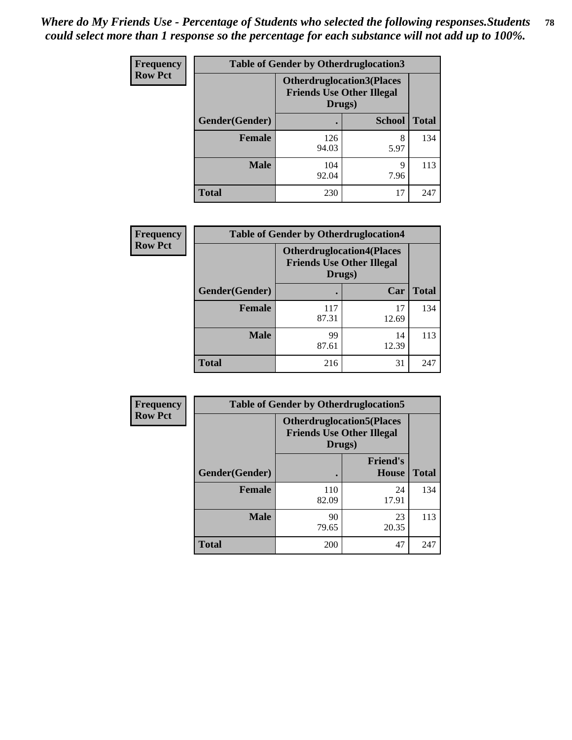*Where do My Friends Use - Percentage of Students who selected the following responses.Students could select more than 1 response so the percentage for each substance will not add up to 100%.*

**Frequency**
**Row Pct**

| Table of Gender by Otherdruglocation3 | | | |
|---|---|---|---|
| | Otherdruglocation3(Places Friends Use Other Illegal Drugs) | | |
| Gender(Gender) | . | School | Total |
| Female | 126<br>94.03 | 8<br>5.97 | 134 |
| Male | 104<br>92.04 | 9<br>7.96 | 113 |
| Total | 230 | 17 | 247 |

**Frequency**
**Row Pct**

| Table of Gender by Otherdruglocation4 | | | |
|---|---|---|---|
| | Otherdruglocation4(Places Friends Use Other Illegal Drugs) | | |
| Gender(Gender) | . | Car | Total |
| Female | 117<br>87.31 | 17<br>12.69 | 134 |
| Male | 99<br>87.61 | 14<br>12.39 | 113 |
| Total | 216 | 31 | 247 |

**Frequency**
**Row Pct**

| Table of Gender by Otherdruglocation5 | | | |
|---|---|---|---|
| | Otherdruglocation5(Places Friends Use Other Illegal Drugs) | | |
| Gender(Gender) | . | Friend's House | Total |
| Female | 110<br>82.09 | 24<br>17.91 | 134 |
| Male | 90<br>79.65 | 23<br>20.35 | 113 |
| Total | 200 | 47 | 247 |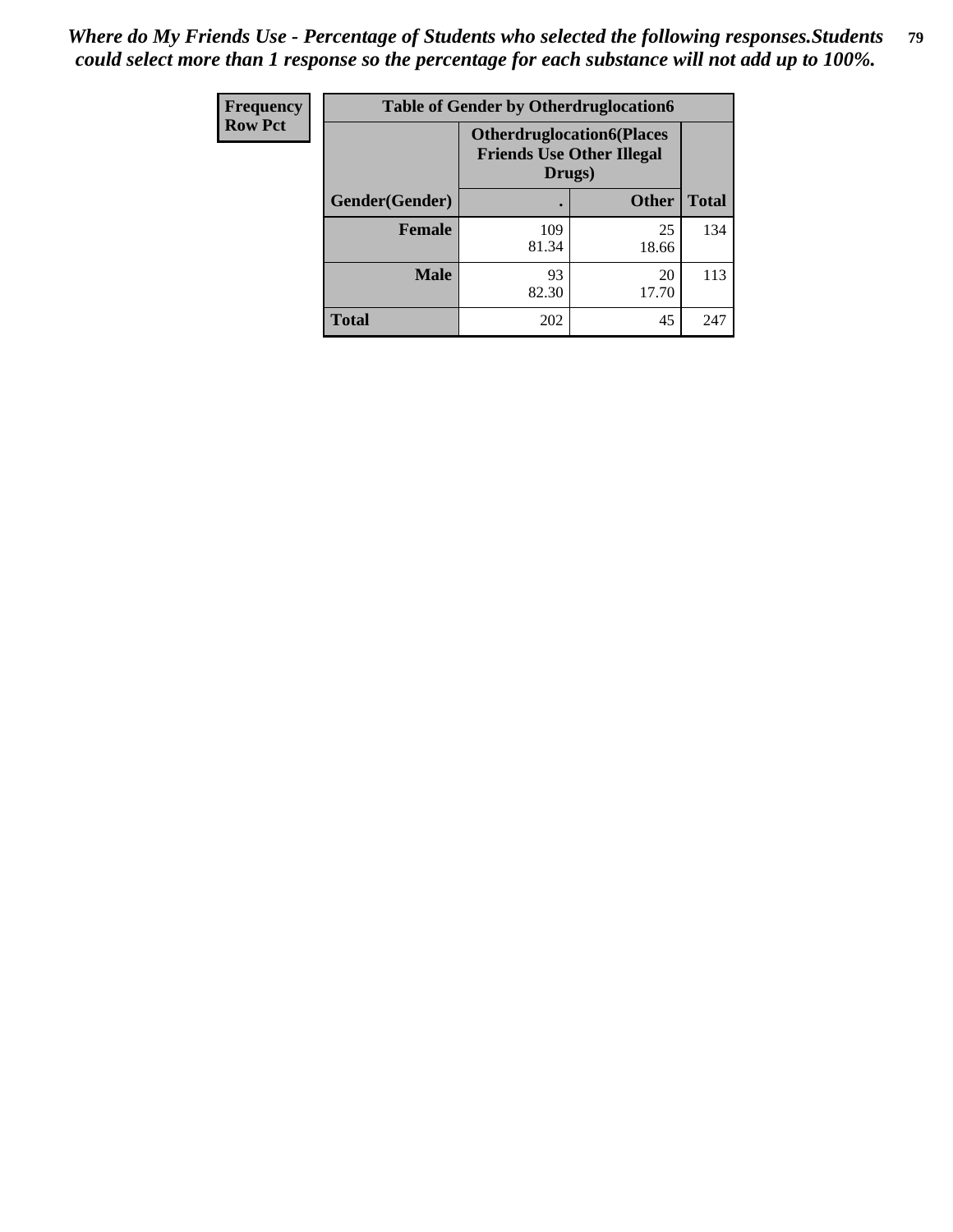*Where do My Friends Use - Percentage of Students who selected the following responses.Students could select more than 1 response so the percentage for each substance will not add up to 100%.*

| Frequency<br>Row Pct | Table of Gender by Otherdruglocation6 | | |
|---|---|---|---|
| | Otherdruglocation6(Places Friends Use Other Illegal Drugs) | | |
| Gender(Gender) | . | Other | Total |
| Female | 109<br>81.34 | 25<br>18.66 | 134 |
| Male | 93<br>82.30 | 20<br>17.70 | 113 |
| Total | 202 | 45 | 247 |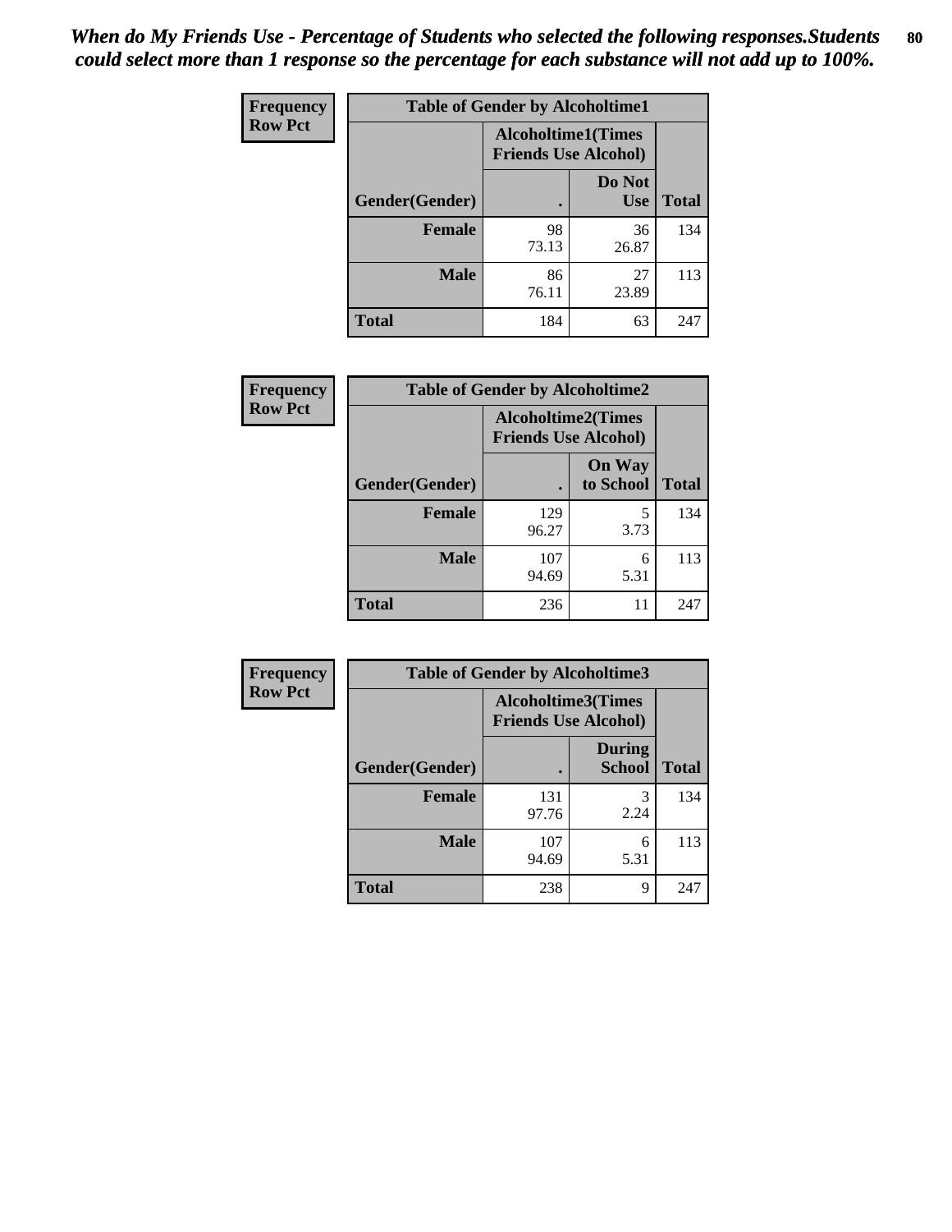*When do My Friends Use - Percentage of Students who selected the following responses.Students could select more than 1 response so the percentage for each substance will not add up to 100%.*

**Frequency**
**Row Pct**

| Table of Gender by Alcoholtime1 | | | |
|---|---|---|---|
| | Alcoholtime1(Times Friends Use Alcohol) | | |
| Gender(Gender) | . | Do Not Use | Total |
| **Female** | 98<br>73.13 | 36<br>26.87 | 134 |
| **Male** | 86<br>76.11 | 27<br>23.89 | 113 |
| **Total** | 184 | 63 | 247 |

**Frequency**
**Row Pct**

| Table of Gender by Alcoholtime2 | | | |
|---|---|---|---|
| | Alcoholtime2(Times Friends Use Alcohol) | | |
| Gender(Gender) | . | On Way to School | Total |
| **Female** | 129<br>96.27 | 5<br>3.73 | 134 |
| **Male** | 107<br>94.69 | 6<br>5.31 | 113 |
| **Total** | 236 | 11 | 247 |

**Frequency**
**Row Pct**

| Table of Gender by Alcoholtime3 | | | |
|---|---|---|---|
| | Alcoholtime3(Times Friends Use Alcohol) | | |
| Gender(Gender) | . | During School | Total |
| **Female** | 131<br>97.76 | 3<br>2.24 | 134 |
| **Male** | 107<br>94.69 | 6<br>5.31 | 113 |
| **Total** | 238 | 9 | 247 |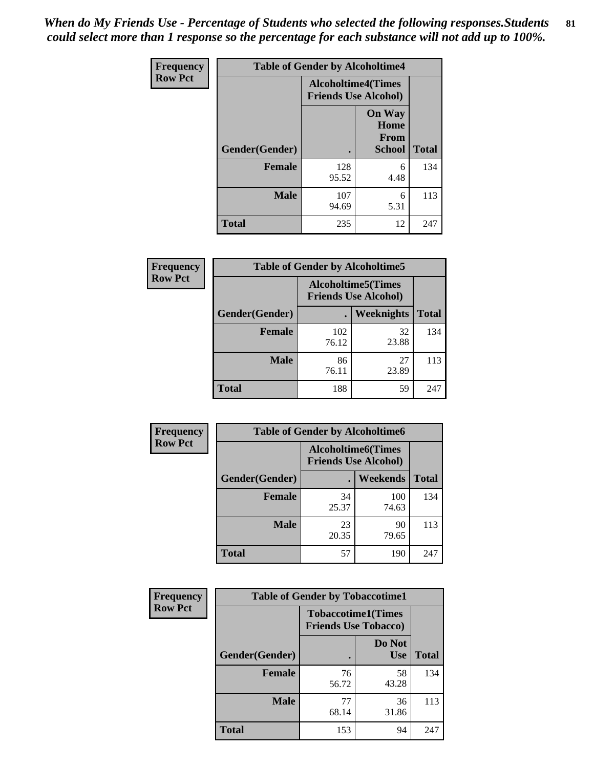*When do My Friends Use - Percentage of Students who selected the following responses.Students could select more than 1 response so the percentage for each substance will not add up to 100%.*

**Frequency**
**Row Pct**

| Table of Gender by Alcoholtime4 | | | |
|---|---|---|---|
| | Alcoholtime4(Times Friends Use Alcohol) | | |
| Gender(Gender) | . | On Way Home From School | Total |
| **Female** | 128<br>95.52 | 6<br>4.48 | 134 |
| **Male** | 107<br>94.69 | 6<br>5.31 | 113 |
| **Total** | 235 | 12 | 247 |

**Frequency**
**Row Pct**

| Table of Gender by Alcoholtime5 | | | |
|---|---|---|---|
| | Alcoholtime5(Times Friends Use Alcohol) | | |
| Gender(Gender) | . | Weeknights | Total |
| **Female** | 102<br>76.12 | 32<br>23.88 | 134 |
| **Male** | 86<br>76.11 | 27<br>23.89 | 113 |
| **Total** | 188 | 59 | 247 |

**Frequency**
**Row Pct**

| Table of Gender by Alcoholtime6 | | | |
|---|---|---|---|
| | Alcoholtime6(Times Friends Use Alcohol) | | |
| Gender(Gender) | . | Weekends | Total |
| **Female** | 34<br>25.37 | 100<br>74.63 | 134 |
| **Male** | 23<br>20.35 | 90<br>79.65 | 113 |
| **Total** | 57 | 190 | 247 |

**Frequency**
**Row Pct**

| Table of Gender by Tobaccotime1 | | | |
|---|---|---|---|
| | Tobaccotime1(Times Friends Use Tobacco) | | |
| Gender(Gender) | . | Do Not Use | Total |
| **Female** | 76<br>56.72 | 58<br>43.28 | 134 |
| **Male** | 77<br>68.14 | 36<br>31.86 | 113 |
| **Total** | 153 | 94 | 247 |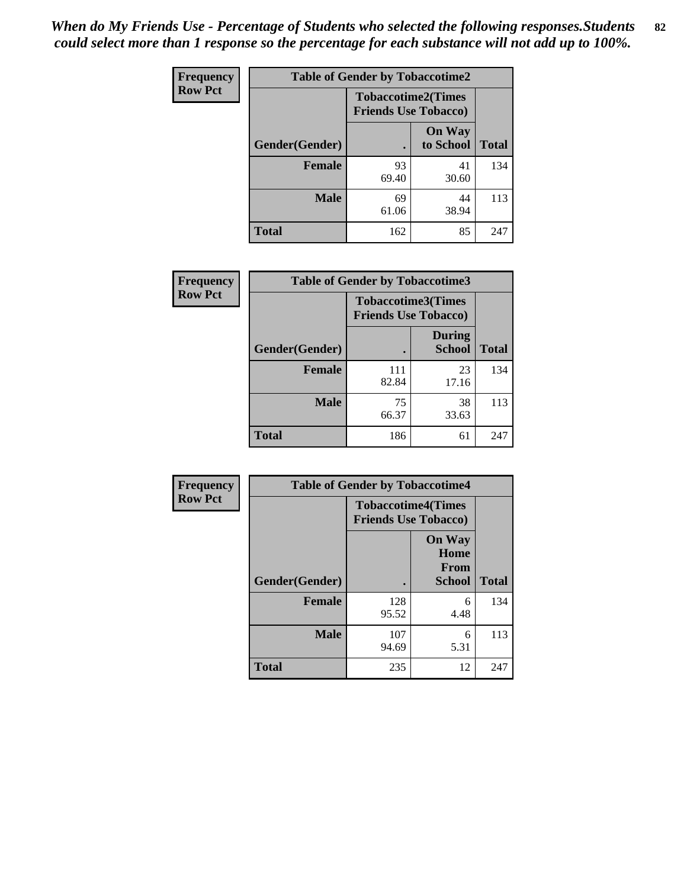*When do My Friends Use - Percentage of Students who selected the following responses.Students could select more than 1 response so the percentage for each substance will not add up to 100%.*

| Frequency<br>Row Pct | Table of Gender by Tobaccotime2 | | |
|---|---|---|---|
| | Tobaccotime2(Times Friends Use Tobacco) | | |
| Gender(Gender) | . | On Way to School | Total |
| **Female** | 93<br>69.40 | 41<br>30.60 | 134 |
| **Male** | 69<br>61.06 | 44<br>38.94 | 113 |
| **Total** | 162 | 85 | 247 |

| Frequency<br>Row Pct | Table of Gender by Tobaccotime3 | | |
|---|---|---|---|
| | Tobaccotime3(Times Friends Use Tobacco) | | |
| Gender(Gender) | . | During School | Total |
| **Female** | 111<br>82.84 | 23<br>17.16 | 134 |
| **Male** | 75<br>66.37 | 38<br>33.63 | 113 |
| **Total** | 186 | 61 | 247 |

| Frequency<br>Row Pct | Table of Gender by Tobaccotime4 | | |
|---|---|---|---|
| | Tobaccotime4(Times Friends Use Tobacco) | | |
| Gender(Gender) | . | On Way Home From School | Total |
| **Female** | 128<br>95.52 | 6<br>4.48 | 134 |
| **Male** | 107<br>94.69 | 6<br>5.31 | 113 |
| **Total** | 235 | 12 | 247 |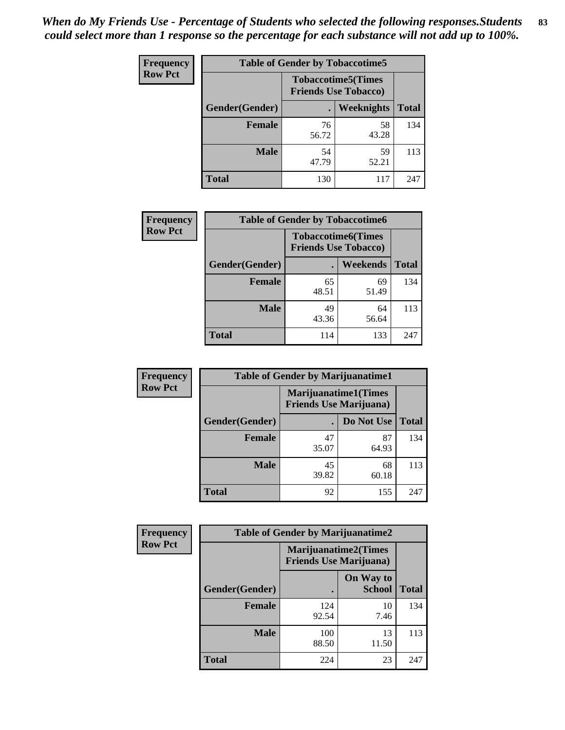*When do My Friends Use - Percentage of Students who selected the following responses.Students could select more than 1 response so the percentage for each substance will not add up to 100%.*

**Frequency**
**Row Pct**

| Table of Gender by Tobaccotime5 | | | |
|---|---|---|---|
| | Tobaccotime5(Times Friends Use Tobacco) | | |
| Gender(Gender) | . | Weeknights | Total |
| **Female** | 76<br>56.72 | 58<br>43.28 | 134 |
| **Male** | 54<br>47.79 | 59<br>52.21 | 113 |
| **Total** | 130 | 117 | 247 |

**Frequency**
**Row Pct**

| Table of Gender by Tobaccotime6 | | | |
|---|---|---|---|
| | Tobaccotime6(Times Friends Use Tobacco) | | |
| Gender(Gender) | . | Weekends | Total |
| **Female** | 65<br>48.51 | 69<br>51.49 | 134 |
| **Male** | 49<br>43.36 | 64<br>56.64 | 113 |
| **Total** | 114 | 133 | 247 |

**Frequency**
**Row Pct**

| Table of Gender by Marijuanatime1 | | | |
|---|---|---|---|
| | Marijuanatime1(Times Friends Use Marijuana) | | |
| Gender(Gender) | . | Do Not Use | Total |
| **Female** | 47<br>35.07 | 87<br>64.93 | 134 |
| **Male** | 45<br>39.82 | 68<br>60.18 | 113 |
| **Total** | 92 | 155 | 247 |

**Frequency**
**Row Pct**

| Table of Gender by Marijuanatime2 | | | |
|---|---|---|---|
| | Marijuanatime2(Times Friends Use Marijuana) | | |
| Gender(Gender) | . | On Way to School | Total |
| **Female** | 124<br>92.54 | 10<br>7.46 | 134 |
| **Male** | 100<br>88.50 | 13<br>11.50 | 113 |
| **Total** | 224 | 23 | 247 |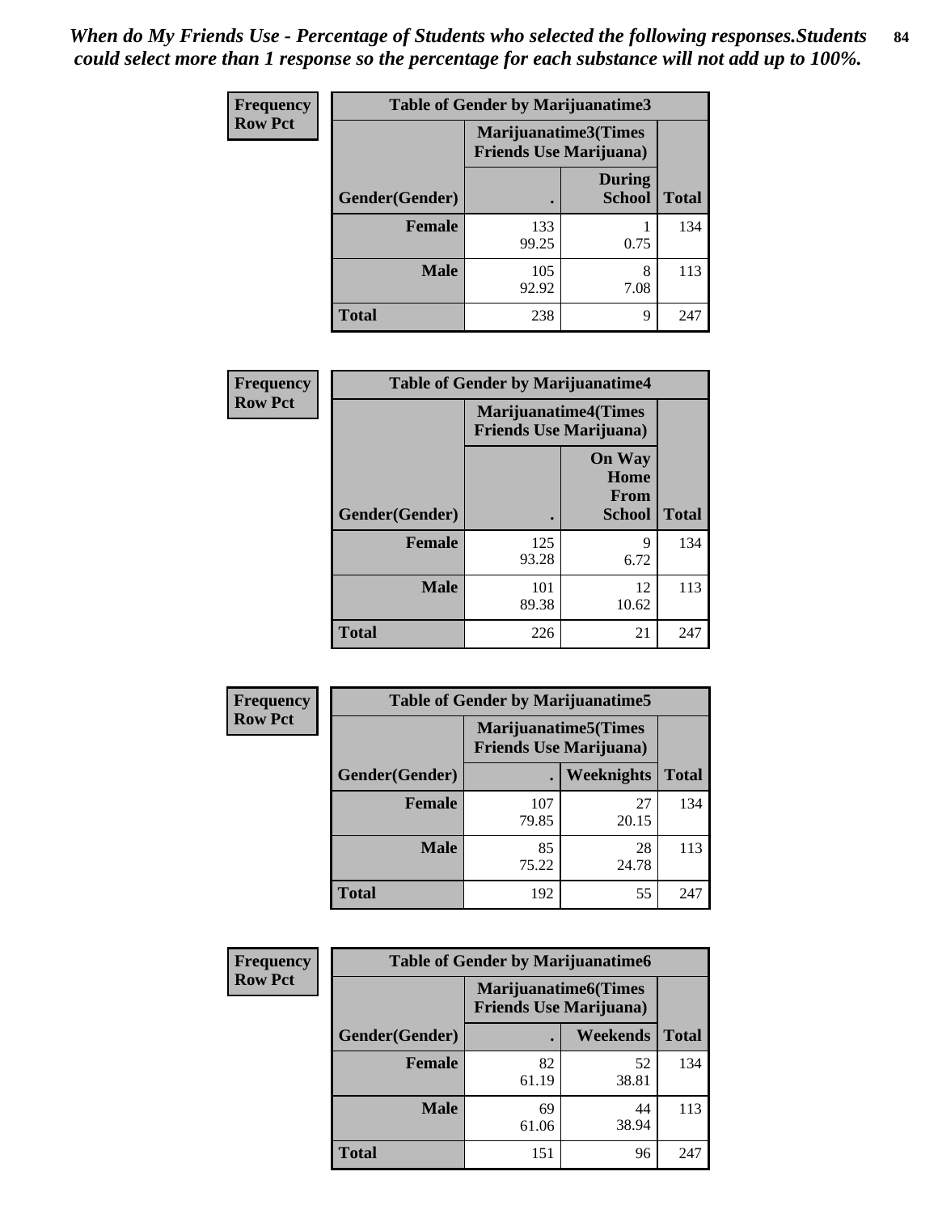*When do My Friends Use - Percentage of Students who selected the following responses.Students could select more than 1 response so the percentage for each substance will not add up to 100%.*

**Frequency**
**Row Pct**

| Table of Gender by Marijuanatime3 | | | |
|---|---|---|---|
| | Marijuanatime3(Times Friends Use Marijuana) | | |
| Gender(Gender) | . | During School | Total |
| **Female** | 133<br>99.25 | 1<br>0.75 | 134 |
| **Male** | 105<br>92.92 | 8<br>7.08 | 113 |
| **Total** | 238 | 9 | 247 |

**Frequency**
**Row Pct**

| Table of Gender by Marijuanatime4 | | | |
|---|---|---|---|
| | Marijuanatime4(Times Friends Use Marijuana) | | |
| Gender(Gender) | . | On Way Home From School | Total |
| **Female** | 125<br>93.28 | 9<br>6.72 | 134 |
| **Male** | 101<br>89.38 | 12<br>10.62 | 113 |
| **Total** | 226 | 21 | 247 |

**Frequency**
**Row Pct**

| Table of Gender by Marijuanatime5 | | | |
|---|---|---|---|
| | Marijuanatime5(Times Friends Use Marijuana) | | |
| Gender(Gender) | . | Weeknights | Total |
| **Female** | 107<br>79.85 | 27<br>20.15 | 134 |
| **Male** | 85<br>75.22 | 28<br>24.78 | 113 |
| **Total** | 192 | 55 | 247 |

**Frequency**
**Row Pct**

| Table of Gender by Marijuanatime6 | | | |
|---|---|---|---|
| | Marijuanatime6(Times Friends Use Marijuana) | | |
| Gender(Gender) | . | Weekends | Total |
| **Female** | 82<br>61.19 | 52<br>38.81 | 134 |
| **Male** | 69<br>61.06 | 44<br>38.94 | 113 |
| **Total** | 151 | 96 | 247 |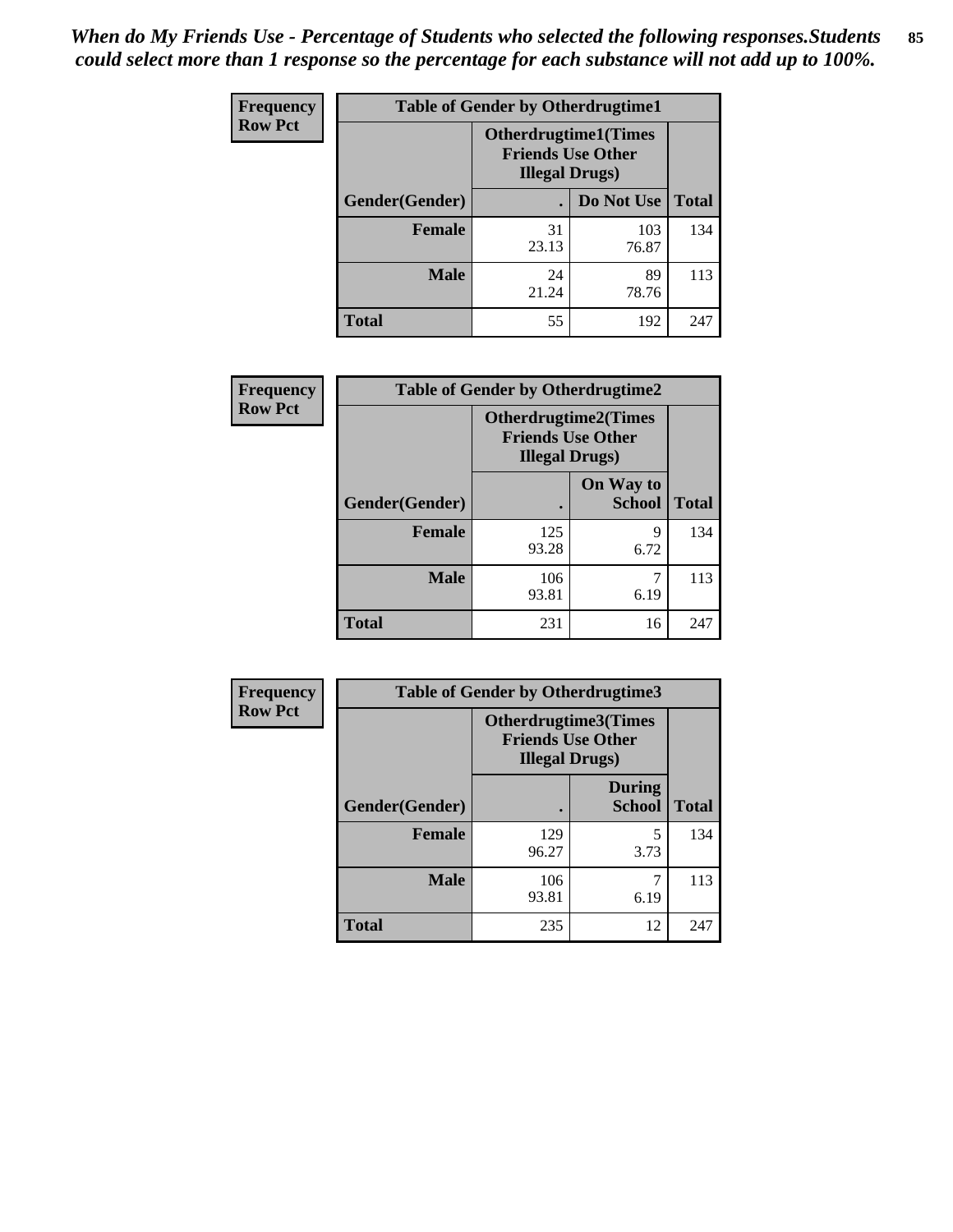*When do My Friends Use - Percentage of Students who selected the following responses.Students could select more than 1 response so the percentage for each substance will not add up to 100%.*

**Frequency**
**Row Pct**

| Table of Gender by Otherdrugtime1 | | | |
|---|---|---|---|
| | Otherdrugtime1(Times Friends Use Other Illegal Drugs) | | |
| Gender(Gender) | . | Do Not Use | Total |
| **Female** | 31<br>23.13 | 103<br>76.87 | 134 |
| **Male** | 24<br>21.24 | 89<br>78.76 | 113 |
| **Total** | 55 | 192 | 247 |

**Frequency**
**Row Pct**

| Table of Gender by Otherdrugtime2 | | | |
|---|---|---|---|
| | Otherdrugtime2(Times Friends Use Other Illegal Drugs) | | |
| Gender(Gender) | . | On Way to School | Total |
| **Female** | 125<br>93.28 | 9<br>6.72 | 134 |
| **Male** | 106<br>93.81 | 7<br>6.19 | 113 |
| **Total** | 231 | 16 | 247 |

**Frequency**
**Row Pct**

| Table of Gender by Otherdrugtime3 | | | |
|---|---|---|---|
| | Otherdrugtime3(Times Friends Use Other Illegal Drugs) | | |
| Gender(Gender) | . | During School | Total |
| **Female** | 129<br>96.27 | 5<br>3.73 | 134 |
| **Male** | 106<br>93.81 | 7<br>6.19 | 113 |
| **Total** | 235 | 12 | 247 |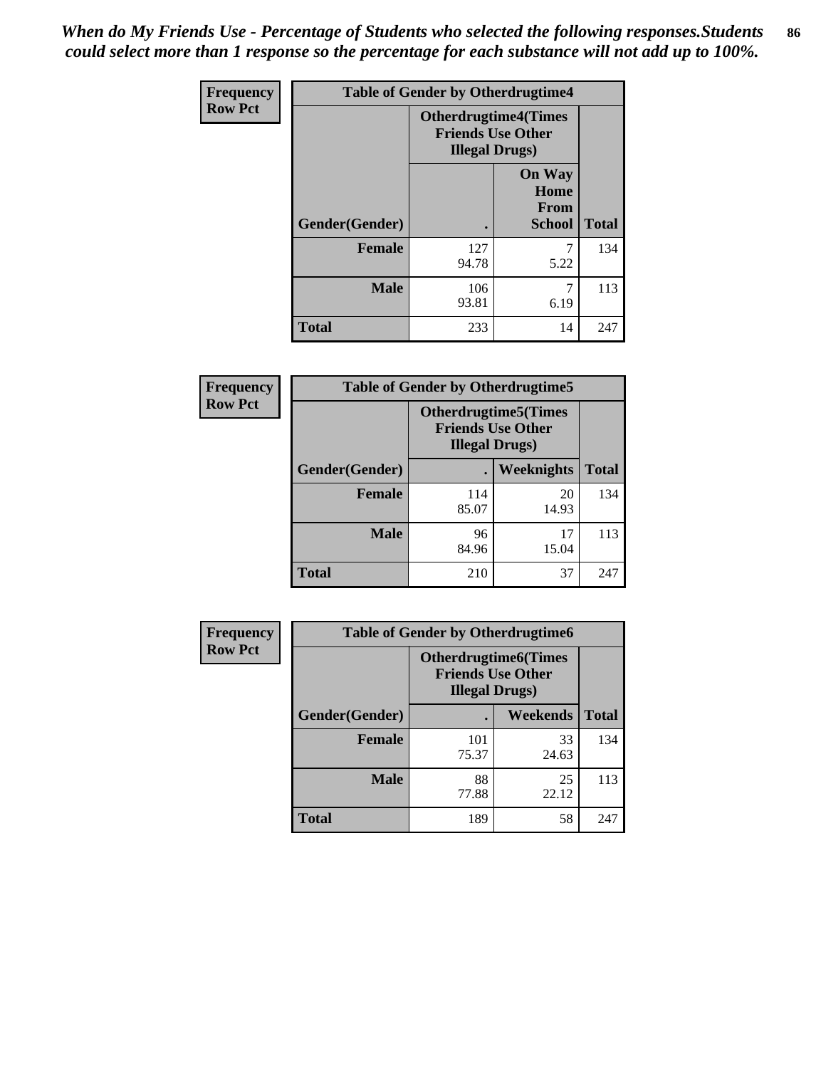*When do My Friends Use - Percentage of Students who selected the following responses.Students could select more than 1 response so the percentage for each substance will not add up to 100%.*

| Frequency Row Pct | Table of Gender by Otherdrugtime4 | | |
|---|---|---|---|
| | Otherdrugtime4(Times Friends Use Other Illegal Drugs) | | |
| Gender(Gender) | . | On Way Home From School | Total |
| **Female** | 127<br>94.78 | 7<br>5.22 | 134 |
| **Male** | 106<br>93.81 | 7<br>6.19 | 113 |
| **Total** | 233 | 14 | 247 |

| Frequency Row Pct | Table of Gender by Otherdrugtime5 | | |
|---|---|---|---|
| | Otherdrugtime5(Times Friends Use Other Illegal Drugs) | | |
| Gender(Gender) | . | Weeknights | Total |
| **Female** | 114<br>85.07 | 20<br>14.93 | 134 |
| **Male** | 96<br>84.96 | 17<br>15.04 | 113 |
| **Total** | 210 | 37 | 247 |

| Frequency Row Pct | Table of Gender by Otherdrugtime6 | | |
|---|---|---|---|
| | Otherdrugtime6(Times Friends Use Other Illegal Drugs) | | |
| Gender(Gender) | . | Weekends | Total |
| **Female** | 101<br>75.37 | 33<br>24.63 | 134 |
| **Male** | 88<br>77.88 | 25<br>22.12 | 113 |
| **Total** | 189 | 58 | 247 |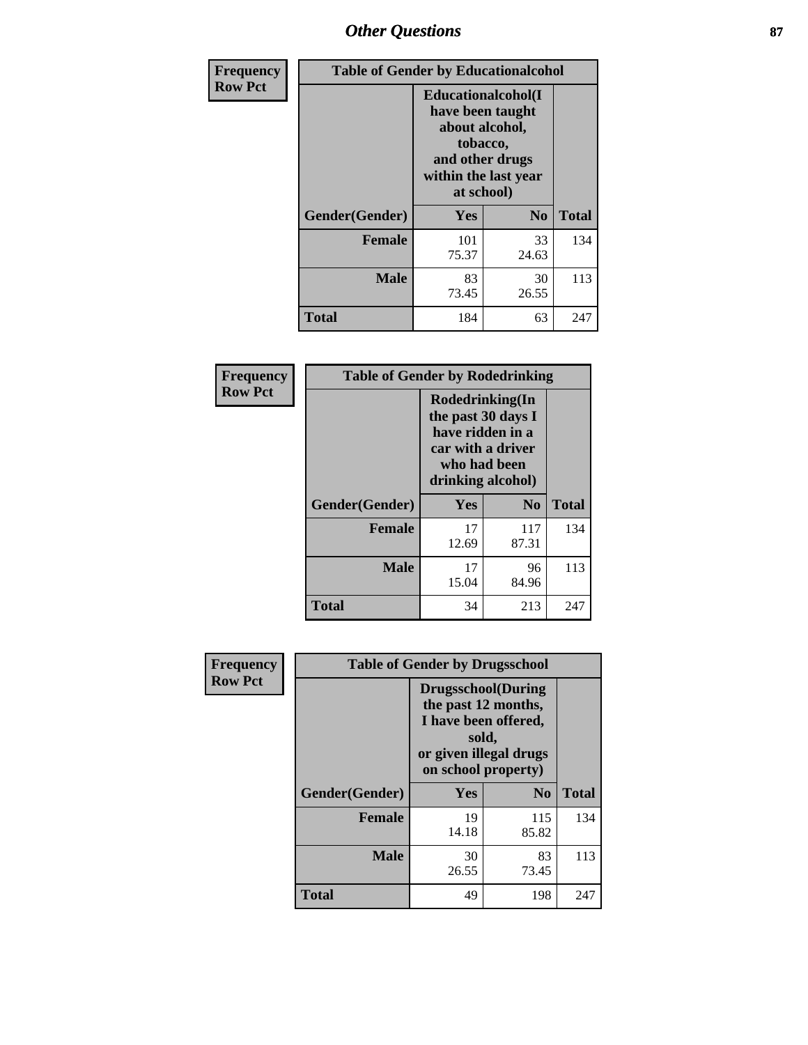# Other Questions

**Frequency Row Pct**

| Table of Gender by Educationalcohol | | | |
|---|---|---|---|
| | Educationalcohol(I have been taught about alcohol, tobacco, and other drugs within the last year at school) | | |
| Gender(Gender) | Yes | No | Total |
| Female | 101<br>75.37 | 33<br>24.63 | 134 |
| Male | 83<br>73.45 | 30<br>26.55 | 113 |
| Total | 184 | 63 | 247 |

**Frequency Row Pct**

| Table of Gender by Rodedrinking | | | |
|---|---|---|---|
| | Rodedrinking(In the past 30 days I have ridden in a car with a driver who had been drinking alcohol) | | |
| Gender(Gender) | Yes | No | Total |
| Female | 17<br>12.69 | 117<br>87.31 | 134 |
| Male | 17<br>15.04 | 96<br>84.96 | 113 |
| Total | 34 | 213 | 247 |

**Frequency Row Pct**

| Table of Gender by Drugsschool | | | |
|---|---|---|---|
| | Drugsschool(During the past 12 months, I have been offered, sold, or given illegal drugs on school property) | | |
| Gender(Gender) | Yes | No | Total |
| Female | 19<br>14.18 | 115<br>85.82 | 134 |
| Male | 30<br>26.55 | 83<br>73.45 | 113 |
| Total | 49 | 198 | 247 |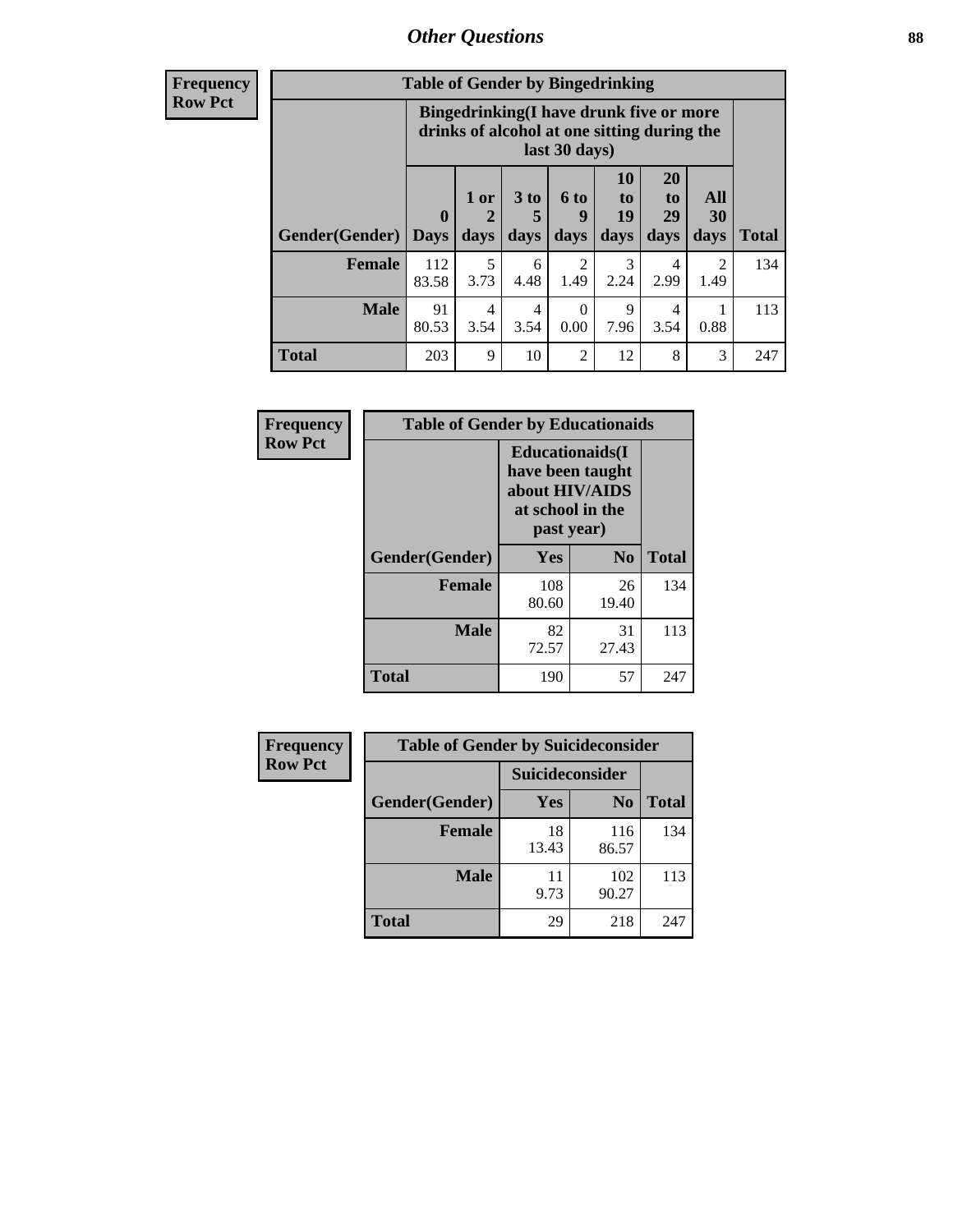## Other Questions

| Frequency<br>Row Pct | | | | | | | | |
|---|---|---|---|---|---|---|---|---|

**Table of Gender by Bingedrinking**

| Gender(Gender) | Bingedrinking(I have drunk five or more drinks of alcohol at one sitting during the last 30 days) | | | | | | | Total |
|---|---|---|---|---|---|---|---|---|
| | 0 Days | 1 or 2 days | 3 to 5 days | 6 to 9 days | 10 to 19 days | 20 to 29 days | All 30 days | |
| **Female** | 112<br>83.58 | 5<br>3.73 | 6<br>4.48 | 2<br>1.49 | 3<br>2.24 | 4<br>2.99 | 2<br>1.49 | 134 |
| **Male** | 91<br>80.53 | 4<br>3.54 | 4<br>3.54 | 0<br>0.00 | 9<br>7.96 | 4<br>3.54 | 1<br>0.88 | 113 |
| **Total** | 203 | 9 | 10 | 2 | 12 | 8 | 3 | 247 |

**Frequency**
**Row Pct**

**Table of Gender by Educationaids**

| Gender(Gender) | Educationaids(I have been taught about HIV/AIDS at school in the past year) | | Total |
|---|---|---|---|
| | Yes | No | |
| **Female** | 108<br>80.60 | 26<br>19.40 | 134 |
| **Male** | 82<br>72.57 | 31<br>27.43 | 113 |
| **Total** | 190 | 57 | 247 |

**Frequency**
**Row Pct**

**Table of Gender by Suicideconsider**

| Gender(Gender) | Suicideconsider | | Total |
|---|---|---|---|
| | Yes | No | |
| **Female** | 18<br>13.43 | 116<br>86.57 | 134 |
| **Male** | 11<br>9.73 | 102<br>90.27 | 113 |
| **Total** | 29 | 218 | 247 |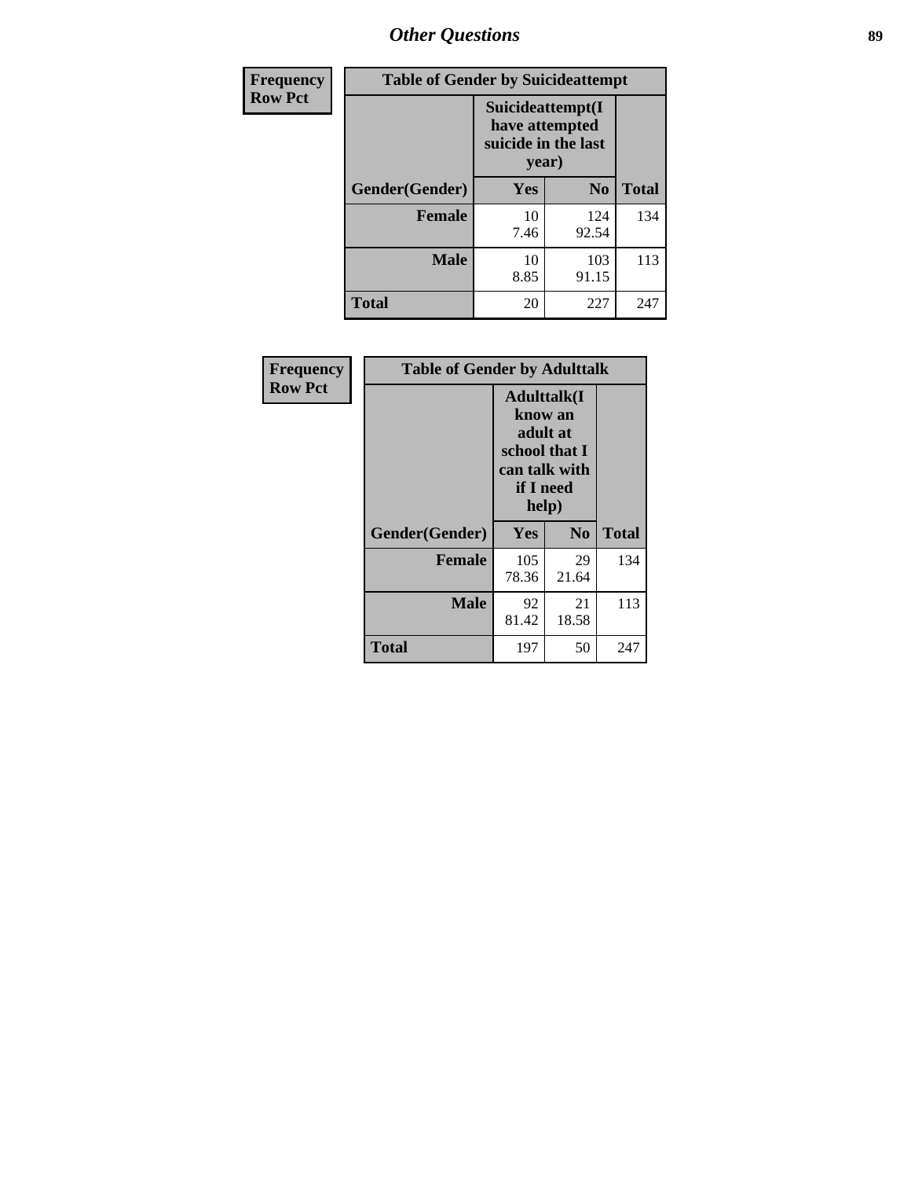| Frequency Row Pct | Table of Gender by Suicideattempt | | |
|---|---|---|---|
| | Suicideattempt(I have attempted suicide in the last year) | | |
| Gender(Gender) | Yes | No | Total |
| Female | 10<br>7.46 | 124<br>92.54 | 134 |
| Male | 10<br>8.85 | 103<br>91.15 | 113 |
| Total | 20 | 227 | 247 |

| Frequency Row Pct | Table of Gender by Adulttalk | | |
|---|---|---|---|
| | Adulttalk(I know an adult at school that I can talk with if I need help) | | |
| Gender(Gender) | Yes | No | Total |
| Female | 105<br>78.36 | 29<br>21.64 | 134 |
| Male | 92<br>81.42 | 21<br>18.58 | 113 |
| Total | 197 | 50 | 247 |